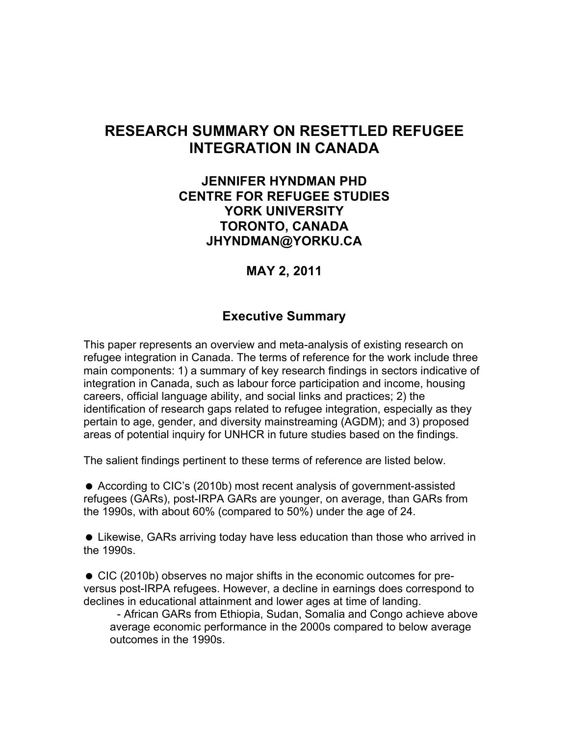# RESEARCH SUMMARY ON RESETTLED REFUGEE INTEGRATION IN CANADA

**JENNIFER HYNDMAN PHD**
**CENTRE FOR REFUGEE STUDIES**
**YORK UNIVERSITY**
**TORONTO, CANADA**
**JHYNDMAN@YORKU.CA**

**MAY 2, 2011**

## Executive Summary

This paper represents an overview and meta-analysis of existing research on refugee integration in Canada. The terms of reference for the work include three main components: 1) a summary of key research findings in sectors indicative of integration in Canada, such as labour force participation and income, housing careers, official language ability, and social links and practices; 2) the identification of research gaps related to refugee integration, especially as they pertain to age, gender, and diversity mainstreaming (AGDM); and 3) proposed areas of potential inquiry for UNHCR in future studies based on the findings.

The salient findings pertinent to these terms of reference are listed below.

- According to CIC's (2010b) most recent analysis of government-assisted refugees (GARs), post-IRPA GARs are younger, on average, than GARs from the 1990s, with about 60% (compared to 50%) under the age of 24.

- Likewise, GARs arriving today have less education than those who arrived in the 1990s.

- CIC (2010b) observes no major shifts in the economic outcomes for pre- versus post-IRPA refugees. However, a decline in earnings does correspond to declines in educational attainment and lower ages at time of landing.
  - African GARs from Ethiopia, Sudan, Somalia and Congo achieve above average economic performance in the 2000s compared to below average outcomes in the 1990s.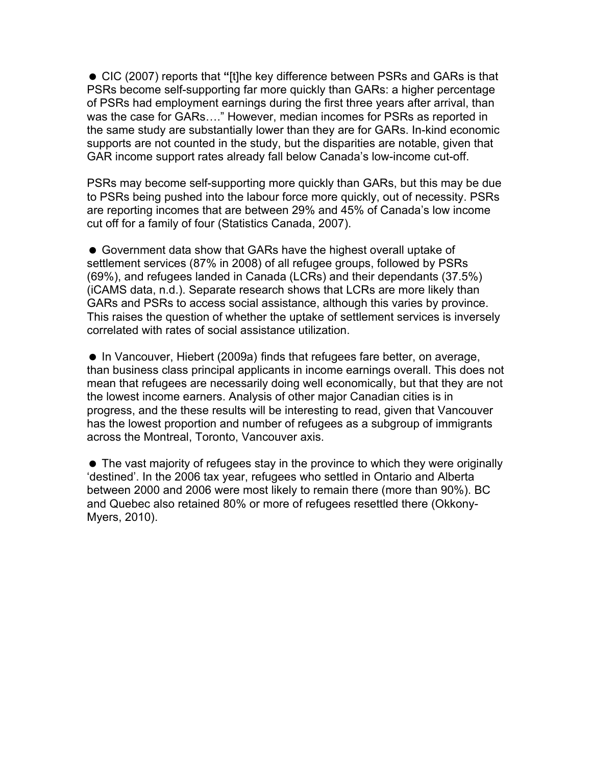- CIC (2007) reports that "[t]he key difference between PSRs and GARs is that PSRs become self-supporting far more quickly than GARs: a higher percentage of PSRs had employment earnings during the first three years after arrival, than was the case for GARs…." However, median incomes for PSRs as reported in the same study are substantially lower than they are for GARs. In-kind economic supports are not counted in the study, but the disparities are notable, given that GAR income support rates already fall below Canada's low-income cut-off.

PSRs may become self-supporting more quickly than GARs, but this may be due to PSRs being pushed into the labour force more quickly, out of necessity. PSRs are reporting incomes that are between 29% and 45% of Canada's low income cut off for a family of four (Statistics Canada, 2007).

- Government data show that GARs have the highest overall uptake of settlement services (87% in 2008) of all refugee groups, followed by PSRs (69%), and refugees landed in Canada (LCRs) and their dependants (37.5%) (iCAMS data, n.d.). Separate research shows that LCRs are more likely than GARs and PSRs to access social assistance, although this varies by province. This raises the question of whether the uptake of settlement services is inversely correlated with rates of social assistance utilization.

- In Vancouver, Hiebert (2009a) finds that refugees fare better, on average, than business class principal applicants in income earnings overall. This does not mean that refugees are necessarily doing well economically, but that they are not the lowest income earners. Analysis of other major Canadian cities is in progress, and the these results will be interesting to read, given that Vancouver has the lowest proportion and number of refugees as a subgroup of immigrants across the Montreal, Toronto, Vancouver axis.

- The vast majority of refugees stay in the province to which they were originally 'destined'. In the 2006 tax year, refugees who settled in Ontario and Alberta between 2000 and 2006 were most likely to remain there (more than 90%). BC and Quebec also retained 80% or more of refugees resettled there (Okkony-Myers, 2010).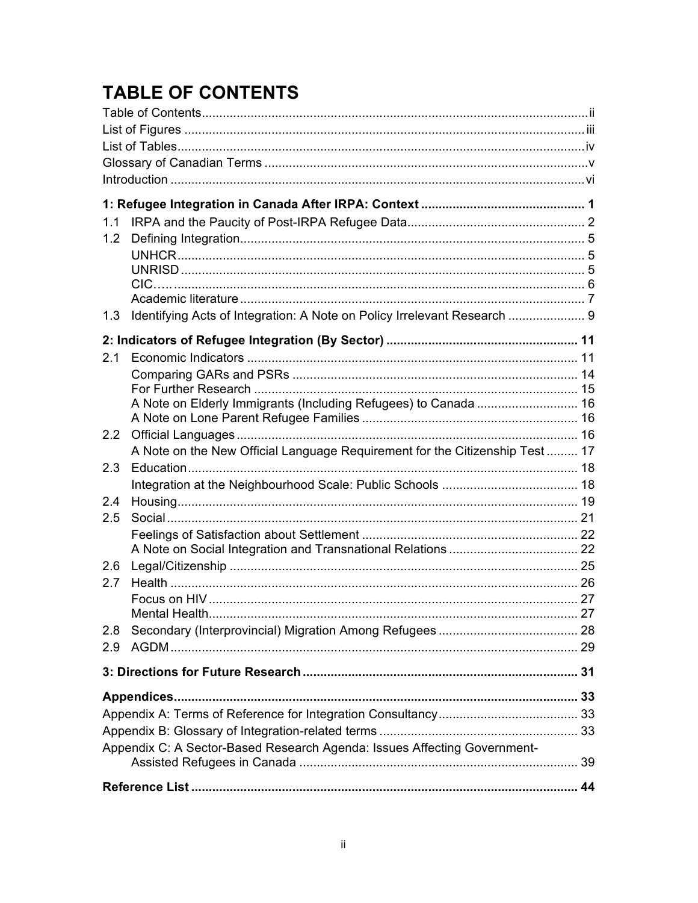# TABLE OF CONTENTS

Table of Contents ..... ii
List of Figures ..... iii
List of Tables ..... iv
Glossary of Canadian Terms ..... v
Introduction ..... vi

**1: Refugee Integration in Canada After IRPA: Context ..... 1**

1.1 IRPA and the Paucity of Post-IRPA Refugee Data ..... 2
1.2 Defining Integration ..... 5
  UNHCR ..... 5
  UNRISD ..... 5
  CIC….. ..... 6
  Academic literature ..... 7
1.3 Identifying Acts of Integration: A Note on Policy Irrelevant Research ..... 9

**2: Indicators of Refugee Integration (By Sector) ..... 11**

2.1 Economic Indicators ..... 11
  Comparing GARs and PSRs ..... 14
  For Further Research ..... 15
  A Note on Elderly Immigrants (Including Refugees) to Canada ..... 16
  A Note on Lone Parent Refugee Families ..... 16
2.2 Official Languages ..... 16
  A Note on the New Official Language Requirement for the Citizenship Test ..... 17
2.3 Education ..... 18
  Integration at the Neighbourhood Scale: Public Schools ..... 18
2.4 Housing ..... 19
2.5 Social ..... 21
  Feelings of Satisfaction about Settlement ..... 22
  A Note on Social Integration and Transnational Relations ..... 22
2.6 Legal/Citizenship ..... 25
2.7 Health ..... 26
  Focus on HIV ..... 27
  Mental Health ..... 27
2.8 Secondary (Interprovincial) Migration Among Refugees ..... 28
2.9 AGDM ..... 29

**3: Directions for Future Research ..... 31**

**Appendices ..... 33**

Appendix A: Terms of Reference for Integration Consultancy ..... 33
Appendix B: Glossary of Integration-related terms ..... 33
Appendix C: A Sector-Based Research Agenda: Issues Affecting Government-Assisted Refugees in Canada ..... 39

**Reference List ..... 44**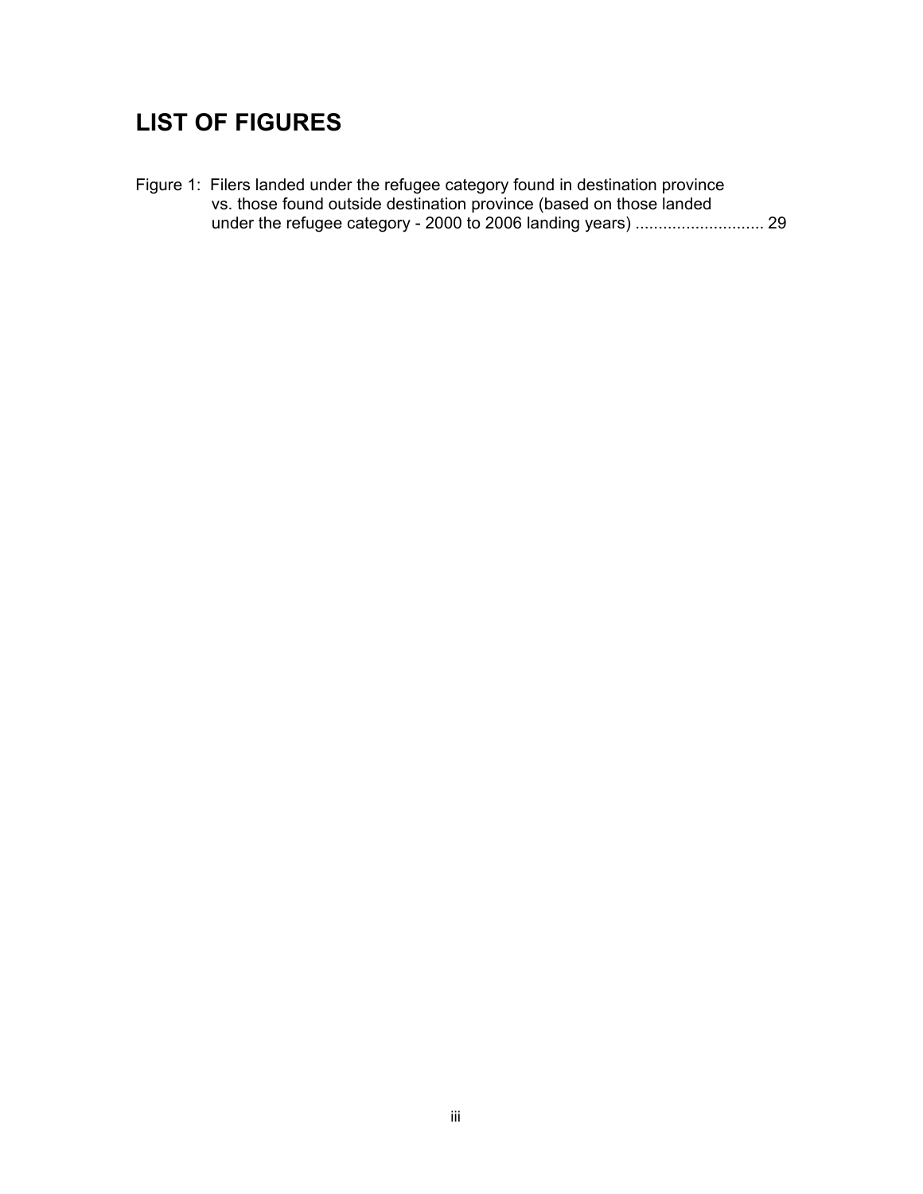# LIST OF FIGURES

Figure 1: Filers landed under the refugee category found in destination province vs. those found outside destination province (based on those landed under the refugee category - 2000 to 2006 landing years) ............................ 29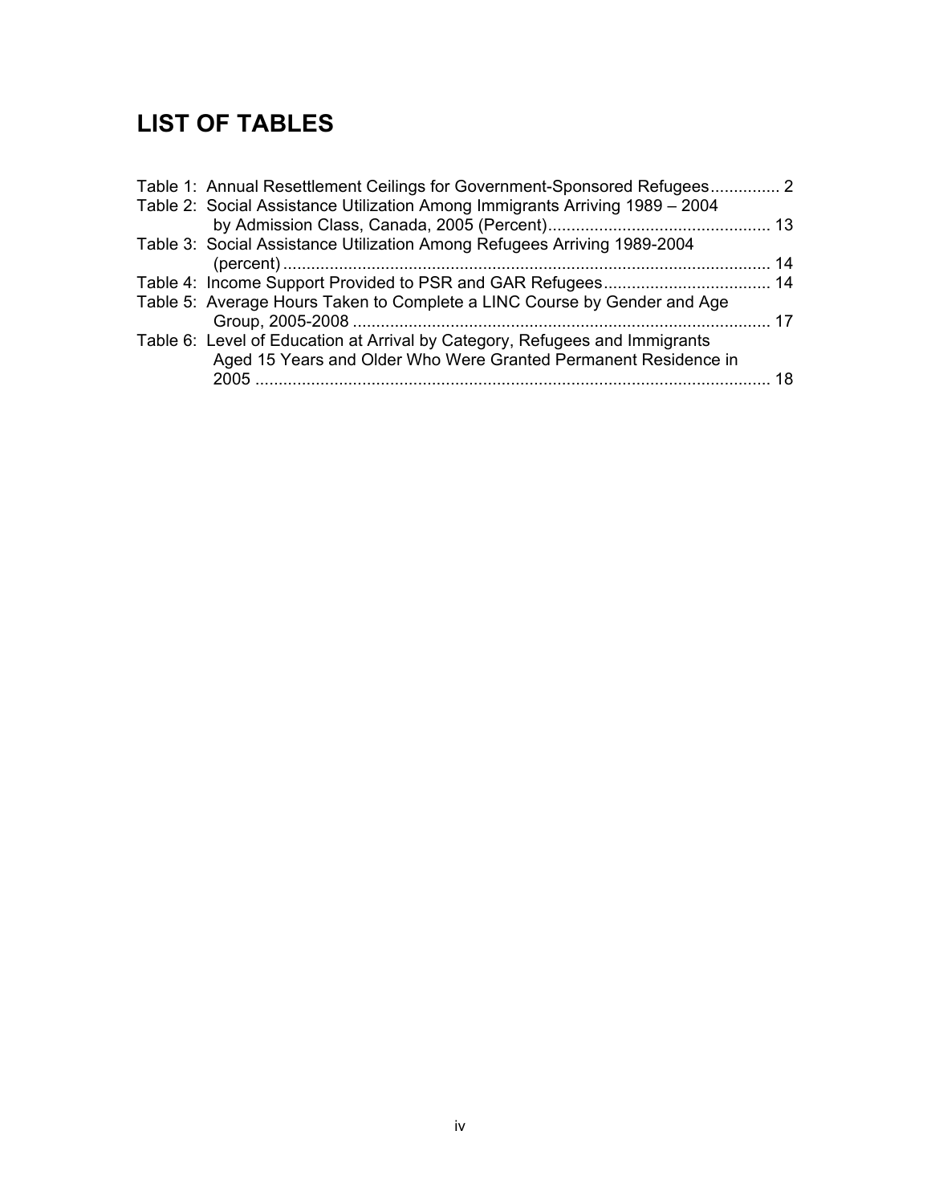# LIST OF TABLES

Table 1: Annual Resettlement Ceilings for Government-Sponsored Refugees............... 2
Table 2: Social Assistance Utilization Among Immigrants Arriving 1989 – 2004 by Admission Class, Canada, 2005 (Percent)................................................ 13
Table 3: Social Assistance Utilization Among Refugees Arriving 1989-2004 (percent)......................................................................................................... 14
Table 4: Income Support Provided to PSR and GAR Refugees.................................... 14
Table 5: Average Hours Taken to Complete a LINC Course by Gender and Age Group, 2005-2008 ......................................................................................... 17
Table 6: Level of Education at Arrival by Category, Refugees and Immigrants Aged 15 Years and Older Who Were Granted Permanent Residence in 2005 ............................................................................................................. 18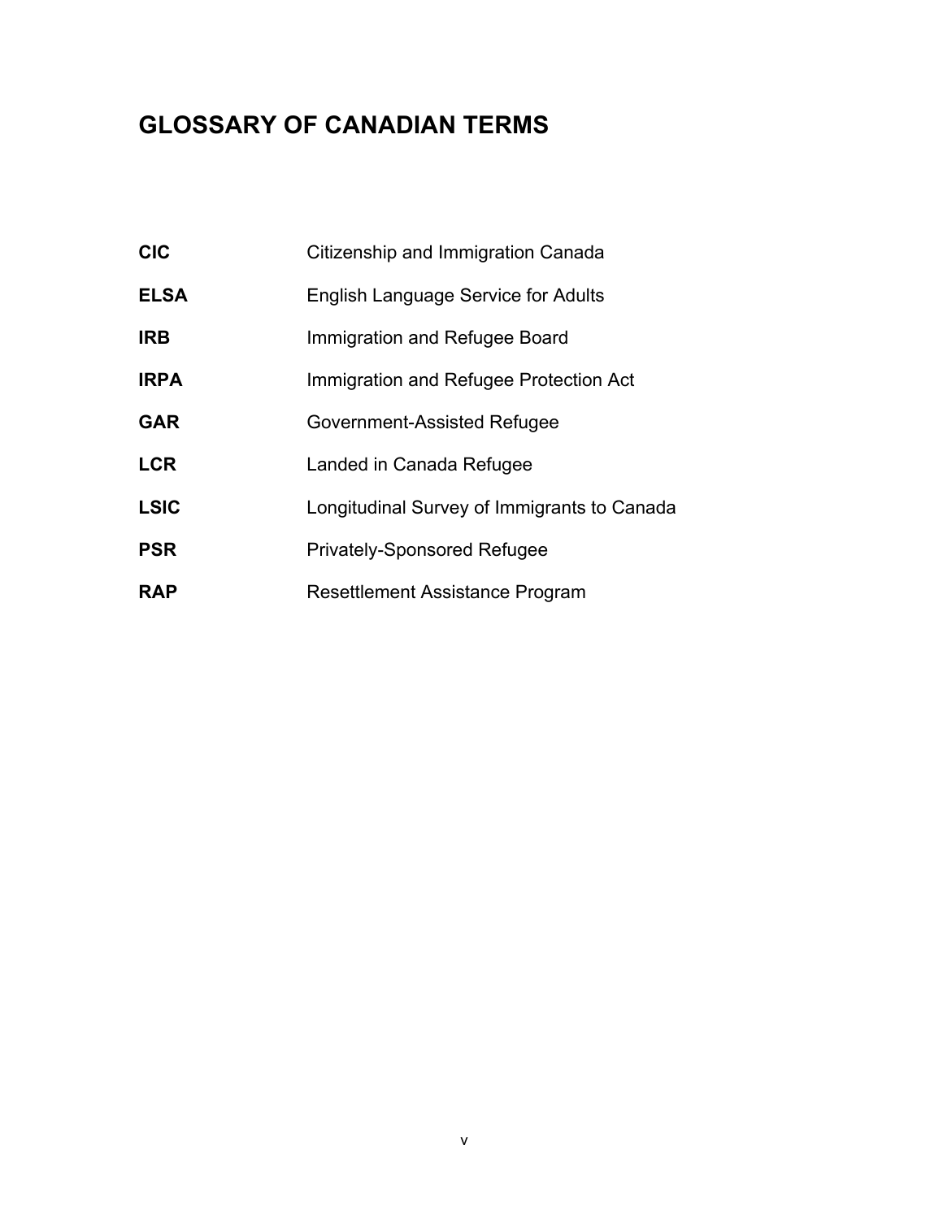# GLOSSARY OF CANADIAN TERMS

| | |
|---|---|
| **CIC** | Citizenship and Immigration Canada |
| **ELSA** | English Language Service for Adults |
| **IRB** | Immigration and Refugee Board |
| **IRPA** | Immigration and Refugee Protection Act |
| **GAR** | Government-Assisted Refugee |
| **LCR** | Landed in Canada Refugee |
| **LSIC** | Longitudinal Survey of Immigrants to Canada |
| **PSR** | Privately-Sponsored Refugee |
| **RAP** | Resettlement Assistance Program |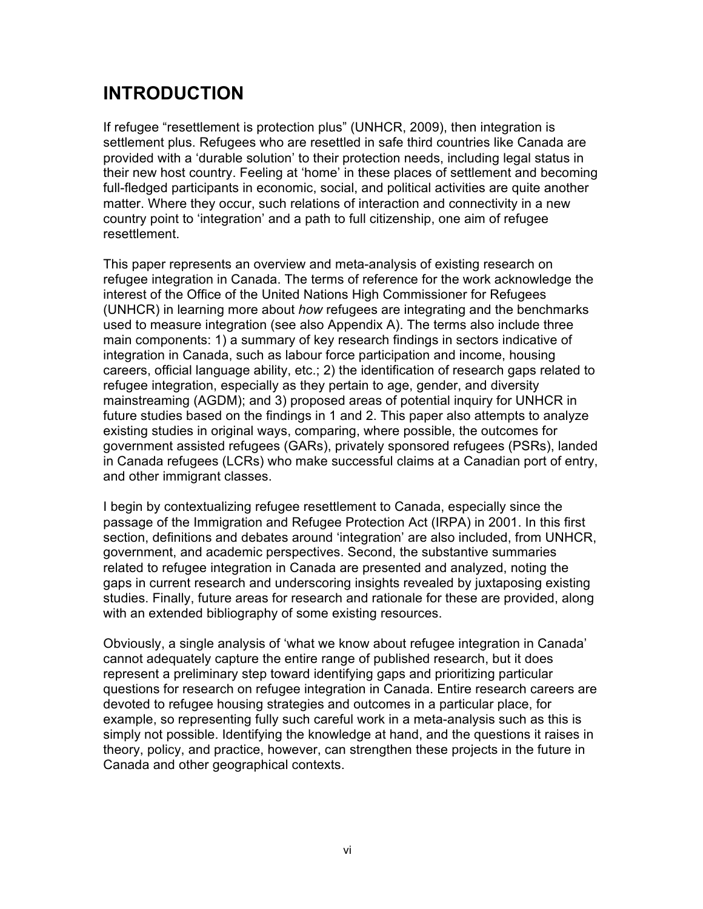# INTRODUCTION

If refugee "resettlement is protection plus" (UNHCR, 2009), then integration is settlement plus. Refugees who are resettled in safe third countries like Canada are provided with a 'durable solution' to their protection needs, including legal status in their new host country. Feeling at 'home' in these places of settlement and becoming full-fledged participants in economic, social, and political activities are quite another matter. Where they occur, such relations of interaction and connectivity in a new country point to 'integration' and a path to full citizenship, one aim of refugee resettlement.

This paper represents an overview and meta-analysis of existing research on refugee integration in Canada. The terms of reference for the work acknowledge the interest of the Office of the United Nations High Commissioner for Refugees (UNHCR) in learning more about *how* refugees are integrating and the benchmarks used to measure integration (see also Appendix A). The terms also include three main components: 1) a summary of key research findings in sectors indicative of integration in Canada, such as labour force participation and income, housing careers, official language ability, etc.; 2) the identification of research gaps related to refugee integration, especially as they pertain to age, gender, and diversity mainstreaming (AGDM); and 3) proposed areas of potential inquiry for UNHCR in future studies based on the findings in 1 and 2. This paper also attempts to analyze existing studies in original ways, comparing, where possible, the outcomes for government assisted refugees (GARs), privately sponsored refugees (PSRs), landed in Canada refugees (LCRs) who make successful claims at a Canadian port of entry, and other immigrant classes.

I begin by contextualizing refugee resettlement to Canada, especially since the passage of the Immigration and Refugee Protection Act (IRPA) in 2001. In this first section, definitions and debates around 'integration' are also included, from UNHCR, government, and academic perspectives. Second, the substantive summaries related to refugee integration in Canada are presented and analyzed, noting the gaps in current research and underscoring insights revealed by juxtaposing existing studies. Finally, future areas for research and rationale for these are provided, along with an extended bibliography of some existing resources.

Obviously, a single analysis of 'what we know about refugee integration in Canada' cannot adequately capture the entire range of published research, but it does represent a preliminary step toward identifying gaps and prioritizing particular questions for research on refugee integration in Canada. Entire research careers are devoted to refugee housing strategies and outcomes in a particular place, for example, so representing fully such careful work in a meta-analysis such as this is simply not possible. Identifying the knowledge at hand, and the questions it raises in theory, policy, and practice, however, can strengthen these projects in the future in Canada and other geographical contexts.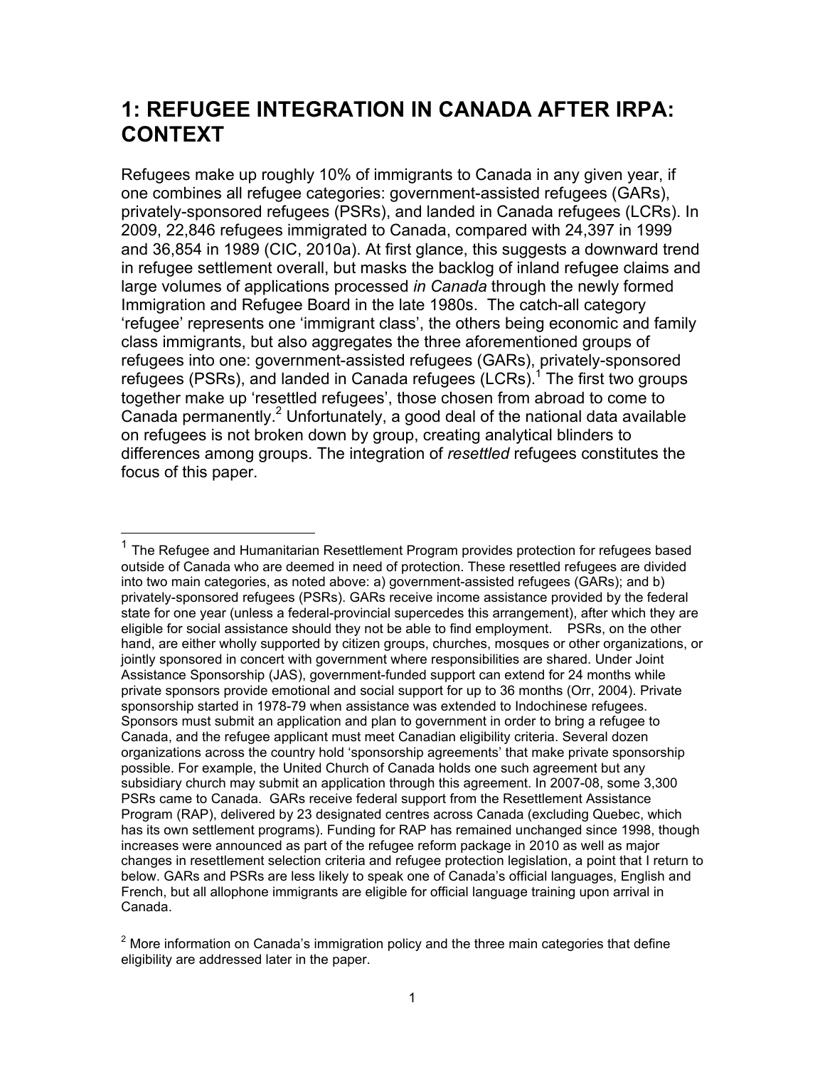# 1: REFUGEE INTEGRATION IN CANADA AFTER IRPA: CONTEXT

Refugees make up roughly 10% of immigrants to Canada in any given year, if one combines all refugee categories: government-assisted refugees (GARs), privately-sponsored refugees (PSRs), and landed in Canada refugees (LCRs). In 2009, 22,846 refugees immigrated to Canada, compared with 24,397 in 1999 and 36,854 in 1989 (CIC, 2010a). At first glance, this suggests a downward trend in refugee settlement overall, but masks the backlog of inland refugee claims and large volumes of applications processed *in Canada* through the newly formed Immigration and Refugee Board in the late 1980s. The catch-all category 'refugee' represents one 'immigrant class', the others being economic and family class immigrants, but also aggregates the three aforementioned groups of refugees into one: government-assisted refugees (GARs), privately-sponsored refugees (PSRs), and landed in Canada refugees (LCRs).[1] The first two groups together make up 'resettled refugees', those chosen from abroad to come to Canada permanently.[2] Unfortunately, a good deal of the national data available on refugees is not broken down by group, creating analytical blinders to differences among groups. The integration of *resettled* refugees constitutes the focus of this paper.

---

[1] The Refugee and Humanitarian Resettlement Program provides protection for refugees based outside of Canada who are deemed in need of protection. These resettled refugees are divided into two main categories, as noted above: a) government-assisted refugees (GARs); and b) privately-sponsored refugees (PSRs). GARs receive income assistance provided by the federal state for one year (unless a federal-provincial supercedes this arrangement), after which they are eligible for social assistance should they not be able to find employment. PSRs, on the other hand, are either wholly supported by citizen groups, churches, mosques or other organizations, or jointly sponsored in concert with government where responsibilities are shared. Under Joint Assistance Sponsorship (JAS), government-funded support can extend for 24 months while private sponsors provide emotional and social support for up to 36 months (Orr, 2004). Private sponsorship started in 1978-79 when assistance was extended to Indochinese refugees. Sponsors must submit an application and plan to government in order to bring a refugee to Canada, and the refugee applicant must meet Canadian eligibility criteria. Several dozen organizations across the country hold 'sponsorship agreements' that make private sponsorship possible. For example, the United Church of Canada holds one such agreement but any subsidiary church may submit an application through this agreement. In 2007-08, some 3,300 PSRs came to Canada. GARs receive federal support from the Resettlement Assistance Program (RAP), delivered by 23 designated centres across Canada (excluding Quebec, which has its own settlement programs). Funding for RAP has remained unchanged since 1998, though increases were announced as part of the refugee reform package in 2010 as well as major changes in resettlement selection criteria and refugee protection legislation, a point that I return to below. GARs and PSRs are less likely to speak one of Canada's official languages, English and French, but all allophone immigrants are eligible for official language training upon arrival in Canada.

[2] More information on Canada's immigration policy and the three main categories that define eligibility are addressed later in the paper.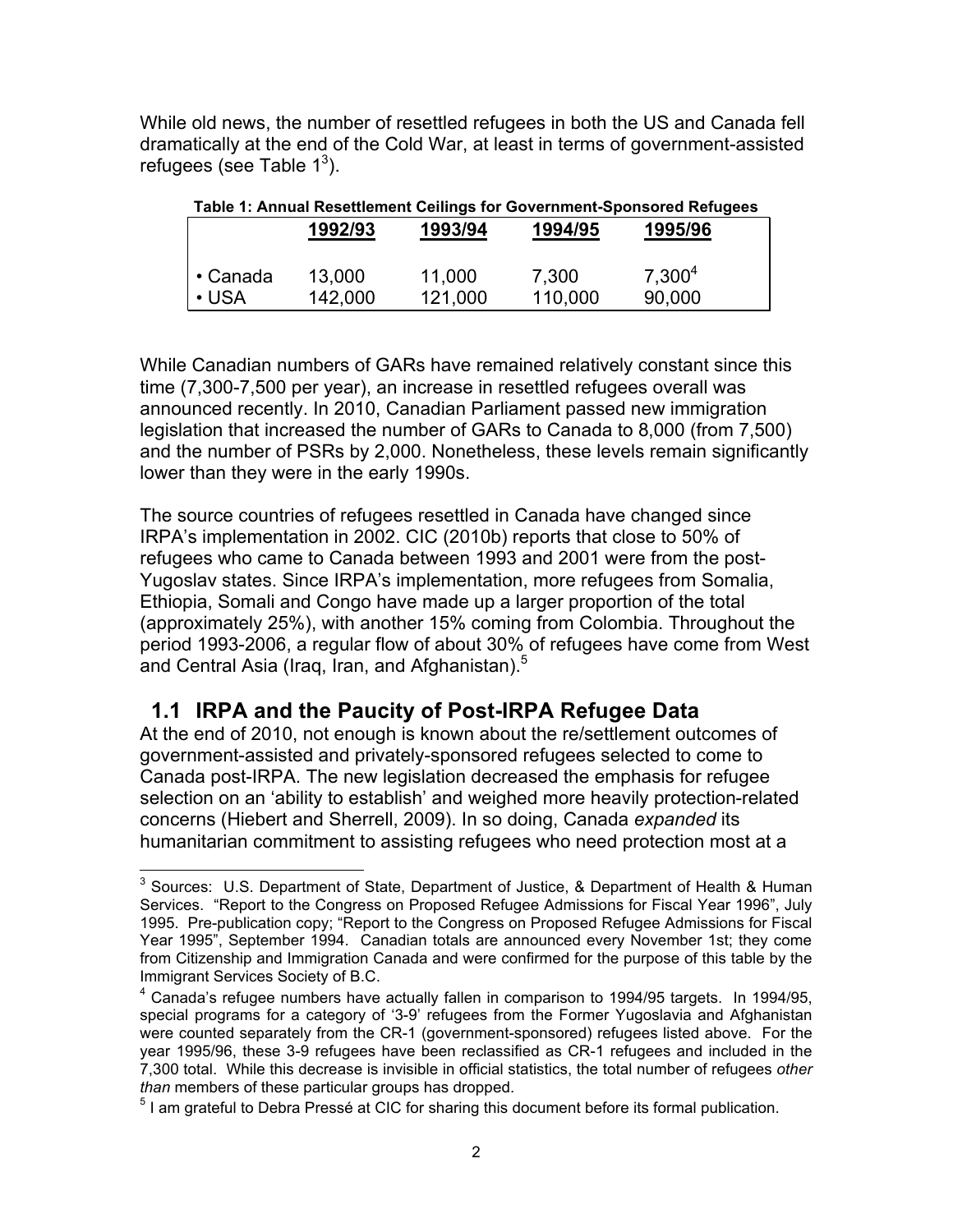While old news, the number of resettled refugees in both the US and Canada fell dramatically at the end of the Cold War, at least in terms of government-assisted refugees (see Table 1[3]).

**Table 1: Annual Resettlement Ceilings for Government-Sponsored Refugees**

| | 1992/93 | 1993/94 | 1994/95 | 1995/96 |
|---|---|---|---|---|
| • Canada | 13,000 | 11,000 | 7,300 | 7,300[4] |
| • USA | 142,000 | 121,000 | 110,000 | 90,000 |

While Canadian numbers of GARs have remained relatively constant since this time (7,300-7,500 per year), an increase in resettled refugees overall was announced recently. In 2010, Canadian Parliament passed new immigration legislation that increased the number of GARs to Canada to 8,000 (from 7,500) and the number of PSRs by 2,000. Nonetheless, these levels remain significantly lower than they were in the early 1990s.

The source countries of refugees resettled in Canada have changed since IRPA's implementation in 2002. CIC (2010b) reports that close to 50% of refugees who came to Canada between 1993 and 2001 were from the post-Yugoslav states. Since IRPA's implementation, more refugees from Somalia, Ethiopia, Somali and Congo have made up a larger proportion of the total (approximately 25%), with another 15% coming from Colombia. Throughout the period 1993-2006, a regular flow of about 30% of refugees have come from West and Central Asia (Iraq, Iran, and Afghanistan).[5]

## 1.1 IRPA and the Paucity of Post-IRPA Refugee Data

At the end of 2010, not enough is known about the re/settlement outcomes of government-assisted and privately-sponsored refugees selected to come to Canada post-IRPA. The new legislation decreased the emphasis for refugee selection on an 'ability to establish' and weighed more heavily protection-related concerns (Hiebert and Sherrell, 2009). In so doing, Canada *expanded* its humanitarian commitment to assisting refugees who need protection most at a

---

[3] Sources: U.S. Department of State, Department of Justice, & Department of Health & Human Services. "Report to the Congress on Proposed Refugee Admissions for Fiscal Year 1996", July 1995. Pre-publication copy; "Report to the Congress on Proposed Refugee Admissions for Fiscal Year 1995", September 1994. Canadian totals are announced every November 1st; they come from Citizenship and Immigration Canada and were confirmed for the purpose of this table by the Immigrant Services Society of B.C.

[4] Canada's refugee numbers have actually fallen in comparison to 1994/95 targets. In 1994/95, special programs for a category of '3-9' refugees from the Former Yugoslavia and Afghanistan were counted separately from the CR-1 (government-sponsored) refugees listed above. For the year 1995/96, these 3-9 refugees have been reclassified as CR-1 refugees and included in the 7,300 total. While this decrease is invisible in official statistics, the total number of refugees *other than* members of these particular groups has dropped.

[5] I am grateful to Debra Pressé at CIC for sharing this document before its formal publication.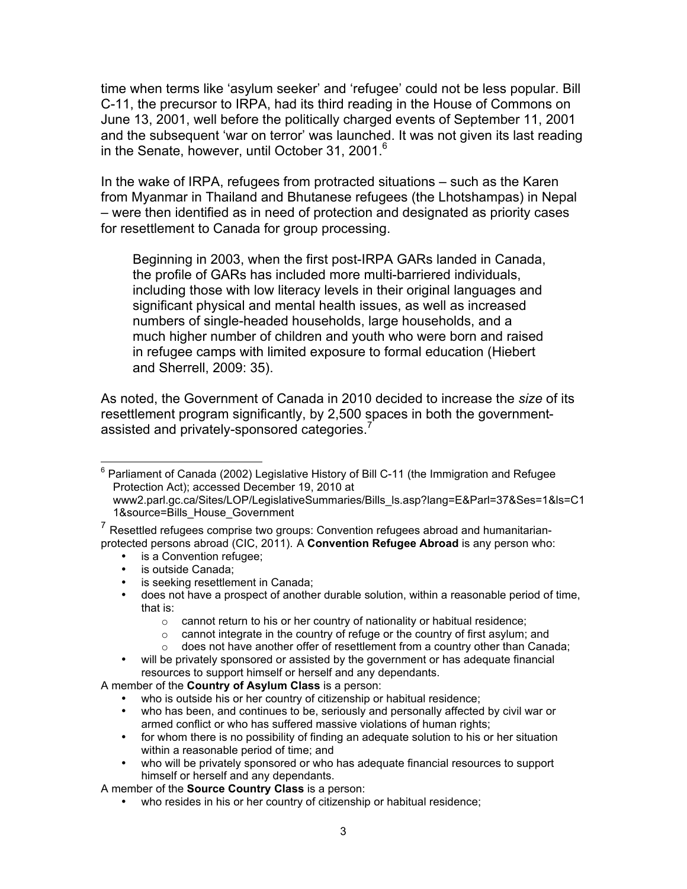time when terms like 'asylum seeker' and 'refugee' could not be less popular. Bill C-11, the precursor to IRPA, had its third reading in the House of Commons on June 13, 2001, well before the politically charged events of September 11, 2001 and the subsequent 'war on terror' was launched. It was not given its last reading in the Senate, however, until October 31, 2001.[6]

In the wake of IRPA, refugees from protracted situations – such as the Karen from Myanmar in Thailand and Bhutanese refugees (the Lhotshampas) in Nepal – were then identified as in need of protection and designated as priority cases for resettlement to Canada for group processing.

> Beginning in 2003, when the first post-IRPA GARs landed in Canada, the profile of GARs has included more multi-barriered individuals, including those with low literacy levels in their original languages and significant physical and mental health issues, as well as increased numbers of single-headed households, large households, and a much higher number of children and youth who were born and raised in refugee camps with limited exposure to formal education (Hiebert and Sherrell, 2009: 35).

As noted, the Government of Canada in 2010 decided to increase the *size* of its resettlement program significantly, by 2,500 spaces in both the government-assisted and privately-sponsored categories.[7]

---

[6] Parliament of Canada (2002) Legislative History of Bill C-11 (the Immigration and Refugee Protection Act); accessed December 19, 2010 at www2.parl.gc.ca/Sites/LOP/LegislativeSummaries/Bills_ls.asp?lang=E&Parl=37&Ses=1&ls=C11&source=Bills_House_Government

[7] Resettled refugees comprise two groups: Convention refugees abroad and humanitarian-protected persons abroad (CIC, 2011). A **Convention Refugee Abroad** is any person who:

- is a Convention refugee;
- is outside Canada;
- is seeking resettlement in Canada;
- does not have a prospect of another durable solution, within a reasonable period of time, that is:
  - cannot return to his or her country of nationality or habitual residence;
  - cannot integrate in the country of refuge or the country of first asylum; and
  - does not have another offer of resettlement from a country other than Canada;
- will be privately sponsored or assisted by the government or has adequate financial resources to support himself or herself and any dependants.

A member of the **Country of Asylum Class** is a person:

- who is outside his or her country of citizenship or habitual residence;
- who has been, and continues to be, seriously and personally affected by civil war or armed conflict or who has suffered massive violations of human rights;
- for whom there is no possibility of finding an adequate solution to his or her situation within a reasonable period of time; and
- who will be privately sponsored or who has adequate financial resources to support himself or herself and any dependants.

A member of the **Source Country Class** is a person:

- who resides in his or her country of citizenship or habitual residence;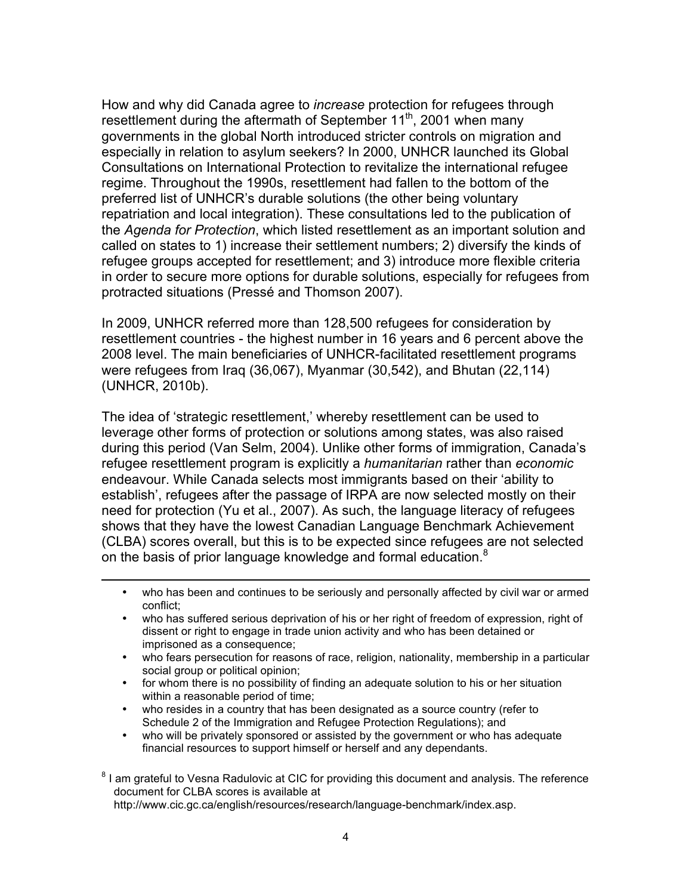How and why did Canada agree to *increase* protection for refugees through resettlement during the aftermath of September 11th, 2001 when many governments in the global North introduced stricter controls on migration and especially in relation to asylum seekers? In 2000, UNHCR launched its Global Consultations on International Protection to revitalize the international refugee regime. Throughout the 1990s, resettlement had fallen to the bottom of the preferred list of UNHCR's durable solutions (the other being voluntary repatriation and local integration). These consultations led to the publication of the *Agenda for Protection*, which listed resettlement as an important solution and called on states to 1) increase their settlement numbers; 2) diversify the kinds of refugee groups accepted for resettlement; and 3) introduce more flexible criteria in order to secure more options for durable solutions, especially for refugees from protracted situations (Pressé and Thomson 2007).

In 2009, UNHCR referred more than 128,500 refugees for consideration by resettlement countries - the highest number in 16 years and 6 percent above the 2008 level. The main beneficiaries of UNHCR-facilitated resettlement programs were refugees from Iraq (36,067), Myanmar (30,542), and Bhutan (22,114) (UNHCR, 2010b).

The idea of 'strategic resettlement,' whereby resettlement can be used to leverage other forms of protection or solutions among states, was also raised during this period (Van Selm, 2004). Unlike other forms of immigration, Canada's refugee resettlement program is explicitly a *humanitarian* rather than *economic* endeavour. While Canada selects most immigrants based on their 'ability to establish', refugees after the passage of IRPA are now selected mostly on their need for protection (Yu et al., 2007). As such, the language literacy of refugees shows that they have the lowest Canadian Language Benchmark Achievement (CLBA) scores overall, but this is to be expected since refugees are not selected on the basis of prior language knowledge and formal education.[8]

---

- who has been and continues to be seriously and personally affected by civil war or armed conflict;
- who has suffered serious deprivation of his or her right of freedom of expression, right of dissent or right to engage in trade union activity and who has been detained or imprisoned as a consequence;
- who fears persecution for reasons of race, religion, nationality, membership in a particular social group or political opinion;
- for whom there is no possibility of finding an adequate solution to his or her situation within a reasonable period of time;
- who resides in a country that has been designated as a source country (refer to Schedule 2 of the Immigration and Refugee Protection Regulations); and
- who will be privately sponsored or assisted by the government or who has adequate financial resources to support himself or herself and any dependants.

[8] I am grateful to Vesna Radulovic at CIC for providing this document and analysis. The reference document for CLBA scores is available at http://www.cic.gc.ca/english/resources/research/language-benchmark/index.asp.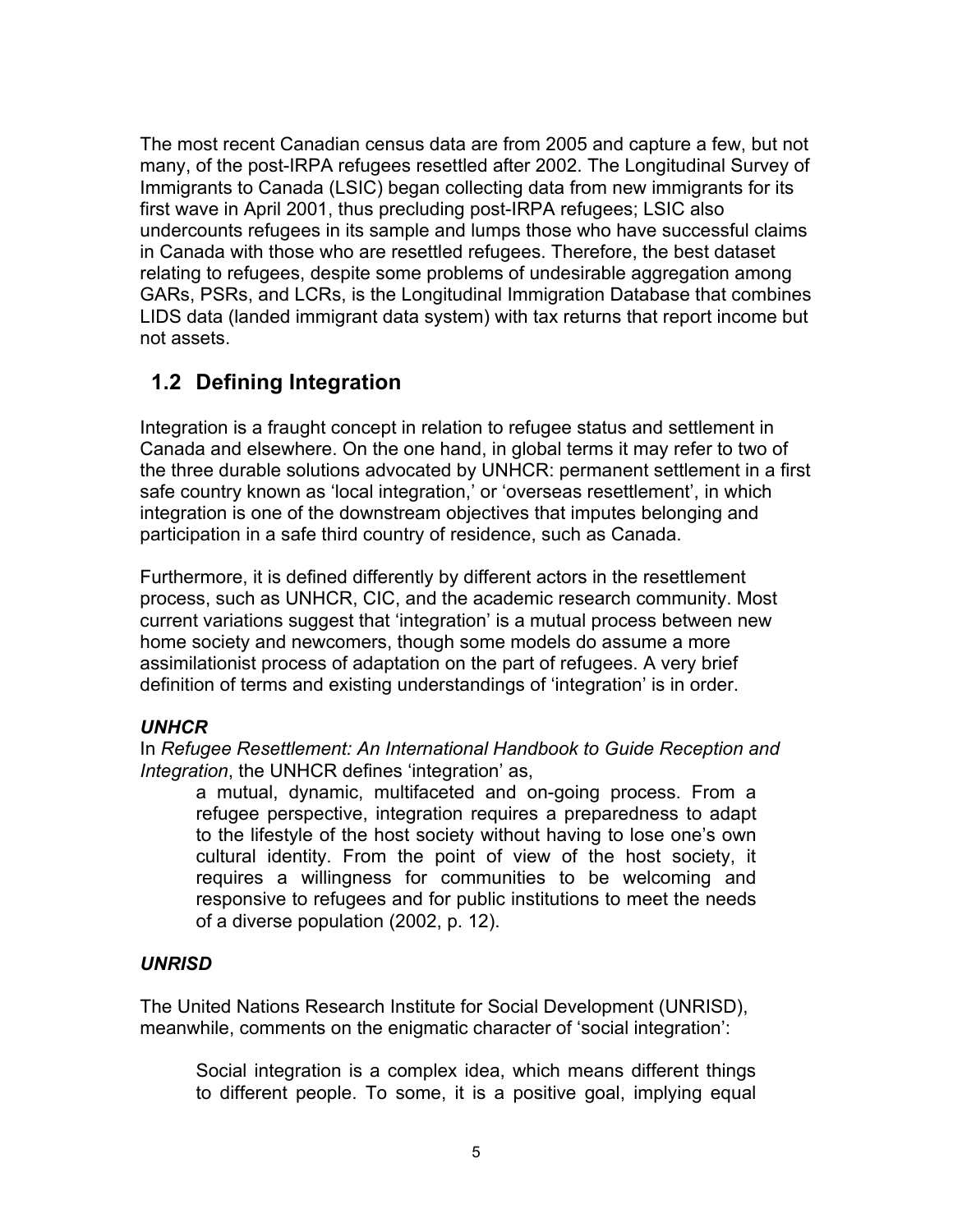The most recent Canadian census data are from 2005 and capture a few, but not many, of the post-IRPA refugees resettled after 2002. The Longitudinal Survey of Immigrants to Canada (LSIC) began collecting data from new immigrants for its first wave in April 2001, thus precluding post-IRPA refugees; LSIC also undercounts refugees in its sample and lumps those who have successful claims in Canada with those who are resettled refugees. Therefore, the best dataset relating to refugees, despite some problems of undesirable aggregation among GARs, PSRs, and LCRs, is the Longitudinal Immigration Database that combines LIDS data (landed immigrant data system) with tax returns that report income but not assets.

## 1.2 Defining Integration

Integration is a fraught concept in relation to refugee status and settlement in Canada and elsewhere. On the one hand, in global terms it may refer to two of the three durable solutions advocated by UNHCR: permanent settlement in a first safe country known as 'local integration,' or 'overseas resettlement', in which integration is one of the downstream objectives that imputes belonging and participation in a safe third country of residence, such as Canada.

Furthermore, it is defined differently by different actors in the resettlement process, such as UNHCR, CIC, and the academic research community. Most current variations suggest that 'integration' is a mutual process between new home society and newcomers, though some models do assume a more assimilationist process of adaptation on the part of refugees. A very brief definition of terms and existing understandings of 'integration' is in order.

### *UNHCR*

In *Refugee Resettlement: An International Handbook to Guide Reception and Integration*, the UNHCR defines 'integration' as,

> a mutual, dynamic, multifaceted and on-going process. From a refugee perspective, integration requires a preparedness to adapt to the lifestyle of the host society without having to lose one's own cultural identity. From the point of view of the host society, it requires a willingness for communities to be welcoming and responsive to refugees and for public institutions to meet the needs of a diverse population (2002, p. 12).

### *UNRISD*

The United Nations Research Institute for Social Development (UNRISD), meanwhile, comments on the enigmatic character of 'social integration':

> Social integration is a complex idea, which means different things to different people. To some, it is a positive goal, implying equal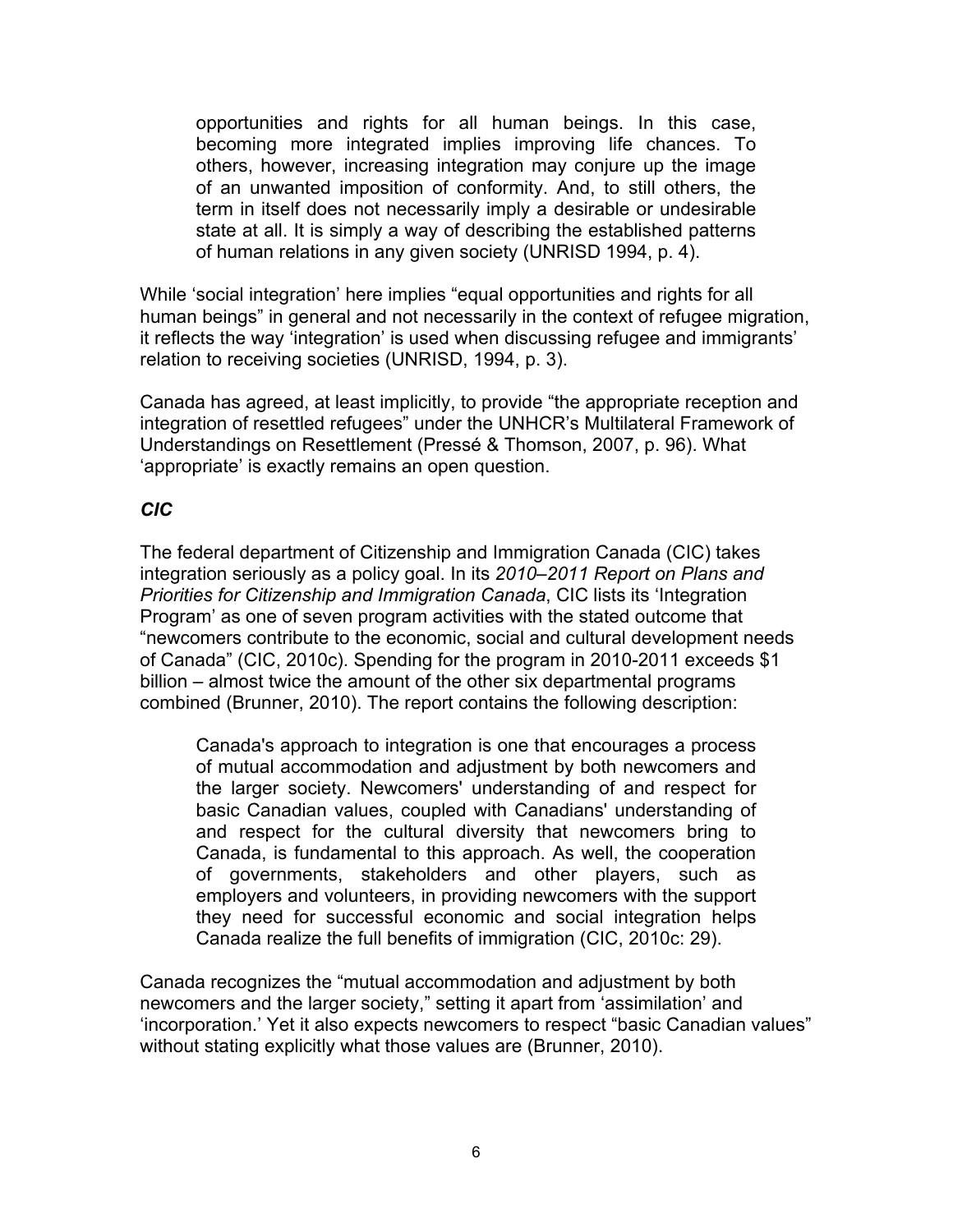> opportunities and rights for all human beings. In this case, becoming more integrated implies improving life chances. To others, however, increasing integration may conjure up the image of an unwanted imposition of conformity. And, to still others, the term in itself does not necessarily imply a desirable or undesirable state at all. It is simply a way of describing the established patterns of human relations in any given society (UNRISD 1994, p. 4).

While 'social integration' here implies "equal opportunities and rights for all human beings" in general and not necessarily in the context of refugee migration, it reflects the way 'integration' is used when discussing refugee and immigrants' relation to receiving societies (UNRISD, 1994, p. 3).

Canada has agreed, at least implicitly, to provide "the appropriate reception and integration of resettled refugees" under the UNHCR's Multilateral Framework of Understandings on Resettlement (Pressé & Thomson, 2007, p. 96). What 'appropriate' is exactly remains an open question.

### *CIC*

The federal department of Citizenship and Immigration Canada (CIC) takes integration seriously as a policy goal. In its *2010–2011 Report on Plans and Priorities for Citizenship and Immigration Canada*, CIC lists its 'Integration Program' as one of seven program activities with the stated outcome that "newcomers contribute to the economic, social and cultural development needs of Canada" (CIC, 2010c). Spending for the program in 2010-2011 exceeds $1 billion – almost twice the amount of the other six departmental programs combined (Brunner, 2010). The report contains the following description:

> Canada's approach to integration is one that encourages a process of mutual accommodation and adjustment by both newcomers and the larger society. Newcomers' understanding of and respect for basic Canadian values, coupled with Canadians' understanding of and respect for the cultural diversity that newcomers bring to Canada, is fundamental to this approach. As well, the cooperation of governments, stakeholders and other players, such as employers and volunteers, in providing newcomers with the support they need for successful economic and social integration helps Canada realize the full benefits of immigration (CIC, 2010c: 29).

Canada recognizes the "mutual accommodation and adjustment by both newcomers and the larger society," setting it apart from 'assimilation' and 'incorporation.' Yet it also expects newcomers to respect "basic Canadian values" without stating explicitly what those values are (Brunner, 2010).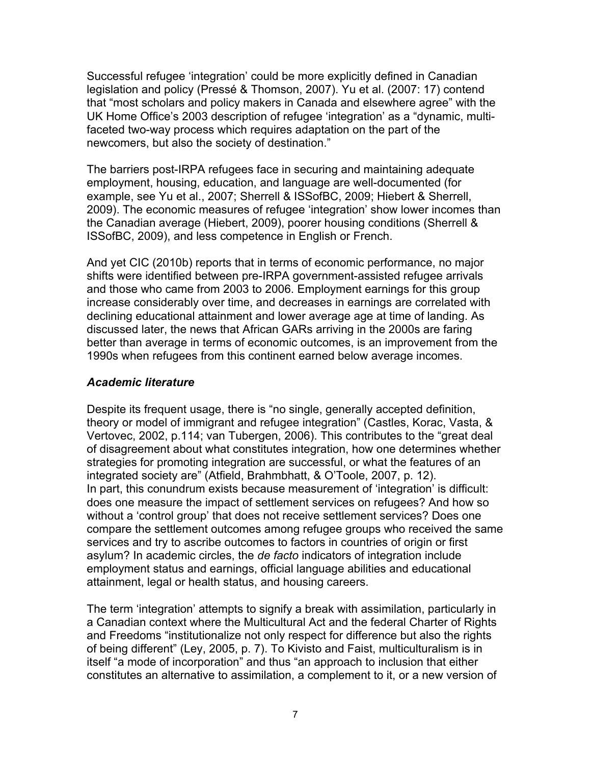Successful refugee 'integration' could be more explicitly defined in Canadian legislation and policy (Pressé & Thomson, 2007). Yu et al. (2007: 17) contend that "most scholars and policy makers in Canada and elsewhere agree" with the UK Home Office's 2003 description of refugee 'integration' as a "dynamic, multi-faceted two-way process which requires adaptation on the part of the newcomers, but also the society of destination."

The barriers post-IRPA refugees face in securing and maintaining adequate employment, housing, education, and language are well-documented (for example, see Yu et al., 2007; Sherrell & ISSofBC, 2009; Hiebert & Sherrell, 2009). The economic measures of refugee 'integration' show lower incomes than the Canadian average (Hiebert, 2009), poorer housing conditions (Sherrell & ISSofBC, 2009), and less competence in English or French.

And yet CIC (2010b) reports that in terms of economic performance, no major shifts were identified between pre-IRPA government-assisted refugee arrivals and those who came from 2003 to 2006. Employment earnings for this group increase considerably over time, and decreases in earnings are correlated with declining educational attainment and lower average age at time of landing. As discussed later, the news that African GARs arriving in the 2000s are faring better than average in terms of economic outcomes, is an improvement from the 1990s when refugees from this continent earned below average incomes.

### *Academic literature*

Despite its frequent usage, there is "no single, generally accepted definition, theory or model of immigrant and refugee integration" (Castles, Korac, Vasta, & Vertovec, 2002, p.114; van Tubergen, 2006). This contributes to the "great deal of disagreement about what constitutes integration, how one determines whether strategies for promoting integration are successful, or what the features of an integrated society are" (Atfield, Brahmbhatt, & O'Toole, 2007, p. 12). In part, this conundrum exists because measurement of 'integration' is difficult: does one measure the impact of settlement services on refugees? And how so without a 'control group' that does not receive settlement services? Does one compare the settlement outcomes among refugee groups who received the same services and try to ascribe outcomes to factors in countries of origin or first asylum? In academic circles, the *de facto* indicators of integration include employment status and earnings, official language abilities and educational attainment, legal or health status, and housing careers.

The term 'integration' attempts to signify a break with assimilation, particularly in a Canadian context where the Multicultural Act and the federal Charter of Rights and Freedoms "institutionalize not only respect for difference but also the rights of being different" (Ley, 2005, p. 7). To Kivisto and Faist, multiculturalism is in itself "a mode of incorporation" and thus "an approach to inclusion that either constitutes an alternative to assimilation, a complement to it, or a new version of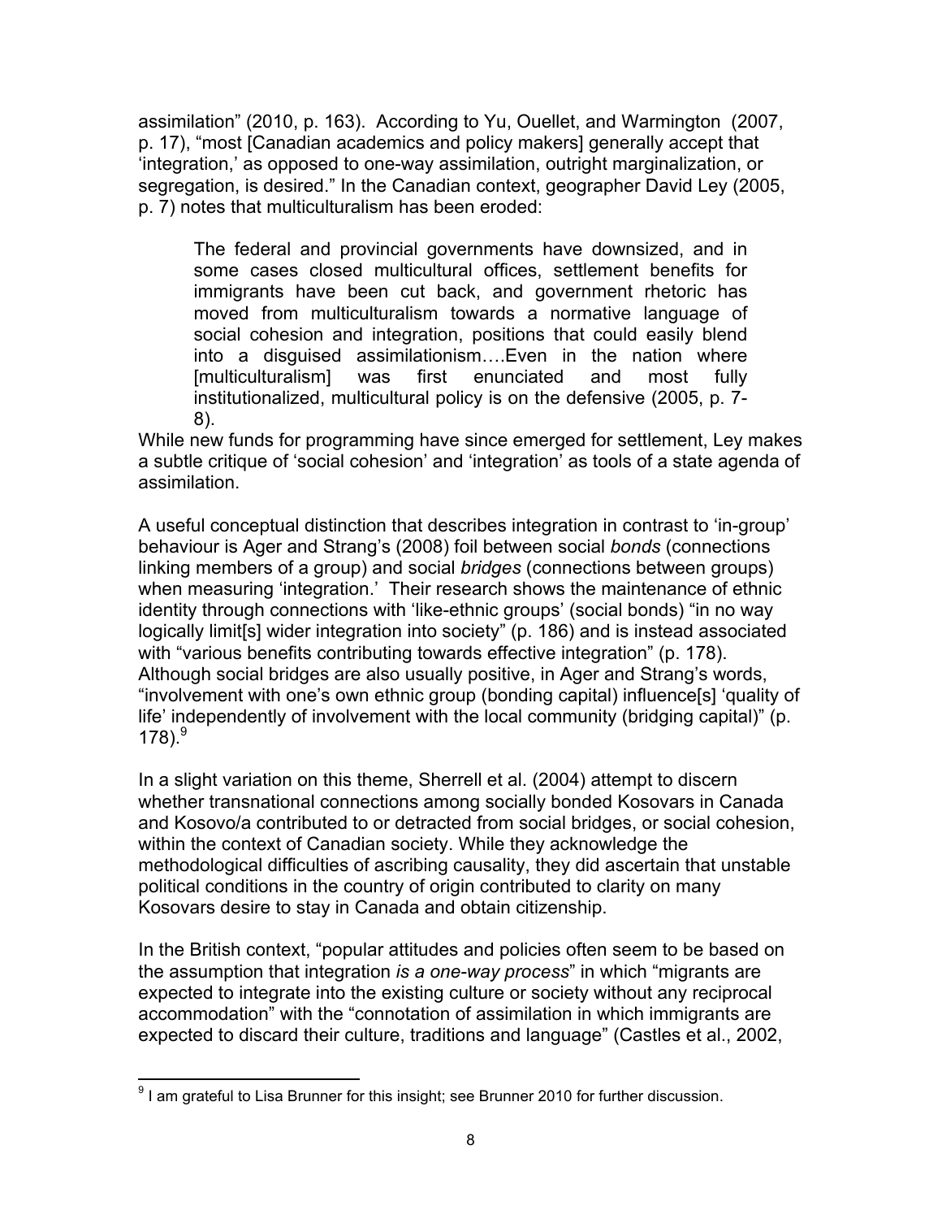assimilation" (2010, p. 163). According to Yu, Ouellet, and Warmington (2007, p. 17), "most [Canadian academics and policy makers] generally accept that 'integration,' as opposed to one-way assimilation, outright marginalization, or segregation, is desired." In the Canadian context, geographer David Ley (2005, p. 7) notes that multiculturalism has been eroded:

> The federal and provincial governments have downsized, and in some cases closed multicultural offices, settlement benefits for immigrants have been cut back, and government rhetoric has moved from multiculturalism towards a normative language of social cohesion and integration, positions that could easily blend into a disguised assimilationism….Even in the nation where [multiculturalism] was first enunciated and most fully institutionalized, multicultural policy is on the defensive (2005, p. 7-8).

While new funds for programming have since emerged for settlement, Ley makes a subtle critique of 'social cohesion' and 'integration' as tools of a state agenda of assimilation.

A useful conceptual distinction that describes integration in contrast to 'in-group' behaviour is Ager and Strang's (2008) foil between social *bonds* (connections linking members of a group) and social *bridges* (connections between groups) when measuring 'integration.' Their research shows the maintenance of ethnic identity through connections with 'like-ethnic groups' (social bonds) "in no way logically limit[s] wider integration into society" (p. 186) and is instead associated with "various benefits contributing towards effective integration" (p. 178). Although social bridges are also usually positive, in Ager and Strang's words, "involvement with one's own ethnic group (bonding capital) influence[s] 'quality of life' independently of involvement with the local community (bridging capital)" (p. 178).[9]

In a slight variation on this theme, Sherrell et al. (2004) attempt to discern whether transnational connections among socially bonded Kosovars in Canada and Kosovo/a contributed to or detracted from social bridges, or social cohesion, within the context of Canadian society. While they acknowledge the methodological difficulties of ascribing causality, they did ascertain that unstable political conditions in the country of origin contributed to clarity on many Kosovars desire to stay in Canada and obtain citizenship.

In the British context, "popular attitudes and policies often seem to be based on the assumption that integration *is a one-way process*" in which "migrants are expected to integrate into the existing culture or society without any reciprocal accommodation" with the "connotation of assimilation in which immigrants are expected to discard their culture, traditions and language" (Castles et al., 2002,

[9] I am grateful to Lisa Brunner for this insight; see Brunner 2010 for further discussion.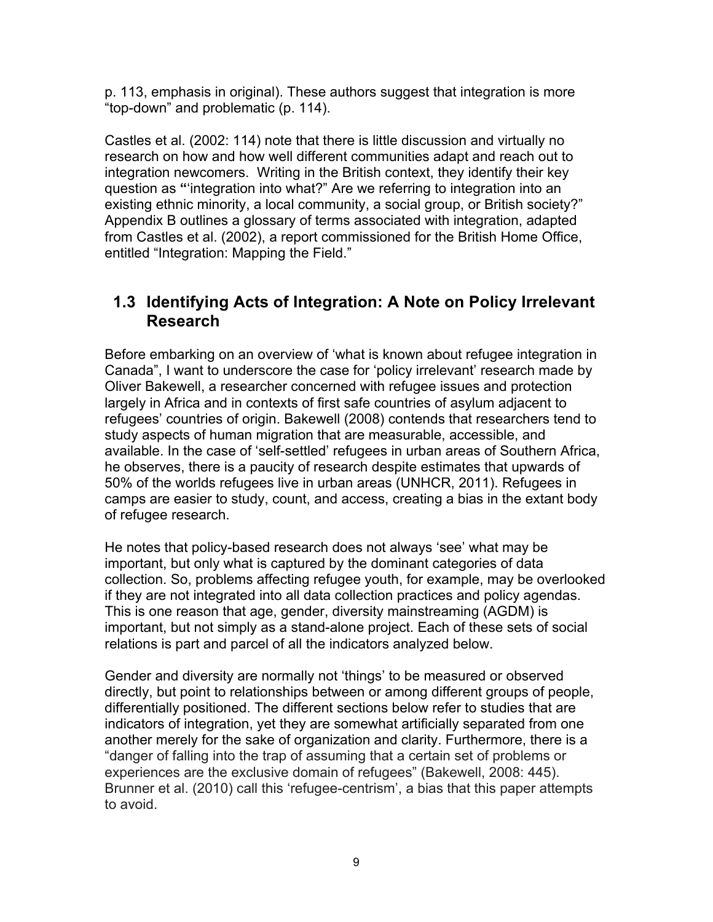p. 113, emphasis in original). These authors suggest that integration is more "top-down" and problematic (p. 114).

Castles et al. (2002: 114) note that there is little discussion and virtually no research on how and how well different communities adapt and reach out to integration newcomers. Writing in the British context, they identify their key question as "'integration into what?" Are we referring to integration into an existing ethnic minority, a local community, a social group, or British society?" Appendix B outlines a glossary of terms associated with integration, adapted from Castles et al. (2002), a report commissioned for the British Home Office, entitled "Integration: Mapping the Field."

## 1.3 Identifying Acts of Integration: A Note on Policy Irrelevant Research

Before embarking on an overview of 'what is known about refugee integration in Canada", I want to underscore the case for 'policy irrelevant' research made by Oliver Bakewell, a researcher concerned with refugee issues and protection largely in Africa and in contexts of first safe countries of asylum adjacent to refugees' countries of origin. Bakewell (2008) contends that researchers tend to study aspects of human migration that are measurable, accessible, and available. In the case of 'self-settled' refugees in urban areas of Southern Africa, he observes, there is a paucity of research despite estimates that upwards of 50% of the worlds refugees live in urban areas (UNHCR, 2011). Refugees in camps are easier to study, count, and access, creating a bias in the extant body of refugee research.

He notes that policy-based research does not always 'see' what may be important, but only what is captured by the dominant categories of data collection. So, problems affecting refugee youth, for example, may be overlooked if they are not integrated into all data collection practices and policy agendas. This is one reason that age, gender, diversity mainstreaming (AGDM) is important, but not simply as a stand-alone project. Each of these sets of social relations is part and parcel of all the indicators analyzed below.

Gender and diversity are normally not 'things' to be measured or observed directly, but point to relationships between or among different groups of people, differentially positioned. The different sections below refer to studies that are indicators of integration, yet they are somewhat artificially separated from one another merely for the sake of organization and clarity. Furthermore, there is a "danger of falling into the trap of assuming that a certain set of problems or experiences are the exclusive domain of refugees" (Bakewell, 2008: 445). Brunner et al. (2010) call this 'refugee-centrism', a bias that this paper attempts to avoid.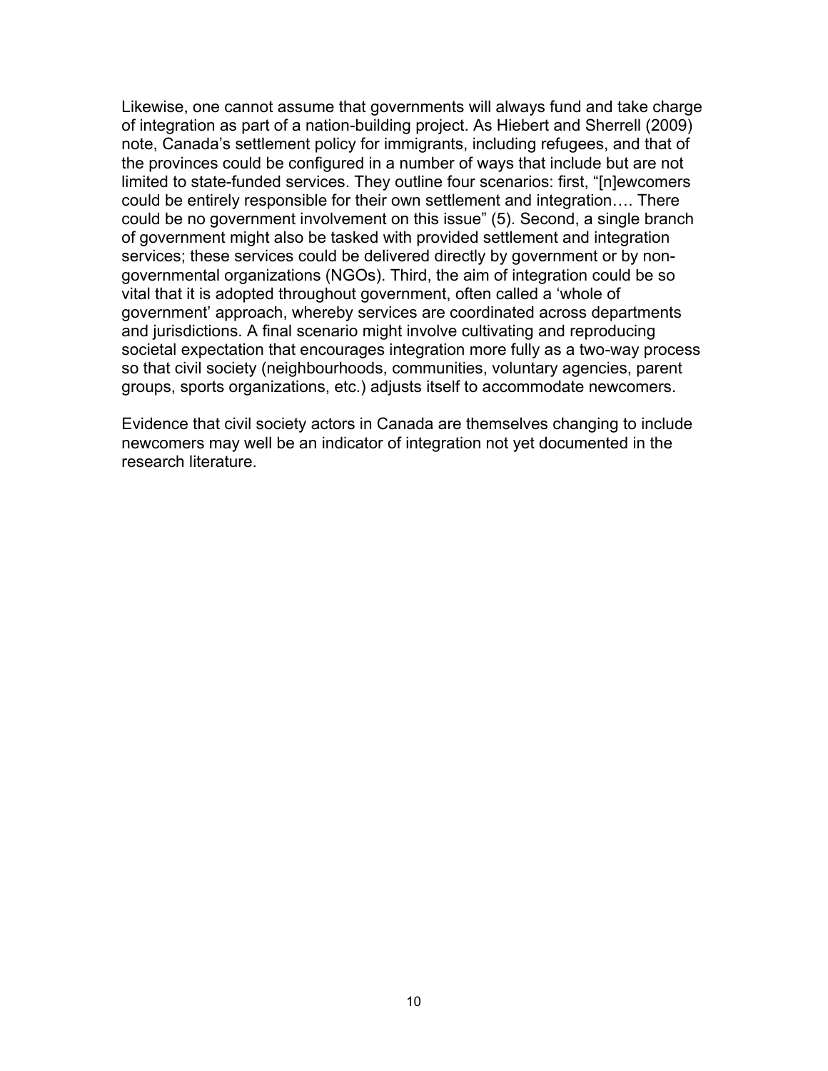Likewise, one cannot assume that governments will always fund and take charge of integration as part of a nation-building project. As Hiebert and Sherrell (2009) note, Canada's settlement policy for immigrants, including refugees, and that of the provinces could be configured in a number of ways that include but are not limited to state-funded services. They outline four scenarios: first, "[n]ewcomers could be entirely responsible for their own settlement and integration…. There could be no government involvement on this issue" (5). Second, a single branch of government might also be tasked with provided settlement and integration services; these services could be delivered directly by government or by non-governmental organizations (NGOs). Third, the aim of integration could be so vital that it is adopted throughout government, often called a 'whole of government' approach, whereby services are coordinated across departments and jurisdictions. A final scenario might involve cultivating and reproducing societal expectation that encourages integration more fully as a two-way process so that civil society (neighbourhoods, communities, voluntary agencies, parent groups, sports organizations, etc.) adjusts itself to accommodate newcomers.

Evidence that civil society actors in Canada are themselves changing to include newcomers may well be an indicator of integration not yet documented in the research literature.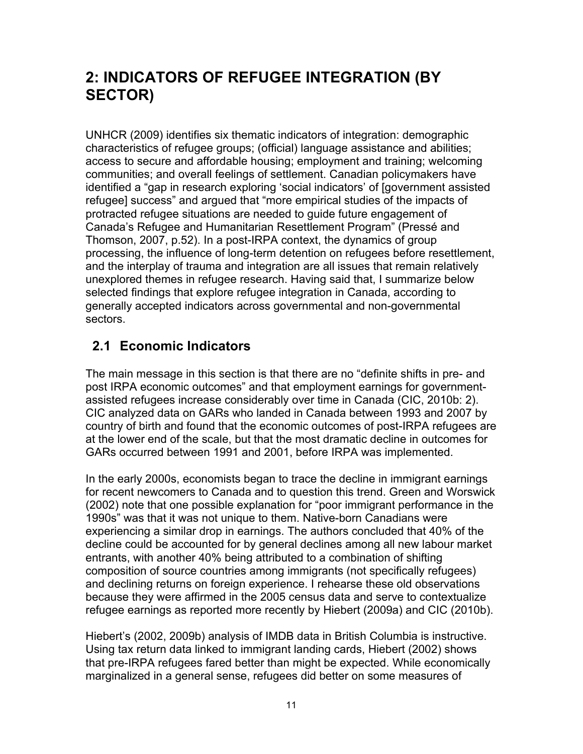# 2: INDICATORS OF REFUGEE INTEGRATION (BY SECTOR)

UNHCR (2009) identifies six thematic indicators of integration: demographic characteristics of refugee groups; (official) language assistance and abilities; access to secure and affordable housing; employment and training; welcoming communities; and overall feelings of settlement. Canadian policymakers have identified a "gap in research exploring 'social indicators' of [government assisted refugee] success" and argued that "more empirical studies of the impacts of protracted refugee situations are needed to guide future engagement of Canada's Refugee and Humanitarian Resettlement Program" (Pressé and Thomson, 2007, p.52). In a post-IRPA context, the dynamics of group processing, the influence of long-term detention on refugees before resettlement, and the interplay of trauma and integration are all issues that remain relatively unexplored themes in refugee research. Having said that, I summarize below selected findings that explore refugee integration in Canada, according to generally accepted indicators across governmental and non-governmental sectors.

## 2.1 Economic Indicators

The main message in this section is that there are no "definite shifts in pre- and post IRPA economic outcomes" and that employment earnings for government-assisted refugees increase considerably over time in Canada (CIC, 2010b: 2). CIC analyzed data on GARs who landed in Canada between 1993 and 2007 by country of birth and found that the economic outcomes of post-IRPA refugees are at the lower end of the scale, but that the most dramatic decline in outcomes for GARs occurred between 1991 and 2001, before IRPA was implemented.

In the early 2000s, economists began to trace the decline in immigrant earnings for recent newcomers to Canada and to question this trend. Green and Worswick (2002) note that one possible explanation for "poor immigrant performance in the 1990s" was that it was not unique to them. Native-born Canadians were experiencing a similar drop in earnings. The authors concluded that 40% of the decline could be accounted for by general declines among all new labour market entrants, with another 40% being attributed to a combination of shifting composition of source countries among immigrants (not specifically refugees) and declining returns on foreign experience. I rehearse these old observations because they were affirmed in the 2005 census data and serve to contextualize refugee earnings as reported more recently by Hiebert (2009a) and CIC (2010b).

Hiebert's (2002, 2009b) analysis of IMDB data in British Columbia is instructive. Using tax return data linked to immigrant landing cards, Hiebert (2002) shows that pre-IRPA refugees fared better than might be expected. While economically marginalized in a general sense, refugees did better on some measures of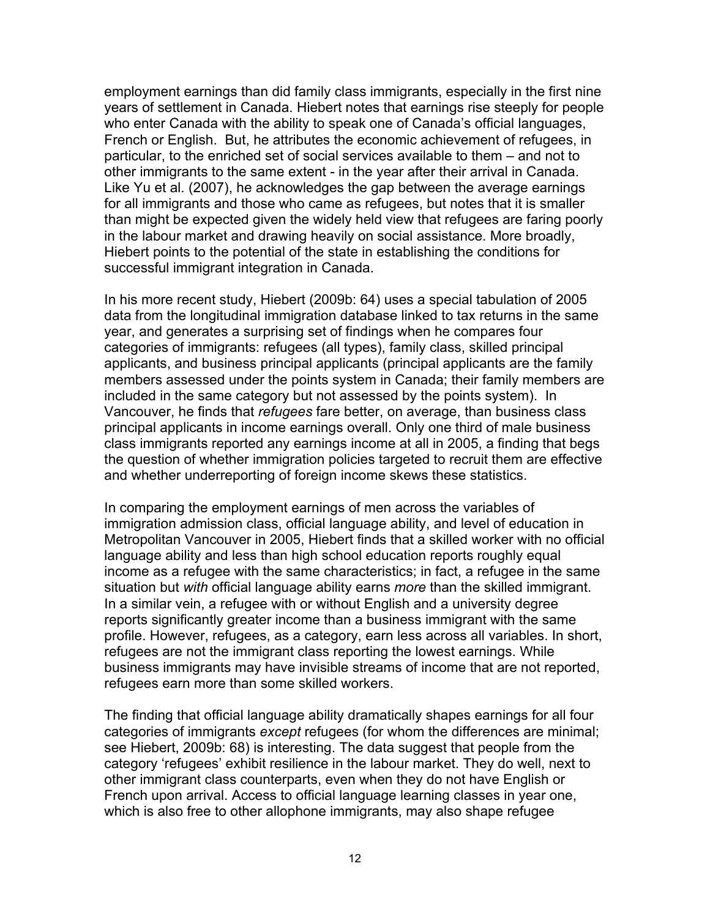employment earnings than did family class immigrants, especially in the first nine years of settlement in Canada. Hiebert notes that earnings rise steeply for people who enter Canada with the ability to speak one of Canada's official languages, French or English. But, he attributes the economic achievement of refugees, in particular, to the enriched set of social services available to them – and not to other immigrants to the same extent - in the year after their arrival in Canada. Like Yu et al. (2007), he acknowledges the gap between the average earnings for all immigrants and those who came as refugees, but notes that it is smaller than might be expected given the widely held view that refugees are faring poorly in the labour market and drawing heavily on social assistance. More broadly, Hiebert points to the potential of the state in establishing the conditions for successful immigrant integration in Canada.

In his more recent study, Hiebert (2009b: 64) uses a special tabulation of 2005 data from the longitudinal immigration database linked to tax returns in the same year, and generates a surprising set of findings when he compares four categories of immigrants: refugees (all types), family class, skilled principal applicants, and business principal applicants (principal applicants are the family members assessed under the points system in Canada; their family members are included in the same category but not assessed by the points system). In Vancouver, he finds that *refugees* fare better, on average, than business class principal applicants in income earnings overall. Only one third of male business class immigrants reported any earnings income at all in 2005, a finding that begs the question of whether immigration policies targeted to recruit them are effective and whether underreporting of foreign income skews these statistics.

In comparing the employment earnings of men across the variables of immigration admission class, official language ability, and level of education in Metropolitan Vancouver in 2005, Hiebert finds that a skilled worker with no official language ability and less than high school education reports roughly equal income as a refugee with the same characteristics; in fact, a refugee in the same situation but *with* official language ability earns *more* than the skilled immigrant. In a similar vein, a refugee with or without English and a university degree reports significantly greater income than a business immigrant with the same profile. However, refugees, as a category, earn less across all variables. In short, refugees are not the immigrant class reporting the lowest earnings. While business immigrants may have invisible streams of income that are not reported, refugees earn more than some skilled workers.

The finding that official language ability dramatically shapes earnings for all four categories of immigrants *except* refugees (for whom the differences are minimal; see Hiebert, 2009b: 68) is interesting. The data suggest that people from the category 'refugees' exhibit resilience in the labour market. They do well, next to other immigrant class counterparts, even when they do not have English or French upon arrival. Access to official language learning classes in year one, which is also free to other allophone immigrants, may also shape refugee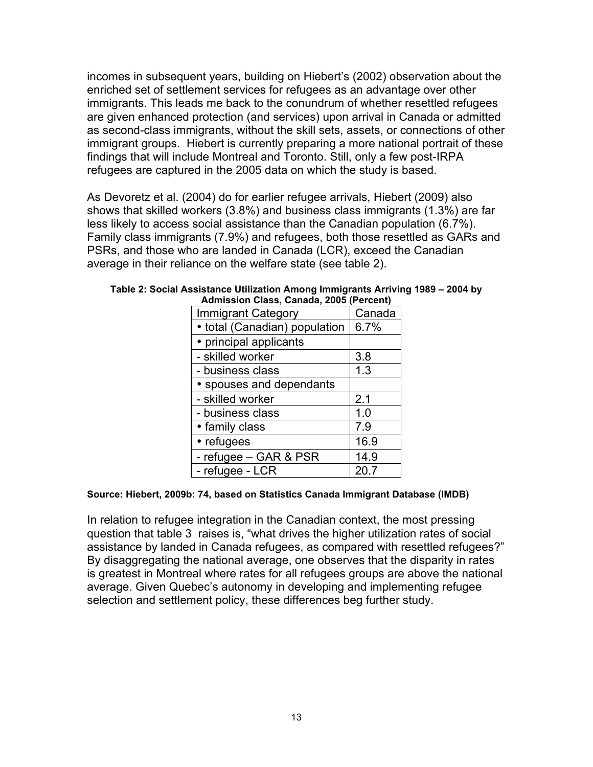incomes in subsequent years, building on Hiebert's (2002) observation about the enriched set of settlement services for refugees as an advantage over other immigrants. This leads me back to the conundrum of whether resettled refugees are given enhanced protection (and services) upon arrival in Canada or admitted as second-class immigrants, without the skill sets, assets, or connections of other immigrant groups. Hiebert is currently preparing a more national portrait of these findings that will include Montreal and Toronto. Still, only a few post-IRPA refugees are captured in the 2005 data on which the study is based.

As Devoretz et al. (2004) do for earlier refugee arrivals, Hiebert (2009) also shows that skilled workers (3.8%) and business class immigrants (1.3%) are far less likely to access social assistance than the Canadian population (6.7%). Family class immigrants (7.9%) and refugees, both those resettled as GARs and PSRs, and those who are landed in Canada (LCR), exceed the Canadian average in their reliance on the welfare state (see table 2).

**Table 2: Social Assistance Utilization Among Immigrants Arriving 1989 – 2004 by Admission Class, Canada, 2005 (Percent)**

| Immigrant Category | Canada |
|---|---|
| • total (Canadian) population | 6.7% |
| • principal applicants | |
| - skilled worker | 3.8 |
| - business class | 1.3 |
| • spouses and dependants | |
| - skilled worker | 2.1 |
| - business class | 1.0 |
| • family class | 7.9 |
| • refugees | 16.9 |
| - refugee – GAR & PSR | 14.9 |
| - refugee - LCR | 20.7 |

**Source: Hiebert, 2009b: 74, based on Statistics Canada Immigrant Database (IMDB)**

In relation to refugee integration in the Canadian context, the most pressing question that table 3 raises is, "what drives the higher utilization rates of social assistance by landed in Canada refugees, as compared with resettled refugees?" By disaggregating the national average, one observes that the disparity in rates is greatest in Montreal where rates for all refugees groups are above the national average. Given Quebec's autonomy in developing and implementing refugee selection and settlement policy, these differences beg further study.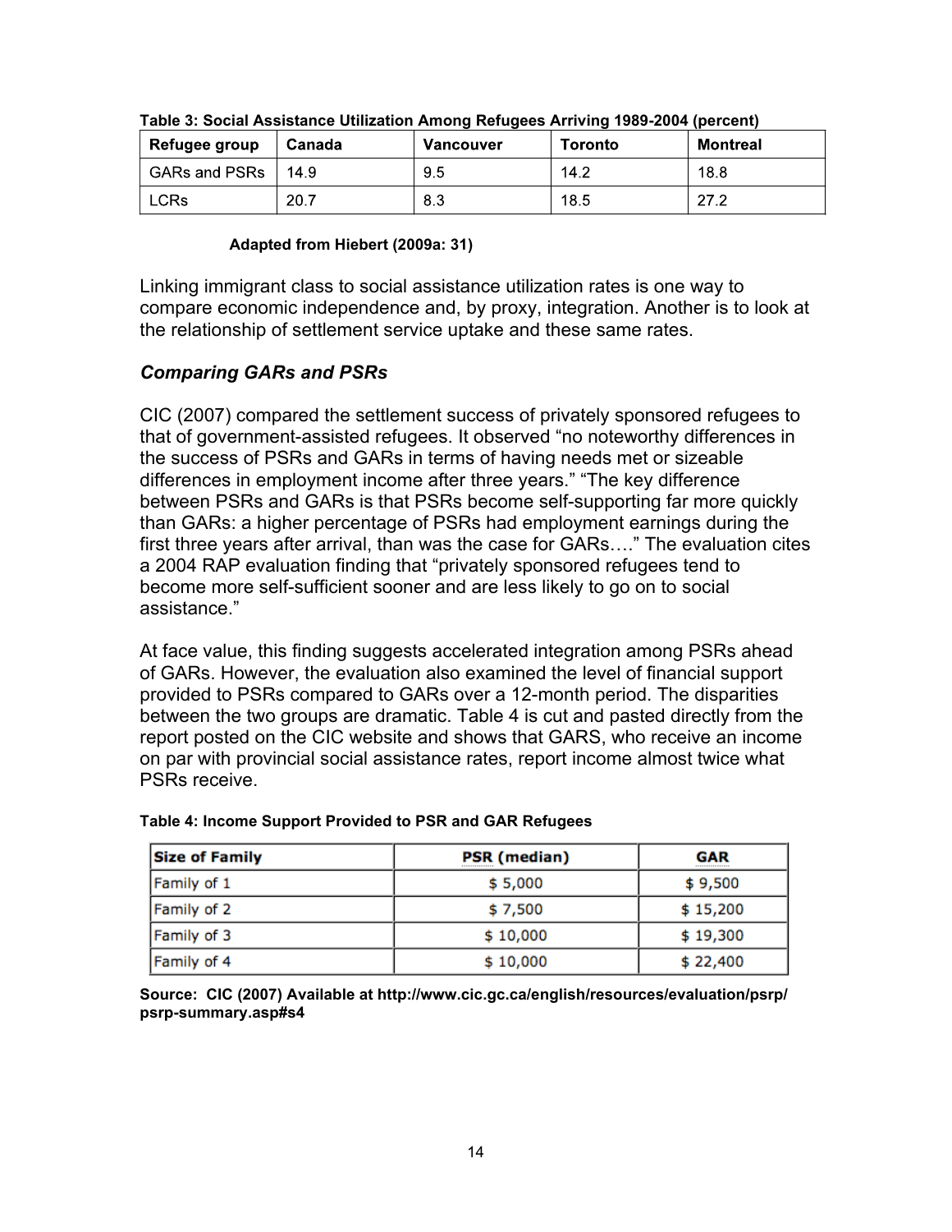**Table 3: Social Assistance Utilization Among Refugees Arriving 1989-2004 (percent)**

| Refugee group | Canada | Vancouver | Toronto | Montreal |
|---|---|---|---|---|
| GARs and PSRs | 14.9 | 9.5 | 14.2 | 18.8 |
| LCRs | 20.7 | 8.3 | 18.5 | 27.2 |

**Adapted from Hiebert (2009a: 31)**

Linking immigrant class to social assistance utilization rates is one way to compare economic independence and, by proxy, integration. Another is to look at the relationship of settlement service uptake and these same rates.

### *Comparing GARs and PSRs*

CIC (2007) compared the settlement success of privately sponsored refugees to that of government-assisted refugees. It observed "no noteworthy differences in the success of PSRs and GARs in terms of having needs met or sizeable differences in employment income after three years." "The key difference between PSRs and GARs is that PSRs become self-supporting far more quickly than GARs: a higher percentage of PSRs had employment earnings during the first three years after arrival, than was the case for GARs…." The evaluation cites a 2004 RAP evaluation finding that "privately sponsored refugees tend to become more self-sufficient sooner and are less likely to go on to social assistance."

At face value, this finding suggests accelerated integration among PSRs ahead of GARs. However, the evaluation also examined the level of financial support provided to PSRs compared to GARs over a 12-month period. The disparities between the two groups are dramatic. Table 4 is cut and pasted directly from the report posted on the CIC website and shows that GARS, who receive an income on par with provincial social assistance rates, report income almost twice what PSRs receive.

**Table 4: Income Support Provided to PSR and GAR Refugees**

| Size of Family | PSR (median) | GAR |
|---|---|---|
| Family of 1 | $ 5,000 | $ 9,500 |
| Family of 2 | $ 7,500 | $ 15,200 |
| Family of 3 | $ 10,000 | $ 19,300 |
| Family of 4 | $ 10,000 | $ 22,400 |

**Source: CIC (2007) Available at http://www.cic.gc.ca/english/resources/evaluation/psrp/psrp-summary.asp#s4**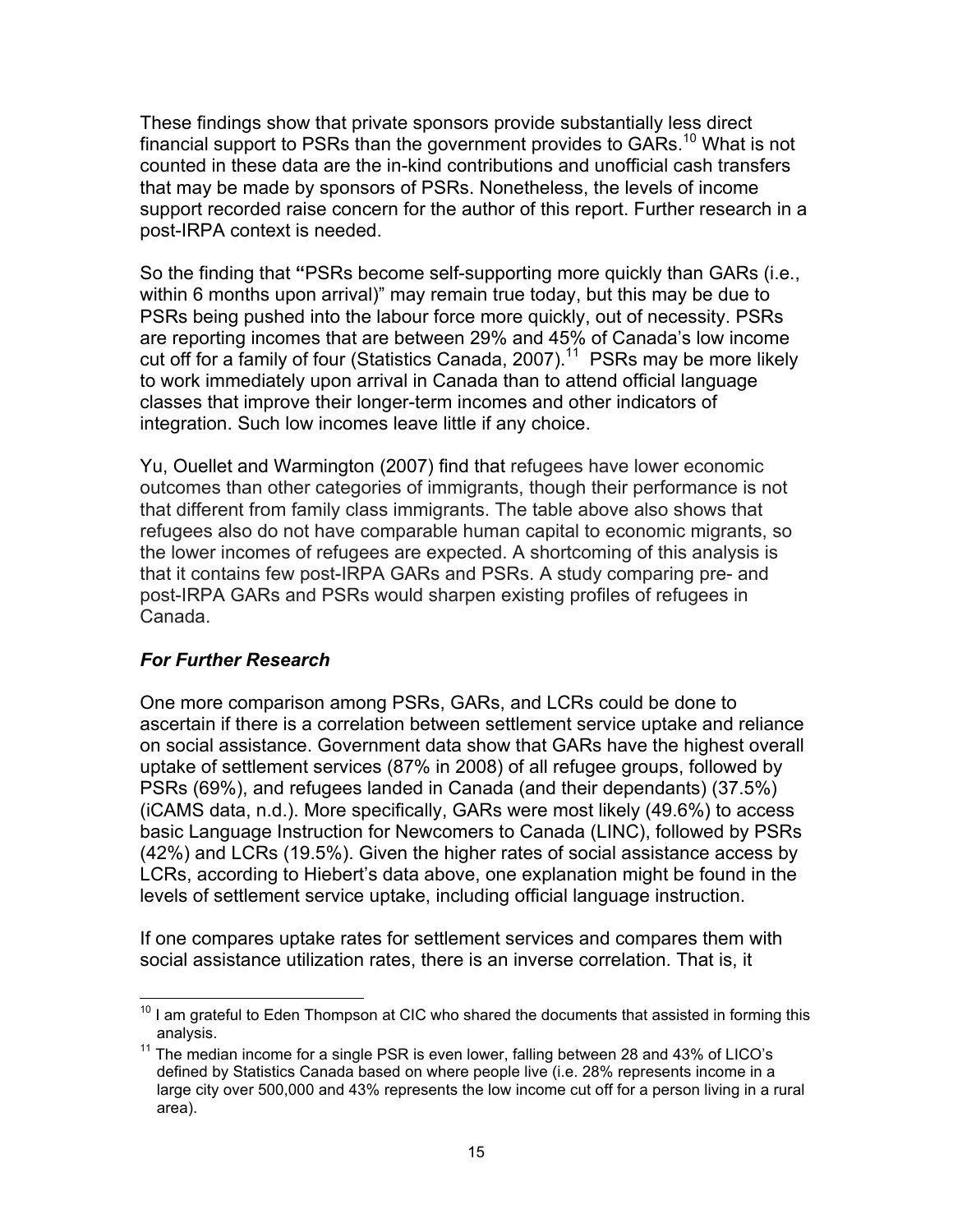These findings show that private sponsors provide substantially less direct financial support to PSRs than the government provides to GARs.[10] What is not counted in these data are the in-kind contributions and unofficial cash transfers that may be made by sponsors of PSRs. Nonetheless, the levels of income support recorded raise concern for the author of this report. Further research in a post-IRPA context is needed.

So the finding that **"**PSRs become self-supporting more quickly than GARs (i.e., within 6 months upon arrival)" may remain true today, but this may be due to PSRs being pushed into the labour force more quickly, out of necessity. PSRs are reporting incomes that are between 29% and 45% of Canada's low income cut off for a family of four (Statistics Canada, 2007).[11] PSRs may be more likely to work immediately upon arrival in Canada than to attend official language classes that improve their longer-term incomes and other indicators of integration. Such low incomes leave little if any choice.

Yu, Ouellet and Warmington (2007) find that refugees have lower economic outcomes than other categories of immigrants, though their performance is not that different from family class immigrants. The table above also shows that refugees also do not have comparable human capital to economic migrants, so the lower incomes of refugees are expected. A shortcoming of this analysis is that it contains few post-IRPA GARs and PSRs. A study comparing pre- and post-IRPA GARs and PSRs would sharpen existing profiles of refugees in Canada.

### *For Further Research*

One more comparison among PSRs, GARs, and LCRs could be done to ascertain if there is a correlation between settlement service uptake and reliance on social assistance. Government data show that GARs have the highest overall uptake of settlement services (87% in 2008) of all refugee groups, followed by PSRs (69%), and refugees landed in Canada (and their dependants) (37.5%) (iCAMS data, n.d.). More specifically, GARs were most likely (49.6%) to access basic Language Instruction for Newcomers to Canada (LINC), followed by PSRs (42%) and LCRs (19.5%). Given the higher rates of social assistance access by LCRs, according to Hiebert's data above, one explanation might be found in the levels of settlement service uptake, including official language instruction.

If one compares uptake rates for settlement services and compares them with social assistance utilization rates, there is an inverse correlation. That is, it

---

[10] I am grateful to Eden Thompson at CIC who shared the documents that assisted in forming this analysis.

[11] The median income for a single PSR is even lower, falling between 28 and 43% of LICO's defined by Statistics Canada based on where people live (i.e. 28% represents income in a large city over 500,000 and 43% represents the low income cut off for a person living in a rural area).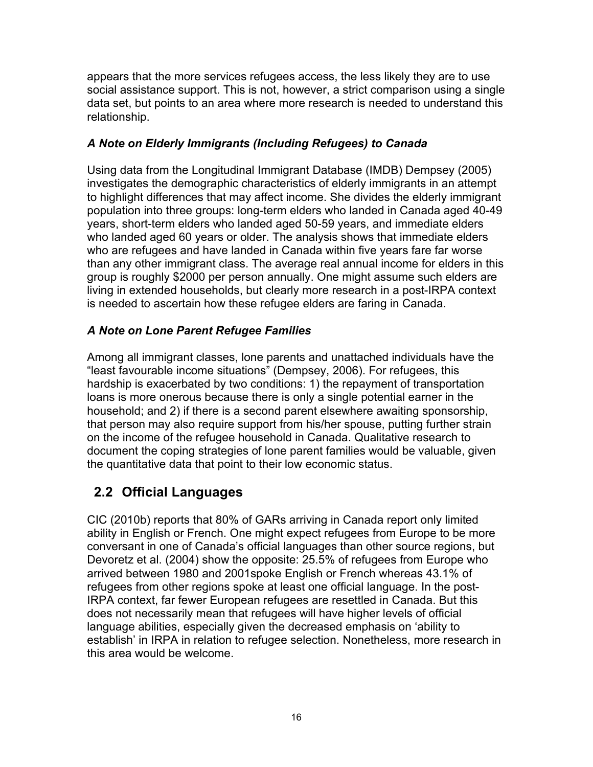appears that the more services refugees access, the less likely they are to use social assistance support. This is not, however, a strict comparison using a single data set, but points to an area where more research is needed to understand this relationship.

### *A Note on Elderly Immigrants (Including Refugees) to Canada*

Using data from the Longitudinal Immigrant Database (IMDB) Dempsey (2005) investigates the demographic characteristics of elderly immigrants in an attempt to highlight differences that may affect income. She divides the elderly immigrant population into three groups: long-term elders who landed in Canada aged 40-49 years, short-term elders who landed aged 50-59 years, and immediate elders who landed aged 60 years or older. The analysis shows that immediate elders who are refugees and have landed in Canada within five years fare far worse than any other immigrant class. The average real annual income for elders in this group is roughly $2000 per person annually. One might assume such elders are living in extended households, but clearly more research in a post-IRPA context is needed to ascertain how these refugee elders are faring in Canada.

### *A Note on Lone Parent Refugee Families*

Among all immigrant classes, lone parents and unattached individuals have the "least favourable income situations" (Dempsey, 2006). For refugees, this hardship is exacerbated by two conditions: 1) the repayment of transportation loans is more onerous because there is only a single potential earner in the household; and 2) if there is a second parent elsewhere awaiting sponsorship, that person may also require support from his/her spouse, putting further strain on the income of the refugee household in Canada. Qualitative research to document the coping strategies of lone parent families would be valuable, given the quantitative data that point to their low economic status.

## 2.2 Official Languages

CIC (2010b) reports that 80% of GARs arriving in Canada report only limited ability in English or French. One might expect refugees from Europe to be more conversant in one of Canada's official languages than other source regions, but Devoretz et al. (2004) show the opposite: 25.5% of refugees from Europe who arrived between 1980 and 2001spoke English or French whereas 43.1% of refugees from other regions spoke at least one official language. In the post-IRPA context, far fewer European refugees are resettled in Canada. But this does not necessarily mean that refugees will have higher levels of official language abilities, especially given the decreased emphasis on 'ability to establish' in IRPA in relation to refugee selection. Nonetheless, more research in this area would be welcome.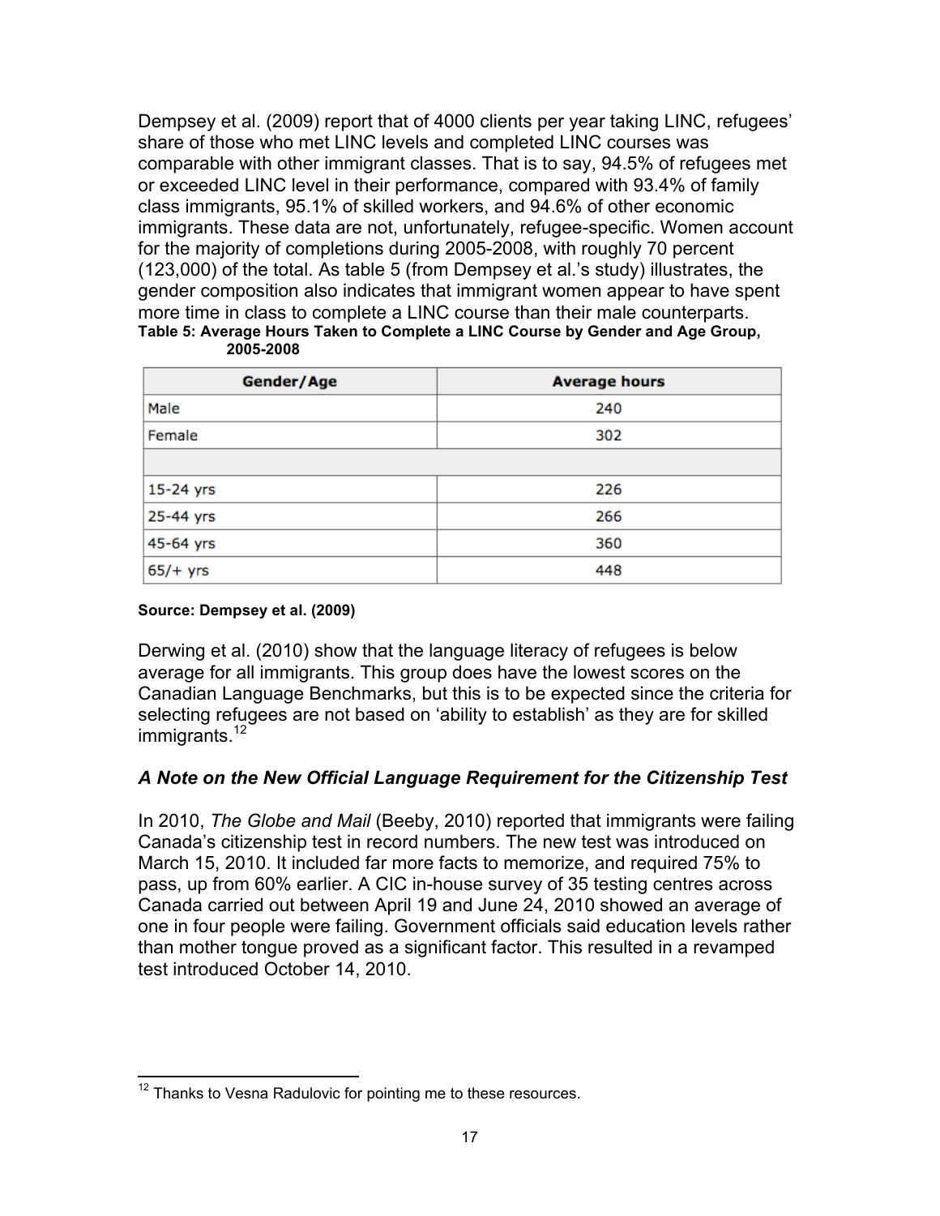Dempsey et al. (2009) report that of 4000 clients per year taking LINC, refugees' share of those who met LINC levels and completed LINC courses was comparable with other immigrant classes. That is to say, 94.5% of refugees met or exceeded LINC level in their performance, compared with 93.4% of family class immigrants, 95.1% of skilled workers, and 94.6% of other economic immigrants. These data are not, unfortunately, refugee-specific. Women account for the majority of completions during 2005-2008, with roughly 70 percent (123,000) of the total. As table 5 (from Dempsey et al.'s study) illustrates, the gender composition also indicates that immigrant women appear to have spent more time in class to complete a LINC course than their male counterparts.

**Table 5: Average Hours Taken to Complete a LINC Course by Gender and Age Group, 2005-2008**

| Gender/Age | Average hours |
|---|---|
| Male | 240 |
| Female | 302 |
| | |
| 15-24 yrs | 226 |
| 25-44 yrs | 266 |
| 45-64 yrs | 360 |
| 65/+ yrs | 448 |

**Source: Dempsey et al. (2009)**

Derwing et al. (2010) show that the language literacy of refugees is below average for all immigrants. This group does have the lowest scores on the Canadian Language Benchmarks, but this is to be expected since the criteria for selecting refugees are not based on 'ability to establish' as they are for skilled immigrants.[12]

### *A Note on the New Official Language Requirement for the Citizenship Test*

In 2010, *The Globe and Mail* (Beeby, 2010) reported that immigrants were failing Canada's citizenship test in record numbers. The new test was introduced on March 15, 2010. It included far more facts to memorize, and required 75% to pass, up from 60% earlier. A CIC in-house survey of 35 testing centres across Canada carried out between April 19 and June 24, 2010 showed an average of one in four people were failing. Government officials said education levels rather than mother tongue proved as a significant factor. This resulted in a revamped test introduced October 14, 2010.

[12] Thanks to Vesna Radulovic for pointing me to these resources.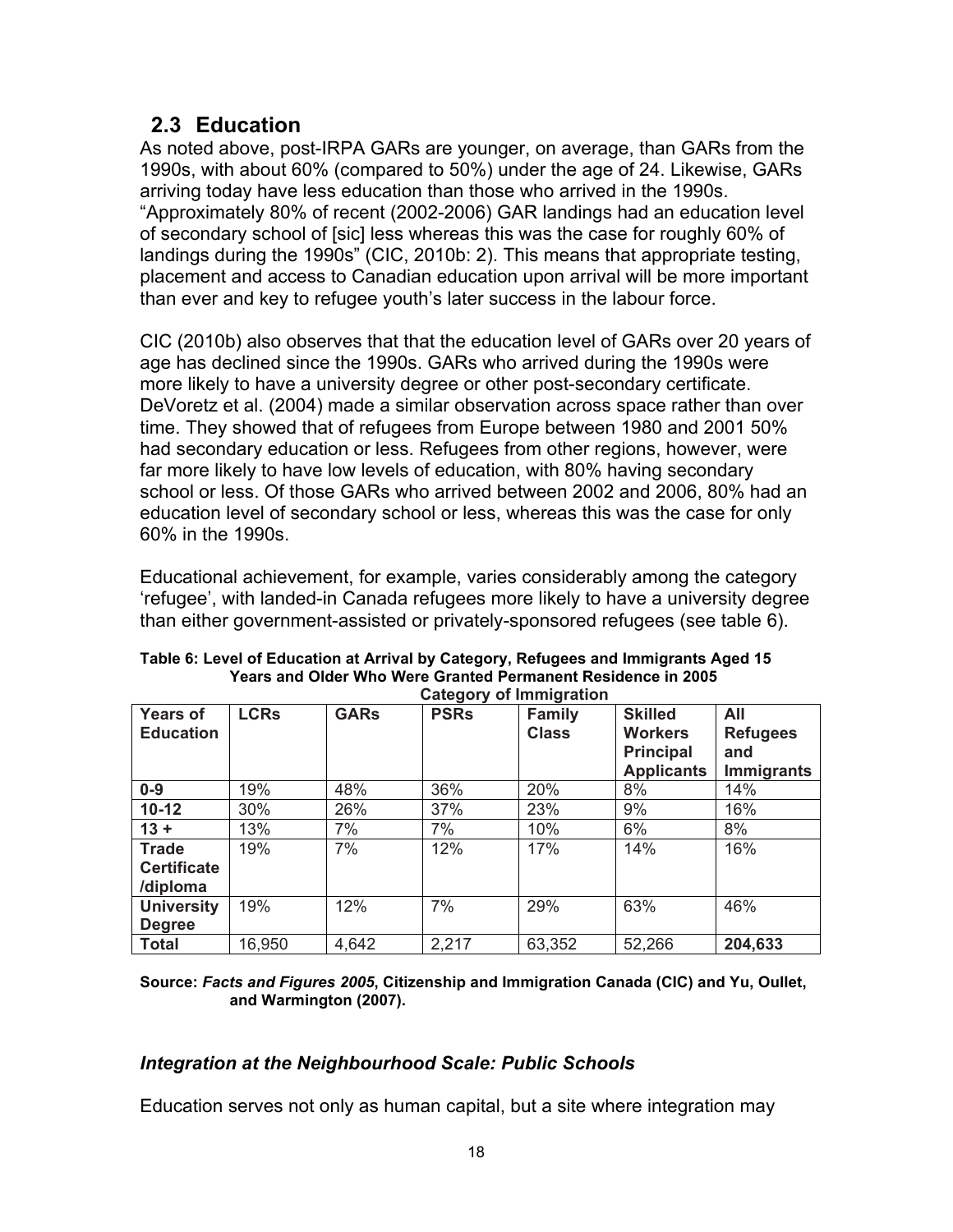## 2.3 Education

As noted above, post-IRPA GARs are younger, on average, than GARs from the 1990s, with about 60% (compared to 50%) under the age of 24. Likewise, GARs arriving today have less education than those who arrived in the 1990s. "Approximately 80% of recent (2002-2006) GAR landings had an education level of secondary school of [sic] less whereas this was the case for roughly 60% of landings during the 1990s" (CIC, 2010b: 2). This means that appropriate testing, placement and access to Canadian education upon arrival will be more important than ever and key to refugee youth's later success in the labour force.

CIC (2010b) also observes that that the education level of GARs over 20 years of age has declined since the 1990s. GARs who arrived during the 1990s were more likely to have a university degree or other post-secondary certificate. DeVoretz et al. (2004) made a similar observation across space rather than over time. They showed that of refugees from Europe between 1980 and 2001 50% had secondary education or less. Refugees from other regions, however, were far more likely to have low levels of education, with 80% having secondary school or less. Of those GARs who arrived between 2002 and 2006, 80% had an education level of secondary school or less, whereas this was the case for only 60% in the 1990s.

Educational achievement, for example, varies considerably among the category 'refugee', with landed-in Canada refugees more likely to have a university degree than either government-assisted or privately-sponsored refugees (see table 6).

**Table 6: Level of Education at Arrival by Category, Refugees and Immigrants Aged 15 Years and Older Who Were Granted Permanent Residence in 2005**

| | **Category of Immigration** | | | | | |
|---|---|---|---|---|---|---|
| **Years of Education** | **LCRs** | **GARs** | **PSRs** | **Family Class** | **Skilled Workers Principal Applicants** | **All Refugees and Immigrants** |
| **0-9** | 19% | 48% | 36% | 20% | 8% | 14% |
| **10-12** | 30% | 26% | 37% | 23% | 9% | 16% |
| **13 +** | 13% | 7% | 7% | 10% | 6% | 8% |
| **Trade Certificate /diploma** | 19% | 7% | 12% | 17% | 14% | 16% |
| **University Degree** | 19% | 12% | 7% | 29% | 63% | 46% |
| **Total** | 16,950 | 4,642 | 2,217 | 63,352 | 52,266 | **204,633** |

**Source: *Facts and Figures 2005*, Citizenship and Immigration Canada (CIC) and Yu, Oullet, and Warmington (2007).**

### *Integration at the Neighbourhood Scale: Public Schools*

Education serves not only as human capital, but a site where integration may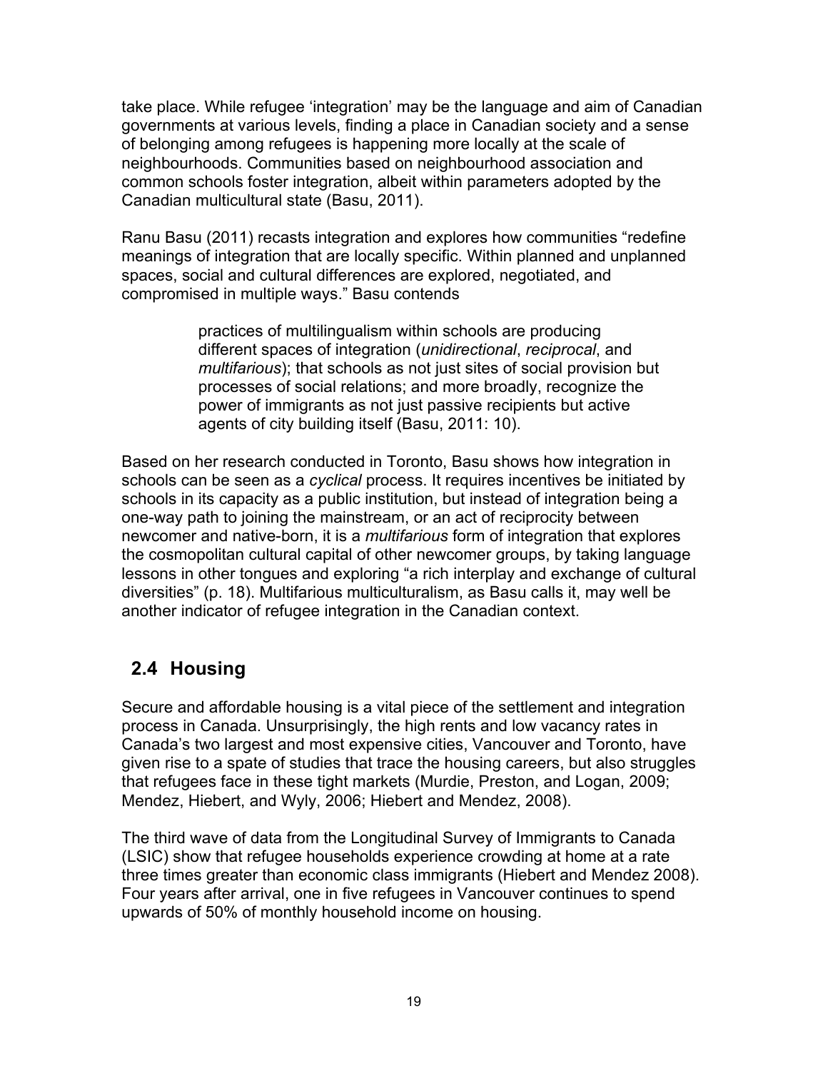take place. While refugee 'integration' may be the language and aim of Canadian governments at various levels, finding a place in Canadian society and a sense of belonging among refugees is happening more locally at the scale of neighbourhoods. Communities based on neighbourhood association and common schools foster integration, albeit within parameters adopted by the Canadian multicultural state (Basu, 2011).

Ranu Basu (2011) recasts integration and explores how communities "redefine meanings of integration that are locally specific. Within planned and unplanned spaces, social and cultural differences are explored, negotiated, and compromised in multiple ways." Basu contends

> practices of multilingualism within schools are producing different spaces of integration (*unidirectional*, *reciprocal*, and *multifarious*); that schools as not just sites of social provision but processes of social relations; and more broadly, recognize the power of immigrants as not just passive recipients but active agents of city building itself (Basu, 2011: 10).

Based on her research conducted in Toronto, Basu shows how integration in schools can be seen as a *cyclical* process. It requires incentives be initiated by schools in its capacity as a public institution, but instead of integration being a one-way path to joining the mainstream, or an act of reciprocity between newcomer and native-born, it is a *multifarious* form of integration that explores the cosmopolitan cultural capital of other newcomer groups, by taking language lessons in other tongues and exploring "a rich interplay and exchange of cultural diversities" (p. 18). Multifarious multiculturalism, as Basu calls it, may well be another indicator of refugee integration in the Canadian context.

## 2.4 Housing

Secure and affordable housing is a vital piece of the settlement and integration process in Canada. Unsurprisingly, the high rents and low vacancy rates in Canada's two largest and most expensive cities, Vancouver and Toronto, have given rise to a spate of studies that trace the housing careers, but also struggles that refugees face in these tight markets (Murdie, Preston, and Logan, 2009; Mendez, Hiebert, and Wyly, 2006; Hiebert and Mendez, 2008).

The third wave of data from the Longitudinal Survey of Immigrants to Canada (LSIC) show that refugee households experience crowding at home at a rate three times greater than economic class immigrants (Hiebert and Mendez 2008). Four years after arrival, one in five refugees in Vancouver continues to spend upwards of 50% of monthly household income on housing.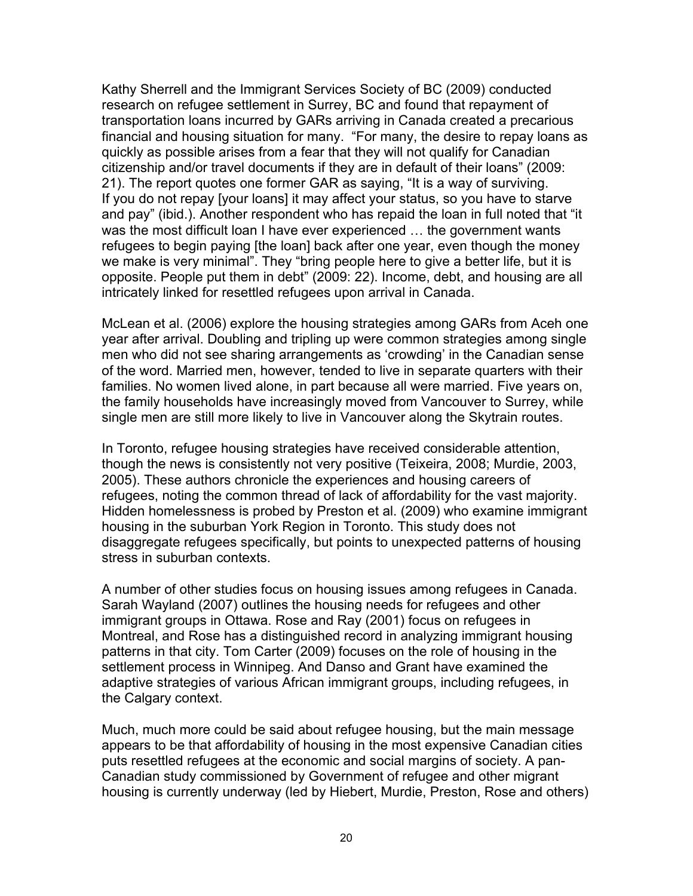Kathy Sherrell and the Immigrant Services Society of BC (2009) conducted research on refugee settlement in Surrey, BC and found that repayment of transportation loans incurred by GARs arriving in Canada created a precarious financial and housing situation for many. "For many, the desire to repay loans as quickly as possible arises from a fear that they will not qualify for Canadian citizenship and/or travel documents if they are in default of their loans" (2009: 21). The report quotes one former GAR as saying, "It is a way of surviving. If you do not repay [your loans] it may affect your status, so you have to starve and pay" (ibid.). Another respondent who has repaid the loan in full noted that "it was the most difficult loan I have ever experienced … the government wants refugees to begin paying [the loan] back after one year, even though the money we make is very minimal". They "bring people here to give a better life, but it is opposite. People put them in debt" (2009: 22). Income, debt, and housing are all intricately linked for resettled refugees upon arrival in Canada.

McLean et al. (2006) explore the housing strategies among GARs from Aceh one year after arrival. Doubling and tripling up were common strategies among single men who did not see sharing arrangements as 'crowding' in the Canadian sense of the word. Married men, however, tended to live in separate quarters with their families. No women lived alone, in part because all were married. Five years on, the family households have increasingly moved from Vancouver to Surrey, while single men are still more likely to live in Vancouver along the Skytrain routes.

In Toronto, refugee housing strategies have received considerable attention, though the news is consistently not very positive (Teixeira, 2008; Murdie, 2003, 2005). These authors chronicle the experiences and housing careers of refugees, noting the common thread of lack of affordability for the vast majority. Hidden homelessness is probed by Preston et al. (2009) who examine immigrant housing in the suburban York Region in Toronto. This study does not disaggregate refugees specifically, but points to unexpected patterns of housing stress in suburban contexts.

A number of other studies focus on housing issues among refugees in Canada. Sarah Wayland (2007) outlines the housing needs for refugees and other immigrant groups in Ottawa. Rose and Ray (2001) focus on refugees in Montreal, and Rose has a distinguished record in analyzing immigrant housing patterns in that city. Tom Carter (2009) focuses on the role of housing in the settlement process in Winnipeg. And Danso and Grant have examined the adaptive strategies of various African immigrant groups, including refugees, in the Calgary context.

Much, much more could be said about refugee housing, but the main message appears to be that affordability of housing in the most expensive Canadian cities puts resettled refugees at the economic and social margins of society. A pan-Canadian study commissioned by Government of refugee and other migrant housing is currently underway (led by Hiebert, Murdie, Preston, Rose and others)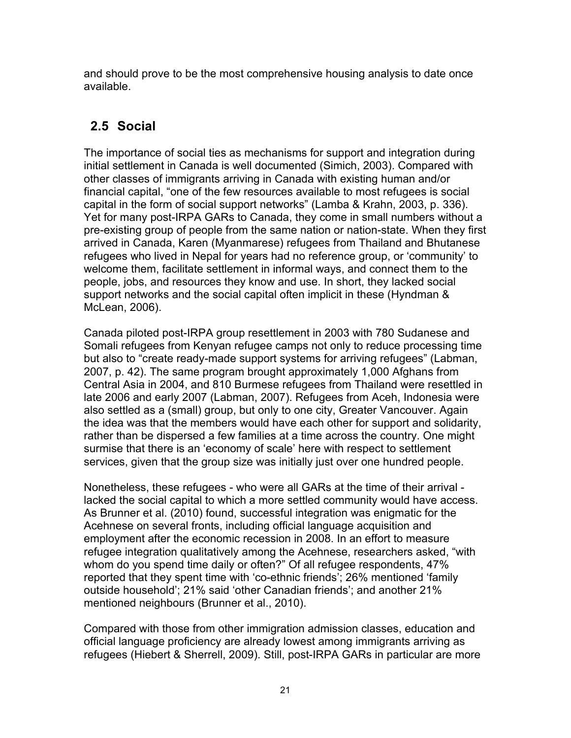and should prove to be the most comprehensive housing analysis to date once available.

## 2.5 Social

The importance of social ties as mechanisms for support and integration during initial settlement in Canada is well documented (Simich, 2003). Compared with other classes of immigrants arriving in Canada with existing human and/or financial capital, “one of the few resources available to most refugees is social capital in the form of social support networks” (Lamba & Krahn, 2003, p. 336). Yet for many post-IRPA GARs to Canada, they come in small numbers without a pre-existing group of people from the same nation or nation-state. When they first arrived in Canada, Karen (Myanmarese) refugees from Thailand and Bhutanese refugees who lived in Nepal for years had no reference group, or ‘community’ to welcome them, facilitate settlement in informal ways, and connect them to the people, jobs, and resources they know and use. In short, they lacked social support networks and the social capital often implicit in these (Hyndman & McLean, 2006).

Canada piloted post-IRPA group resettlement in 2003 with 780 Sudanese and Somali refugees from Kenyan refugee camps not only to reduce processing time but also to “create ready-made support systems for arriving refugees” (Labman, 2007, p. 42). The same program brought approximately 1,000 Afghans from Central Asia in 2004, and 810 Burmese refugees from Thailand were resettled in late 2006 and early 2007 (Labman, 2007). Refugees from Aceh, Indonesia were also settled as a (small) group, but only to one city, Greater Vancouver. Again the idea was that the members would have each other for support and solidarity, rather than be dispersed a few families at a time across the country. One might surmise that there is an ‘economy of scale’ here with respect to settlement services, given that the group size was initially just over one hundred people.

Nonetheless, these refugees - who were all GARs at the time of their arrival - lacked the social capital to which a more settled community would have access. As Brunner et al. (2010) found, successful integration was enigmatic for the Acehnese on several fronts, including official language acquisition and employment after the economic recession in 2008. In an effort to measure refugee integration qualitatively among the Acehnese, researchers asked, “with whom do you spend time daily or often?” Of all refugee respondents, 47% reported that they spent time with ‘co-ethnic friends’; 26% mentioned ‘family outside household’; 21% said ‘other Canadian friends’; and another 21% mentioned neighbours (Brunner et al., 2010).

Compared with those from other immigration admission classes, education and official language proficiency are already lowest among immigrants arriving as refugees (Hiebert & Sherrell, 2009). Still, post-IRPA GARs in particular are more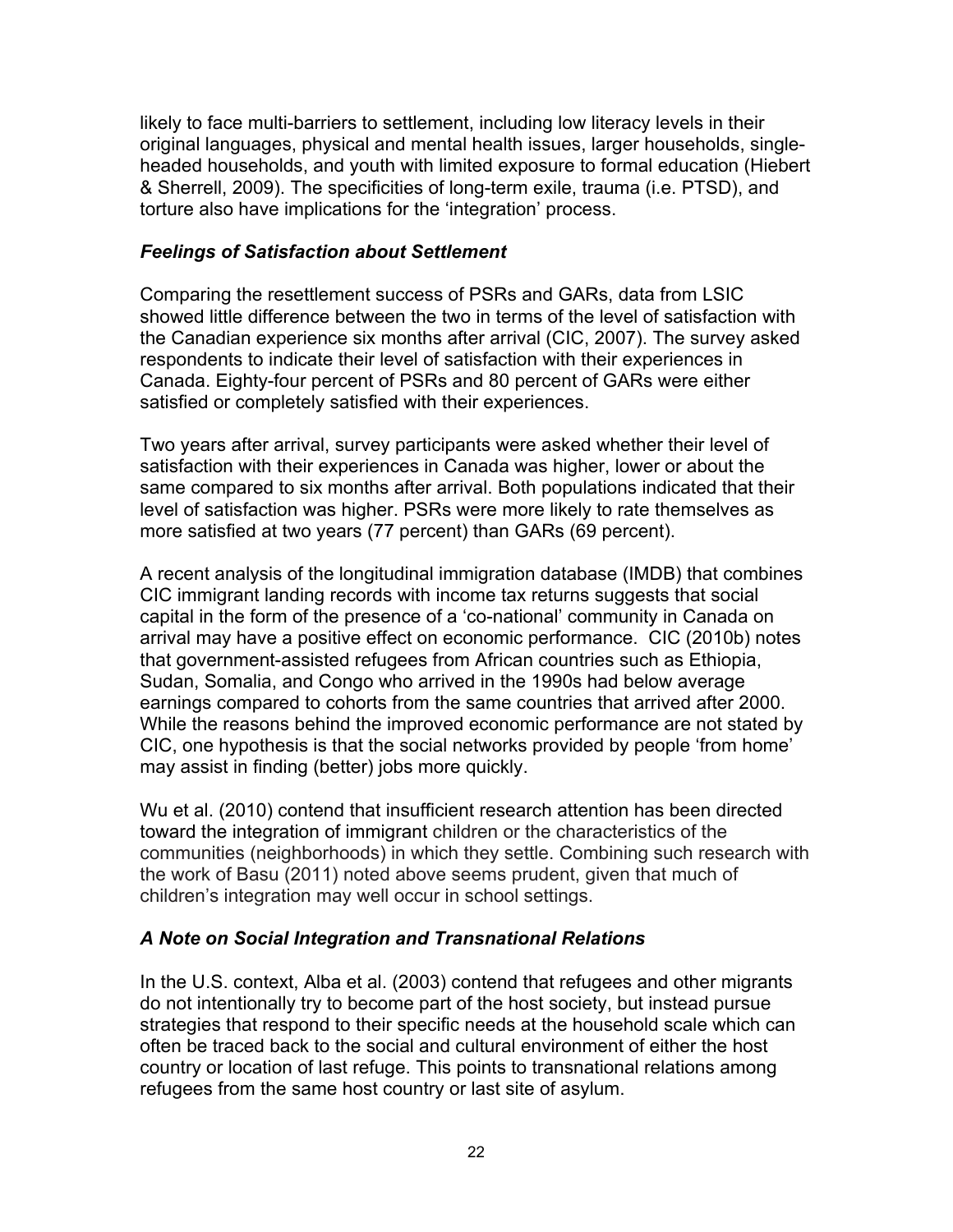likely to face multi-barriers to settlement, including low literacy levels in their original languages, physical and mental health issues, larger households, single-headed households, and youth with limited exposure to formal education (Hiebert & Sherrell, 2009). The specificities of long-term exile, trauma (i.e. PTSD), and torture also have implications for the 'integration' process.

### *Feelings of Satisfaction about Settlement*

Comparing the resettlement success of PSRs and GARs, data from LSIC showed little difference between the two in terms of the level of satisfaction with the Canadian experience six months after arrival (CIC, 2007). The survey asked respondents to indicate their level of satisfaction with their experiences in Canada. Eighty-four percent of PSRs and 80 percent of GARs were either satisfied or completely satisfied with their experiences.

Two years after arrival, survey participants were asked whether their level of satisfaction with their experiences in Canada was higher, lower or about the same compared to six months after arrival. Both populations indicated that their level of satisfaction was higher. PSRs were more likely to rate themselves as more satisfied at two years (77 percent) than GARs (69 percent).

A recent analysis of the longitudinal immigration database (IMDB) that combines CIC immigrant landing records with income tax returns suggests that social capital in the form of the presence of a 'co-national' community in Canada on arrival may have a positive effect on economic performance. CIC (2010b) notes that government-assisted refugees from African countries such as Ethiopia, Sudan, Somalia, and Congo who arrived in the 1990s had below average earnings compared to cohorts from the same countries that arrived after 2000. While the reasons behind the improved economic performance are not stated by CIC, one hypothesis is that the social networks provided by people 'from home' may assist in finding (better) jobs more quickly.

Wu et al. (2010) contend that insufficient research attention has been directed toward the integration of immigrant children or the characteristics of the communities (neighborhoods) in which they settle. Combining such research with the work of Basu (2011) noted above seems prudent, given that much of children's integration may well occur in school settings.

### *A Note on Social Integration and Transnational Relations*

In the U.S. context, Alba et al. (2003) contend that refugees and other migrants do not intentionally try to become part of the host society, but instead pursue strategies that respond to their specific needs at the household scale which can often be traced back to the social and cultural environment of either the host country or location of last refuge. This points to transnational relations among refugees from the same host country or last site of asylum.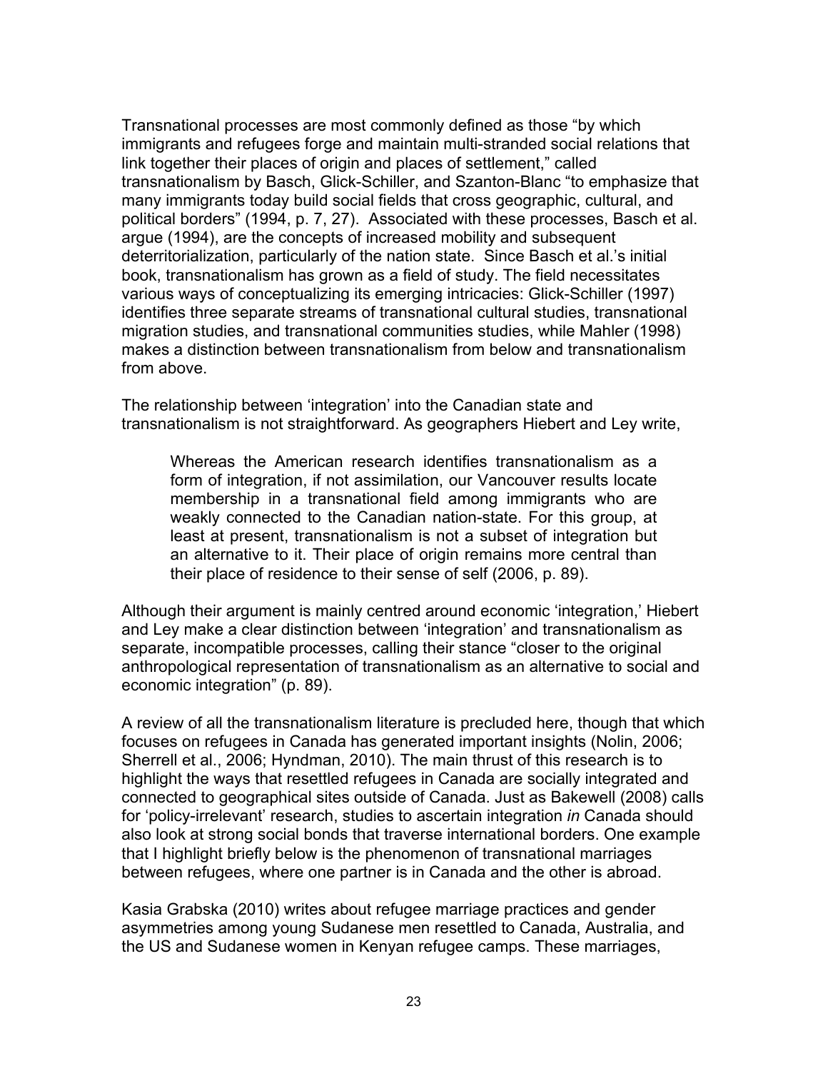Transnational processes are most commonly defined as those "by which immigrants and refugees forge and maintain multi-stranded social relations that link together their places of origin and places of settlement," called transnationalism by Basch, Glick-Schiller, and Szanton-Blanc "to emphasize that many immigrants today build social fields that cross geographic, cultural, and political borders" (1994, p. 7, 27). Associated with these processes, Basch et al. argue (1994), are the concepts of increased mobility and subsequent deterritorialization, particularly of the nation state. Since Basch et al.'s initial book, transnationalism has grown as a field of study. The field necessitates various ways of conceptualizing its emerging intricacies: Glick-Schiller (1997) identifies three separate streams of transnational cultural studies, transnational migration studies, and transnational communities studies, while Mahler (1998) makes a distinction between transnationalism from below and transnationalism from above.

The relationship between 'integration' into the Canadian state and transnationalism is not straightforward. As geographers Hiebert and Ley write,

> Whereas the American research identifies transnationalism as a form of integration, if not assimilation, our Vancouver results locate membership in a transnational field among immigrants who are weakly connected to the Canadian nation-state. For this group, at least at present, transnationalism is not a subset of integration but an alternative to it. Their place of origin remains more central than their place of residence to their sense of self (2006, p. 89).

Although their argument is mainly centred around economic 'integration,' Hiebert and Ley make a clear distinction between 'integration' and transnationalism as separate, incompatible processes, calling their stance "closer to the original anthropological representation of transnationalism as an alternative to social and economic integration" (p. 89).

A review of all the transnationalism literature is precluded here, though that which focuses on refugees in Canada has generated important insights (Nolin, 2006; Sherrell et al., 2006; Hyndman, 2010). The main thrust of this research is to highlight the ways that resettled refugees in Canada are socially integrated and connected to geographical sites outside of Canada. Just as Bakewell (2008) calls for 'policy-irrelevant' research, studies to ascertain integration *in* Canada should also look at strong social bonds that traverse international borders. One example that I highlight briefly below is the phenomenon of transnational marriages between refugees, where one partner is in Canada and the other is abroad.

Kasia Grabska (2010) writes about refugee marriage practices and gender asymmetries among young Sudanese men resettled to Canada, Australia, and the US and Sudanese women in Kenyan refugee camps. These marriages,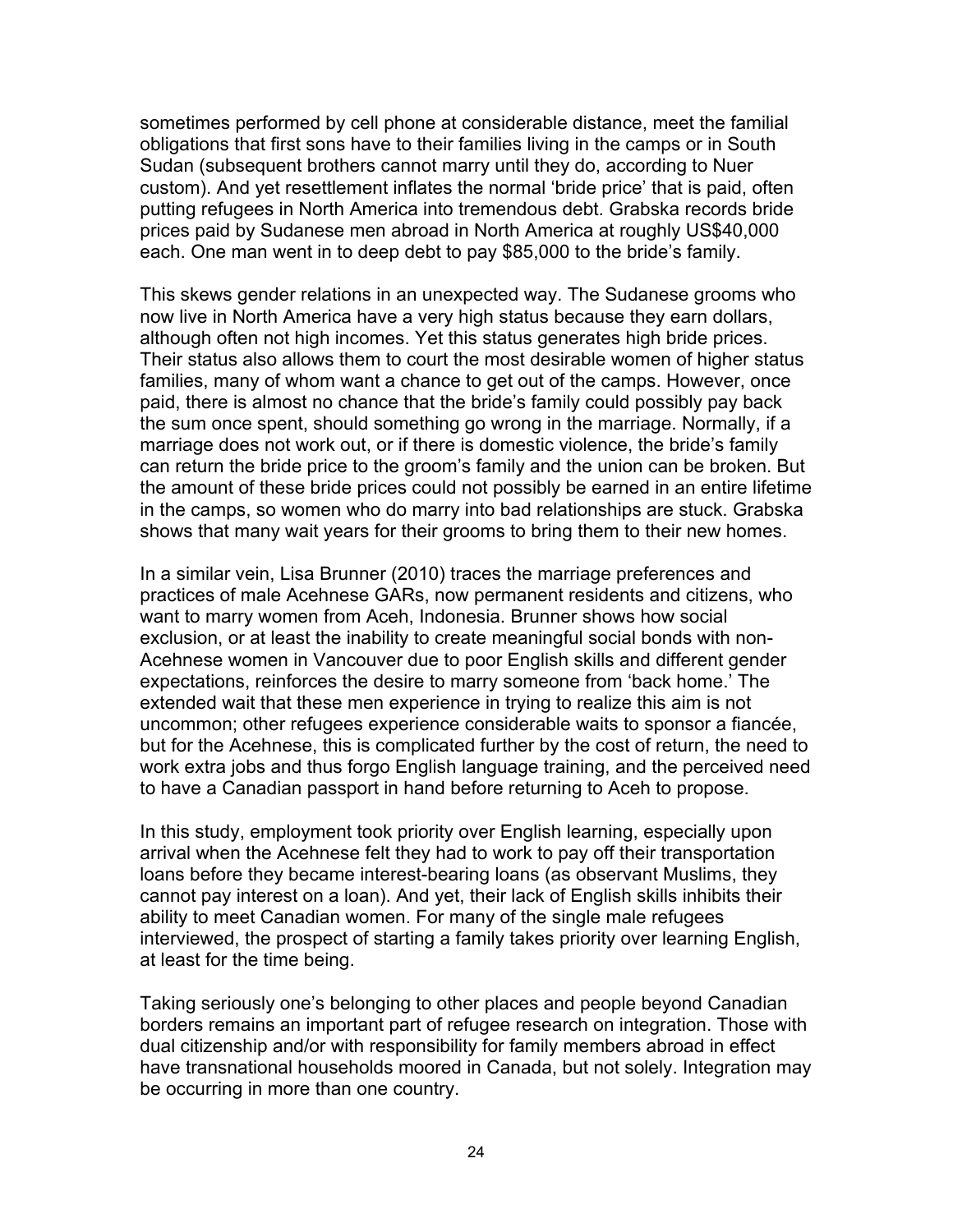sometimes performed by cell phone at considerable distance, meet the familial obligations that first sons have to their families living in the camps or in South Sudan (subsequent brothers cannot marry until they do, according to Nuer custom). And yet resettlement inflates the normal 'bride price' that is paid, often putting refugees in North America into tremendous debt. Grabska records bride prices paid by Sudanese men abroad in North America at roughly US$40,000 each. One man went in to deep debt to pay $85,000 to the bride's family.

This skews gender relations in an unexpected way. The Sudanese grooms who now live in North America have a very high status because they earn dollars, although often not high incomes. Yet this status generates high bride prices. Their status also allows them to court the most desirable women of higher status families, many of whom want a chance to get out of the camps. However, once paid, there is almost no chance that the bride's family could possibly pay back the sum once spent, should something go wrong in the marriage. Normally, if a marriage does not work out, or if there is domestic violence, the bride's family can return the bride price to the groom's family and the union can be broken. But the amount of these bride prices could not possibly be earned in an entire lifetime in the camps, so women who do marry into bad relationships are stuck. Grabska shows that many wait years for their grooms to bring them to their new homes.

In a similar vein, Lisa Brunner (2010) traces the marriage preferences and practices of male Acehnese GARs, now permanent residents and citizens, who want to marry women from Aceh, Indonesia. Brunner shows how social exclusion, or at least the inability to create meaningful social bonds with non-Acehnese women in Vancouver due to poor English skills and different gender expectations, reinforces the desire to marry someone from 'back home.' The extended wait that these men experience in trying to realize this aim is not uncommon; other refugees experience considerable waits to sponsor a fiancée, but for the Acehnese, this is complicated further by the cost of return, the need to work extra jobs and thus forgo English language training, and the perceived need to have a Canadian passport in hand before returning to Aceh to propose.

In this study, employment took priority over English learning, especially upon arrival when the Acehnese felt they had to work to pay off their transportation loans before they became interest-bearing loans (as observant Muslims, they cannot pay interest on a loan). And yet, their lack of English skills inhibits their ability to meet Canadian women. For many of the single male refugees interviewed, the prospect of starting a family takes priority over learning English, at least for the time being.

Taking seriously one's belonging to other places and people beyond Canadian borders remains an important part of refugee research on integration. Those with dual citizenship and/or with responsibility for family members abroad in effect have transnational households moored in Canada, but not solely. Integration may be occurring in more than one country.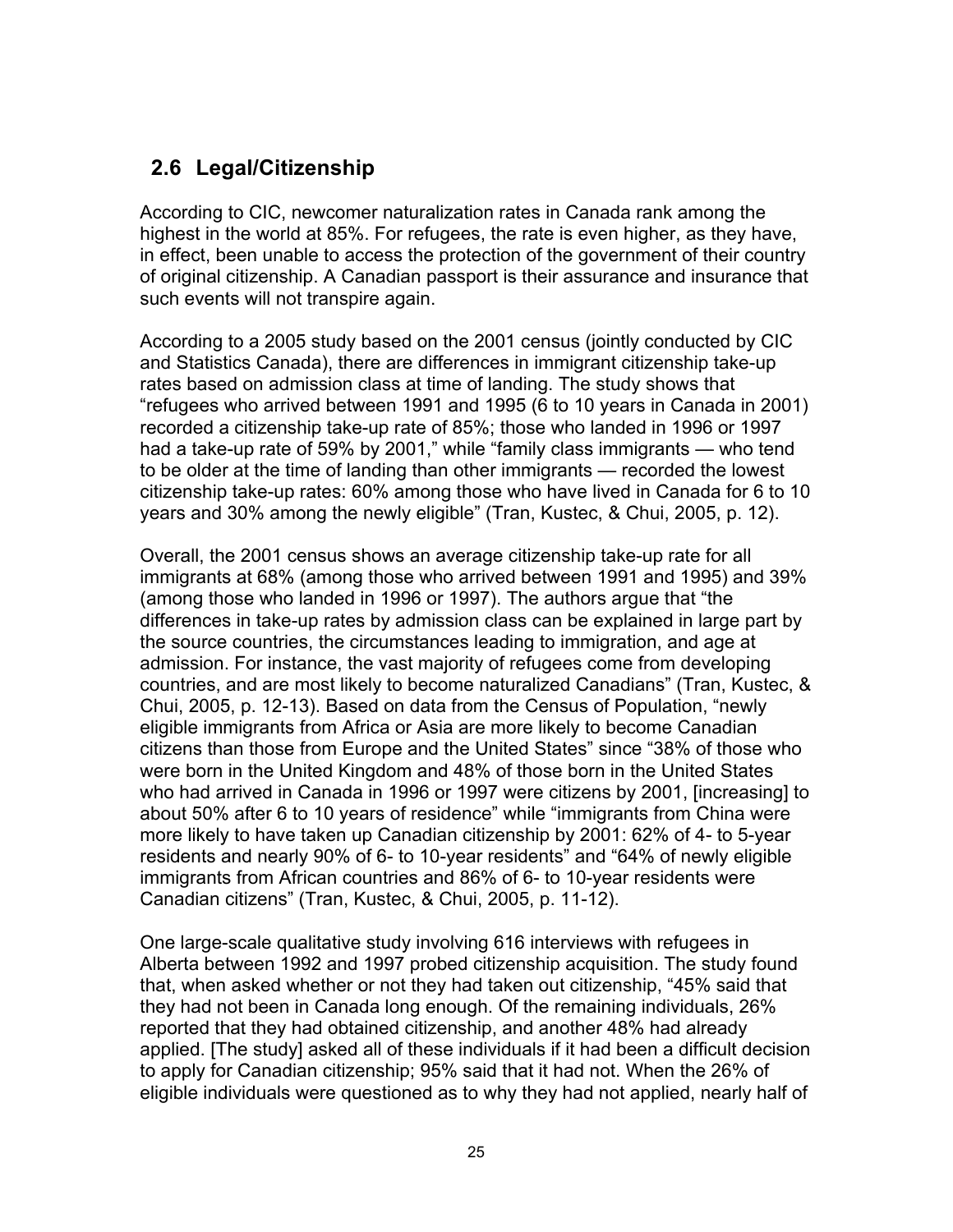## 2.6 Legal/Citizenship

According to CIC, newcomer naturalization rates in Canada rank among the highest in the world at 85%. For refugees, the rate is even higher, as they have, in effect, been unable to access the protection of the government of their country of original citizenship. A Canadian passport is their assurance and insurance that such events will not transpire again.

According to a 2005 study based on the 2001 census (jointly conducted by CIC and Statistics Canada), there are differences in immigrant citizenship take-up rates based on admission class at time of landing. The study shows that "refugees who arrived between 1991 and 1995 (6 to 10 years in Canada in 2001) recorded a citizenship take-up rate of 85%; those who landed in 1996 or 1997 had a take-up rate of 59% by 2001," while "family class immigrants — who tend to be older at the time of landing than other immigrants — recorded the lowest citizenship take-up rates: 60% among those who have lived in Canada for 6 to 10 years and 30% among the newly eligible" (Tran, Kustec, & Chui, 2005, p. 12).

Overall, the 2001 census shows an average citizenship take-up rate for all immigrants at 68% (among those who arrived between 1991 and 1995) and 39% (among those who landed in 1996 or 1997). The authors argue that "the differences in take-up rates by admission class can be explained in large part by the source countries, the circumstances leading to immigration, and age at admission. For instance, the vast majority of refugees come from developing countries, and are most likely to become naturalized Canadians" (Tran, Kustec, & Chui, 2005, p. 12-13). Based on data from the Census of Population, "newly eligible immigrants from Africa or Asia are more likely to become Canadian citizens than those from Europe and the United States" since "38% of those who were born in the United Kingdom and 48% of those born in the United States who had arrived in Canada in 1996 or 1997 were citizens by 2001, [increasing] to about 50% after 6 to 10 years of residence" while "immigrants from China were more likely to have taken up Canadian citizenship by 2001: 62% of 4- to 5-year residents and nearly 90% of 6- to 10-year residents" and "64% of newly eligible immigrants from African countries and 86% of 6- to 10-year residents were Canadian citizens" (Tran, Kustec, & Chui, 2005, p. 11-12).

One large-scale qualitative study involving 616 interviews with refugees in Alberta between 1992 and 1997 probed citizenship acquisition. The study found that, when asked whether or not they had taken out citizenship, "45% said that they had not been in Canada long enough. Of the remaining individuals, 26% reported that they had obtained citizenship, and another 48% had already applied. [The study] asked all of these individuals if it had been a difficult decision to apply for Canadian citizenship; 95% said that it had not. When the 26% of eligible individuals were questioned as to why they had not applied, nearly half of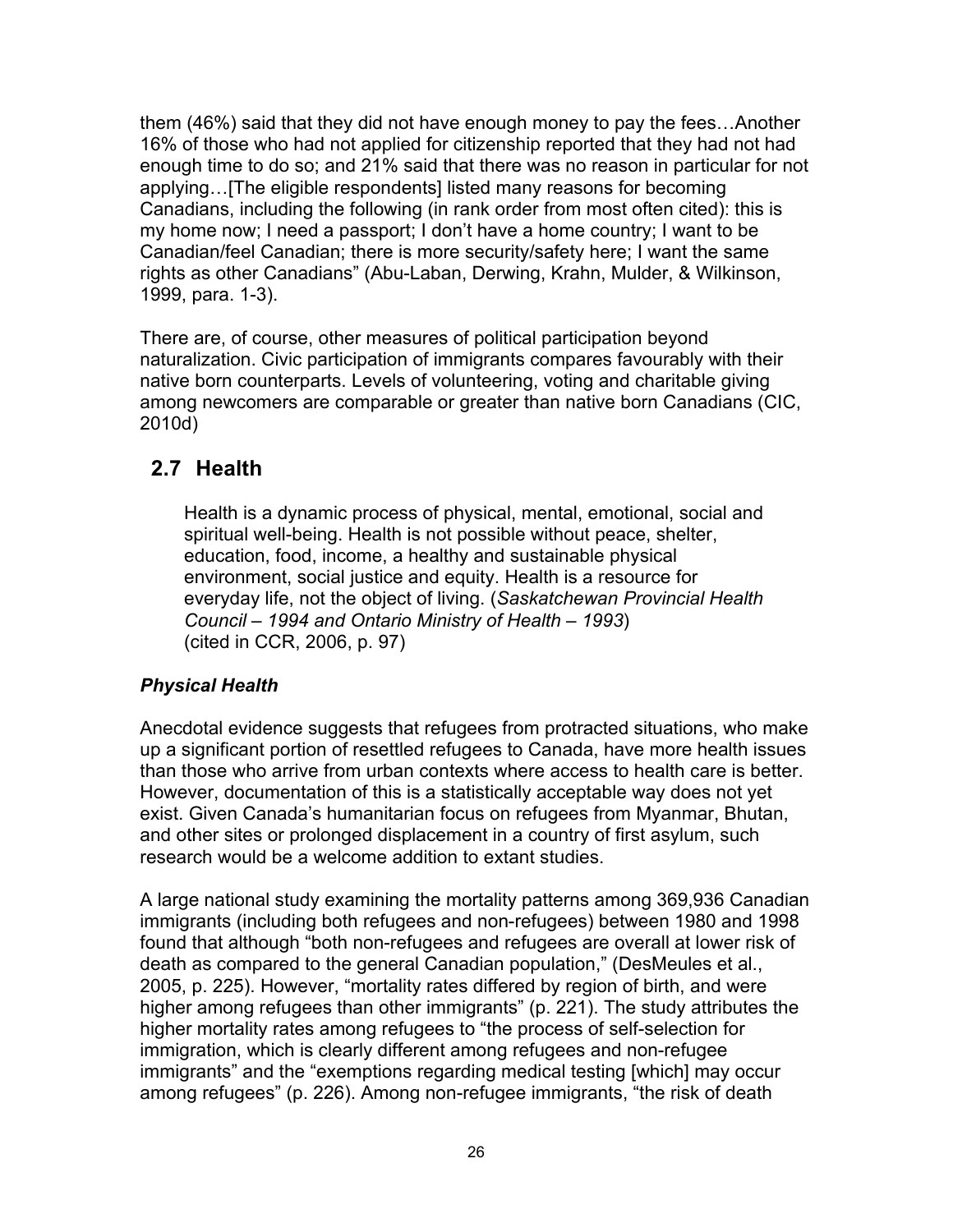them (46%) said that they did not have enough money to pay the fees…Another 16% of those who had not applied for citizenship reported that they had not had enough time to do so; and 21% said that there was no reason in particular for not applying…[The eligible respondents] listed many reasons for becoming Canadians, including the following (in rank order from most often cited): this is my home now; I need a passport; I don't have a home country; I want to be Canadian/feel Canadian; there is more security/safety here; I want the same rights as other Canadians" (Abu-Laban, Derwing, Krahn, Mulder, & Wilkinson, 1999, para. 1-3).

There are, of course, other measures of political participation beyond naturalization. Civic participation of immigrants compares favourably with their native born counterparts. Levels of volunteering, voting and charitable giving among newcomers are comparable or greater than native born Canadians (CIC, 2010d)

## 2.7 Health

> Health is a dynamic process of physical, mental, emotional, social and spiritual well-being. Health is not possible without peace, shelter, education, food, income, a healthy and sustainable physical environment, social justice and equity. Health is a resource for everyday life, not the object of living. (*Saskatchewan Provincial Health Council – 1994 and Ontario Ministry of Health – 1993*)
> (cited in CCR, 2006, p. 97)

### *Physical Health*

Anecdotal evidence suggests that refugees from protracted situations, who make up a significant portion of resettled refugees to Canada, have more health issues than those who arrive from urban contexts where access to health care is better. However, documentation of this is a statistically acceptable way does not yet exist. Given Canada's humanitarian focus on refugees from Myanmar, Bhutan, and other sites or prolonged displacement in a country of first asylum, such research would be a welcome addition to extant studies.

A large national study examining the mortality patterns among 369,936 Canadian immigrants (including both refugees and non-refugees) between 1980 and 1998 found that although "both non-refugees and refugees are overall at lower risk of death as compared to the general Canadian population," (DesMeules et al., 2005, p. 225). However, "mortality rates differed by region of birth, and were higher among refugees than other immigrants" (p. 221). The study attributes the higher mortality rates among refugees to "the process of self-selection for immigration, which is clearly different among refugees and non-refugee immigrants" and the "exemptions regarding medical testing [which] may occur among refugees" (p. 226). Among non-refugee immigrants, "the risk of death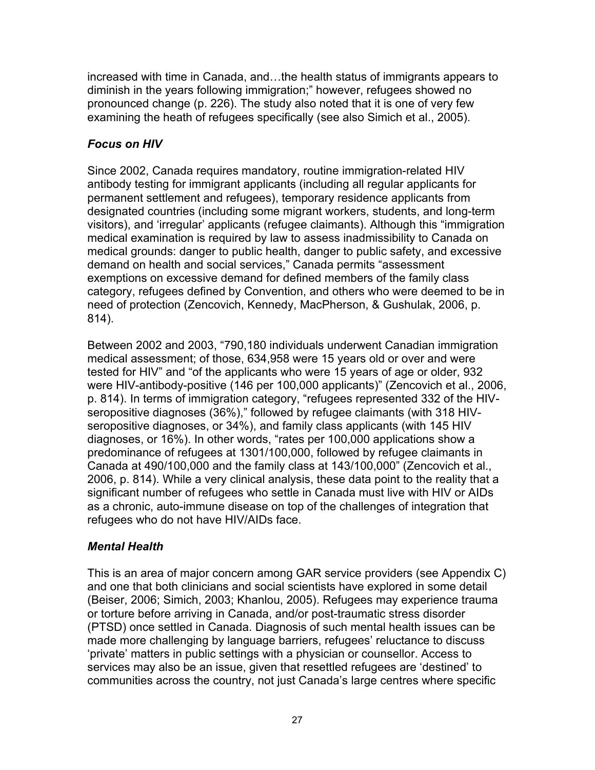increased with time in Canada, and…the health status of immigrants appears to diminish in the years following immigration;" however, refugees showed no pronounced change (p. 226). The study also noted that it is one of very few examining the heath of refugees specifically (see also Simich et al., 2005).

### *Focus on HIV*

Since 2002, Canada requires mandatory, routine immigration-related HIV antibody testing for immigrant applicants (including all regular applicants for permanent settlement and refugees), temporary residence applicants from designated countries (including some migrant workers, students, and long-term visitors), and 'irregular' applicants (refugee claimants). Although this "immigration medical examination is required by law to assess inadmissibility to Canada on medical grounds: danger to public health, danger to public safety, and excessive demand on health and social services," Canada permits "assessment exemptions on excessive demand for defined members of the family class category, refugees defined by Convention, and others who were deemed to be in need of protection (Zencovich, Kennedy, MacPherson, & Gushulak, 2006, p. 814).

Between 2002 and 2003, "790,180 individuals underwent Canadian immigration medical assessment; of those, 634,958 were 15 years old or over and were tested for HIV" and "of the applicants who were 15 years of age or older, 932 were HIV-antibody-positive (146 per 100,000 applicants)" (Zencovich et al., 2006, p. 814). In terms of immigration category, "refugees represented 332 of the HIV-seropositive diagnoses (36%)," followed by refugee claimants (with 318 HIV-seropositive diagnoses, or 34%), and family class applicants (with 145 HIV diagnoses, or 16%). In other words, "rates per 100,000 applications show a predominance of refugees at 1301/100,000, followed by refugee claimants in Canada at 490/100,000 and the family class at 143/100,000" (Zencovich et al., 2006, p. 814). While a very clinical analysis, these data point to the reality that a significant number of refugees who settle in Canada must live with HIV or AIDs as a chronic, auto-immune disease on top of the challenges of integration that refugees who do not have HIV/AIDs face.

### *Mental Health*

This is an area of major concern among GAR service providers (see Appendix C) and one that both clinicians and social scientists have explored in some detail (Beiser, 2006; Simich, 2003; Khanlou, 2005). Refugees may experience trauma or torture before arriving in Canada, and/or post-traumatic stress disorder (PTSD) once settled in Canada. Diagnosis of such mental health issues can be made more challenging by language barriers, refugees' reluctance to discuss 'private' matters in public settings with a physician or counsellor. Access to services may also be an issue, given that resettled refugees are 'destined' to communities across the country, not just Canada's large centres where specific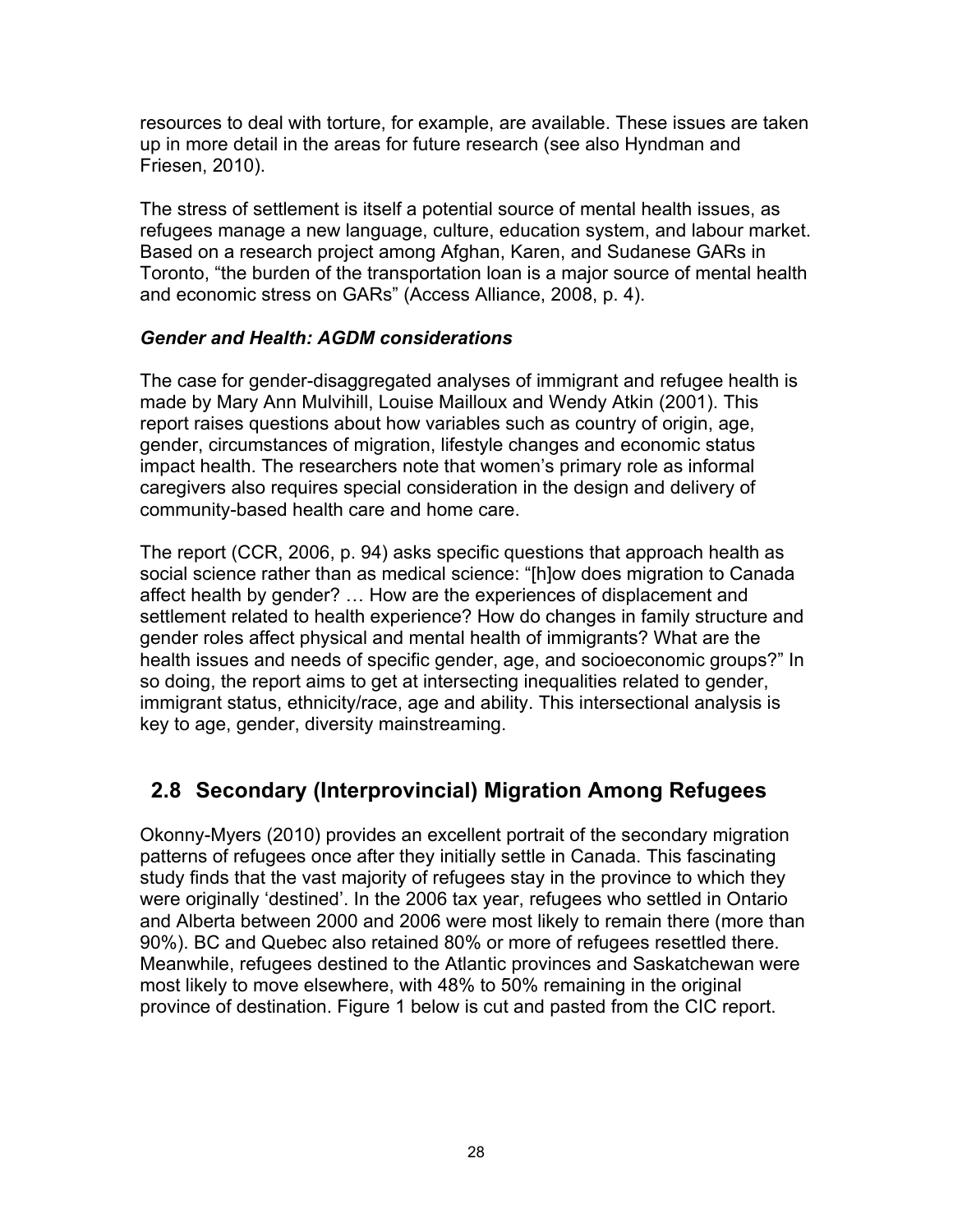resources to deal with torture, for example, are available. These issues are taken up in more detail in the areas for future research (see also Hyndman and Friesen, 2010).

The stress of settlement is itself a potential source of mental health issues, as refugees manage a new language, culture, education system, and labour market. Based on a research project among Afghan, Karen, and Sudanese GARs in Toronto, "the burden of the transportation loan is a major source of mental health and economic stress on GARs" (Access Alliance, 2008, p. 4).

***Gender and Health: AGDM considerations***

The case for gender-disaggregated analyses of immigrant and refugee health is made by Mary Ann Mulvihill, Louise Mailloux and Wendy Atkin (2001). This report raises questions about how variables such as country of origin, age, gender, circumstances of migration, lifestyle changes and economic status impact health. The researchers note that women's primary role as informal caregivers also requires special consideration in the design and delivery of community-based health care and home care.

The report (CCR, 2006, p. 94) asks specific questions that approach health as social science rather than as medical science: "[h]ow does migration to Canada affect health by gender? … How are the experiences of displacement and settlement related to health experience? How do changes in family structure and gender roles affect physical and mental health of immigrants? What are the health issues and needs of specific gender, age, and socioeconomic groups?" In so doing, the report aims to get at intersecting inequalities related to gender, immigrant status, ethnicity/race, age and ability. This intersectional analysis is key to age, gender, diversity mainstreaming.

## 2.8 Secondary (Interprovincial) Migration Among Refugees

Okonny-Myers (2010) provides an excellent portrait of the secondary migration patterns of refugees once after they initially settle in Canada. This fascinating study finds that the vast majority of refugees stay in the province to which they were originally 'destined'. In the 2006 tax year, refugees who settled in Ontario and Alberta between 2000 and 2006 were most likely to remain there (more than 90%). BC and Quebec also retained 80% or more of refugees resettled there. Meanwhile, refugees destined to the Atlantic provinces and Saskatchewan were most likely to move elsewhere, with 48% to 50% remaining in the original province of destination. Figure 1 below is cut and pasted from the CIC report.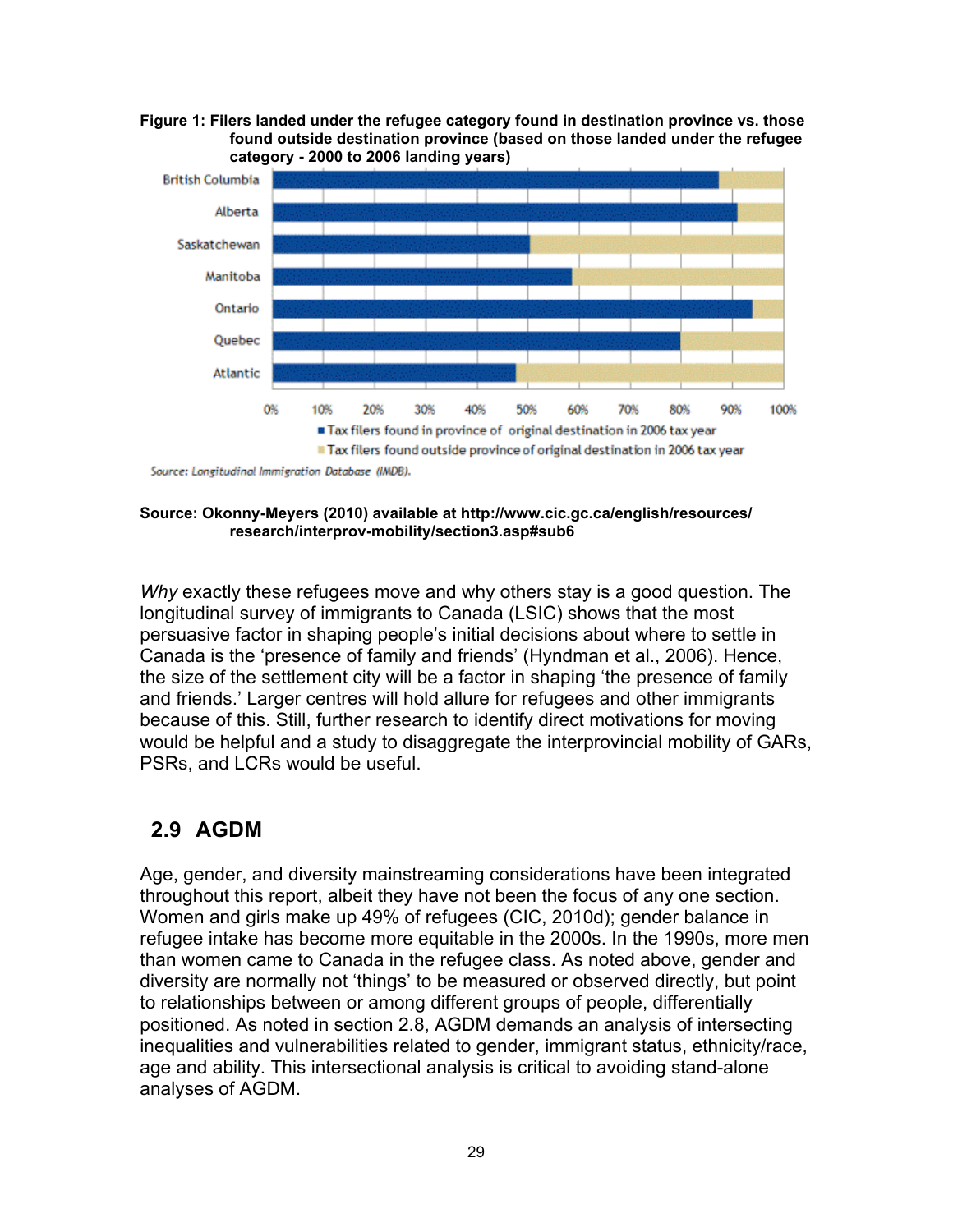**Figure 1: Filers landed under the refugee category found in destination province vs. those found outside destination province (based on those landed under the refugee category - 2000 to 2006 landing years)**

Source: Longitudinal Immigration Database (IMDB).

**Source: Okonny-Meyers (2010) available at http://www.cic.gc.ca/english/resources/research/interprov-mobility/section3.asp#sub6**

*Why* exactly these refugees move and why others stay is a good question. The longitudinal survey of immigrants to Canada (LSIC) shows that the most persuasive factor in shaping people's initial decisions about where to settle in Canada is the 'presence of family and friends' (Hyndman et al., 2006). Hence, the size of the settlement city will be a factor in shaping 'the presence of family and friends.' Larger centres will hold allure for refugees and other immigrants because of this. Still, further research to identify direct motivations for moving would be helpful and a study to disaggregate the interprovincial mobility of GARs, PSRs, and LCRs would be useful.

## 2.9 AGDM

Age, gender, and diversity mainstreaming considerations have been integrated throughout this report, albeit they have not been the focus of any one section. Women and girls make up 49% of refugees (CIC, 2010d); gender balance in refugee intake has become more equitable in the 2000s. In the 1990s, more men than women came to Canada in the refugee class. As noted above, gender and diversity are normally not 'things' to be measured or observed directly, but point to relationships between or among different groups of people, differentially positioned. As noted in section 2.8, AGDM demands an analysis of intersecting inequalities and vulnerabilities related to gender, immigrant status, ethnicity/race, age and ability. This intersectional analysis is critical to avoiding stand-alone analyses of AGDM.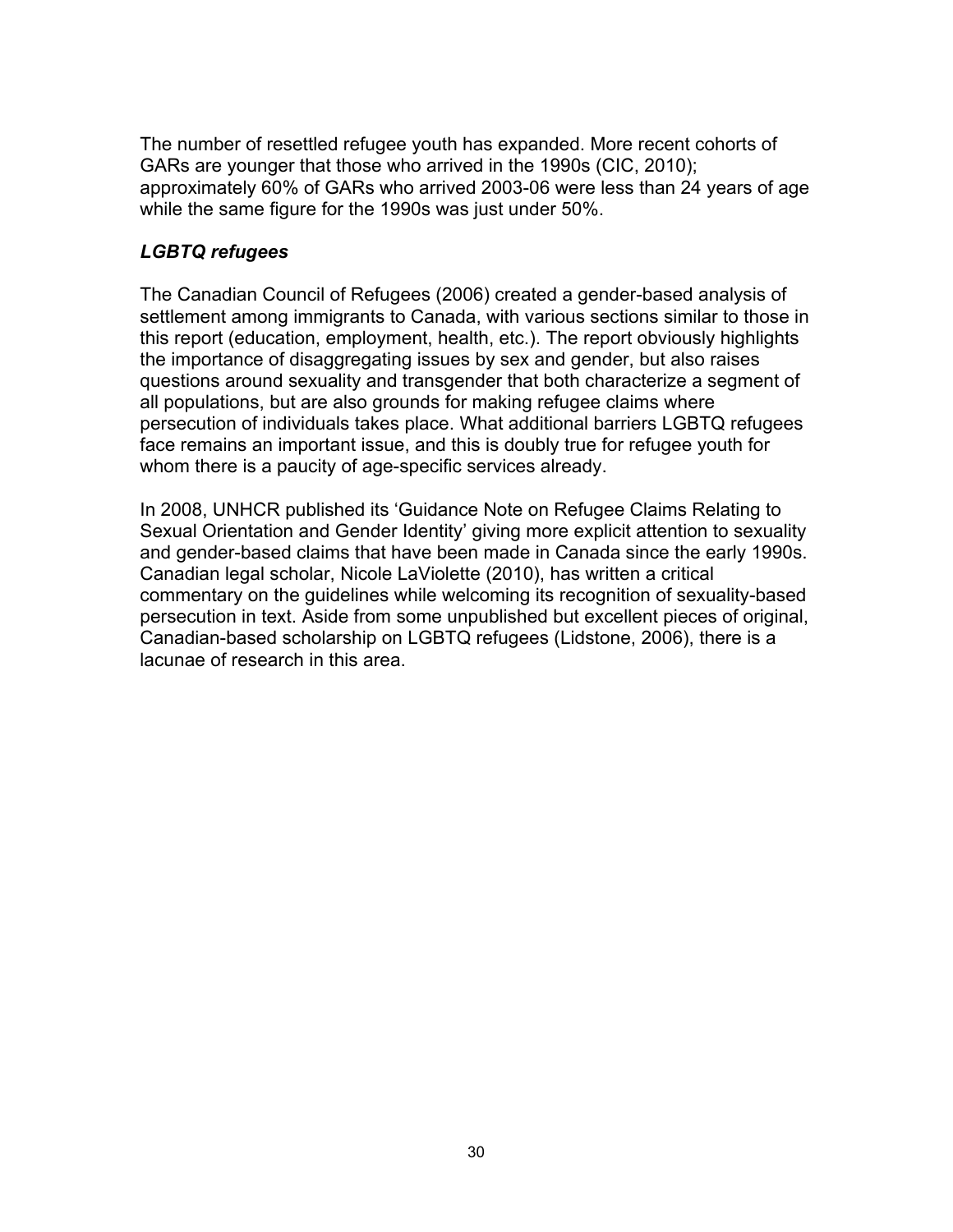The number of resettled refugee youth has expanded. More recent cohorts of GARs are younger that those who arrived in the 1990s (CIC, 2010); approximately 60% of GARs who arrived 2003-06 were less than 24 years of age while the same figure for the 1990s was just under 50%.

### *LGBTQ refugees*

The Canadian Council of Refugees (2006) created a gender-based analysis of settlement among immigrants to Canada, with various sections similar to those in this report (education, employment, health, etc.). The report obviously highlights the importance of disaggregating issues by sex and gender, but also raises questions around sexuality and transgender that both characterize a segment of all populations, but are also grounds for making refugee claims where persecution of individuals takes place. What additional barriers LGBTQ refugees face remains an important issue, and this is doubly true for refugee youth for whom there is a paucity of age-specific services already.

In 2008, UNHCR published its 'Guidance Note on Refugee Claims Relating to Sexual Orientation and Gender Identity' giving more explicit attention to sexuality and gender-based claims that have been made in Canada since the early 1990s. Canadian legal scholar, Nicole LaViolette (2010), has written a critical commentary on the guidelines while welcoming its recognition of sexuality-based persecution in text. Aside from some unpublished but excellent pieces of original, Canadian-based scholarship on LGBTQ refugees (Lidstone, 2006), there is a lacunae of research in this area.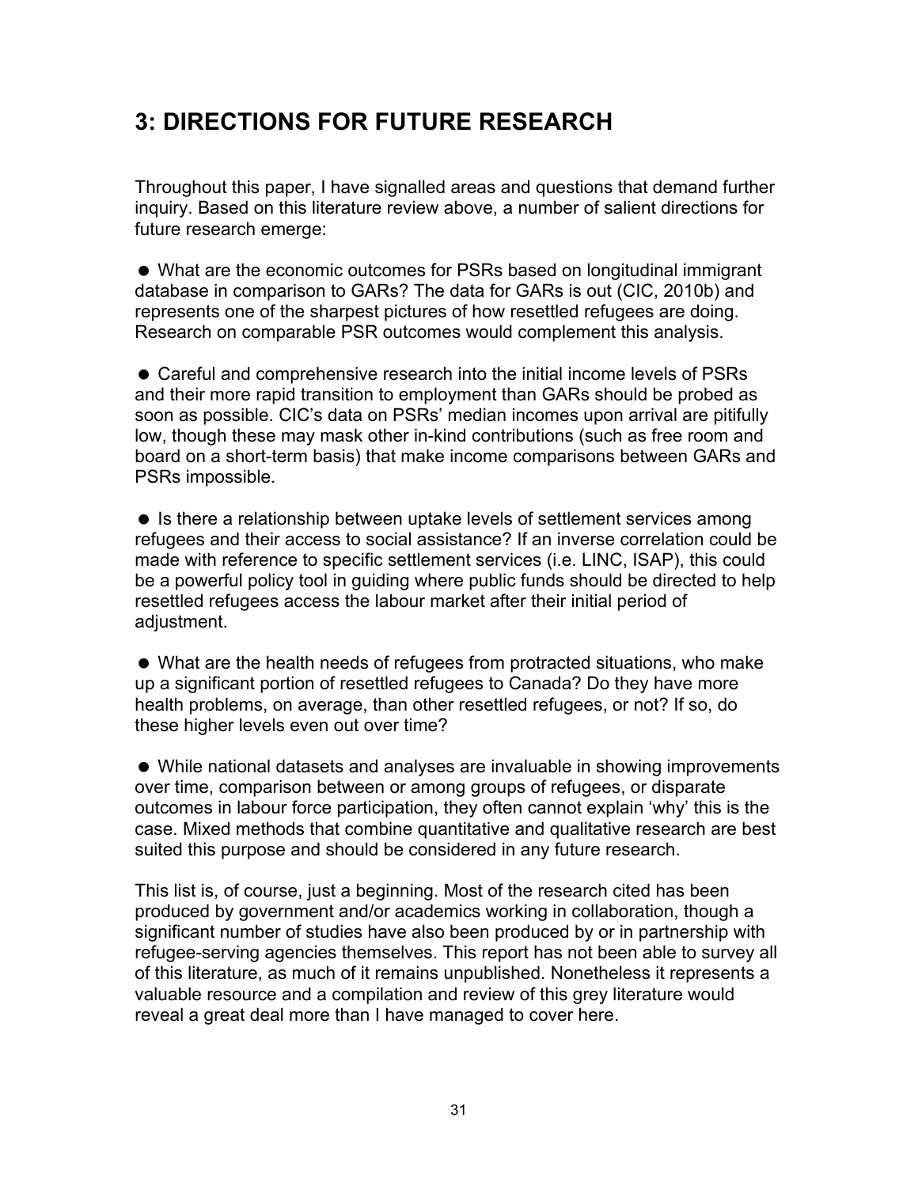## 3: DIRECTIONS FOR FUTURE RESEARCH

Throughout this paper, I have signalled areas and questions that demand further inquiry. Based on this literature review above, a number of salient directions for future research emerge:

- What are the economic outcomes for PSRs based on longitudinal immigrant database in comparison to GARs? The data for GARs is out (CIC, 2010b) and represents one of the sharpest pictures of how resettled refugees are doing. Research on comparable PSR outcomes would complement this analysis.

- Careful and comprehensive research into the initial income levels of PSRs and their more rapid transition to employment than GARs should be probed as soon as possible. CIC's data on PSRs' median incomes upon arrival are pitifully low, though these may mask other in-kind contributions (such as free room and board on a short-term basis) that make income comparisons between GARs and PSRs impossible.

- Is there a relationship between uptake levels of settlement services among refugees and their access to social assistance? If an inverse correlation could be made with reference to specific settlement services (i.e. LINC, ISAP), this could be a powerful policy tool in guiding where public funds should be directed to help resettled refugees access the labour market after their initial period of adjustment.

- What are the health needs of refugees from protracted situations, who make up a significant portion of resettled refugees to Canada? Do they have more health problems, on average, than other resettled refugees, or not? If so, do these higher levels even out over time?

- While national datasets and analyses are invaluable in showing improvements over time, comparison between or among groups of refugees, or disparate outcomes in labour force participation, they often cannot explain 'why' this is the case. Mixed methods that combine quantitative and qualitative research are best suited this purpose and should be considered in any future research.

This list is, of course, just a beginning. Most of the research cited has been produced by government and/or academics working in collaboration, though a significant number of studies have also been produced by or in partnership with refugee-serving agencies themselves. This report has not been able to survey all of this literature, as much of it remains unpublished. Nonetheless it represents a valuable resource and a compilation and review of this grey literature would reveal a great deal more than I have managed to cover here.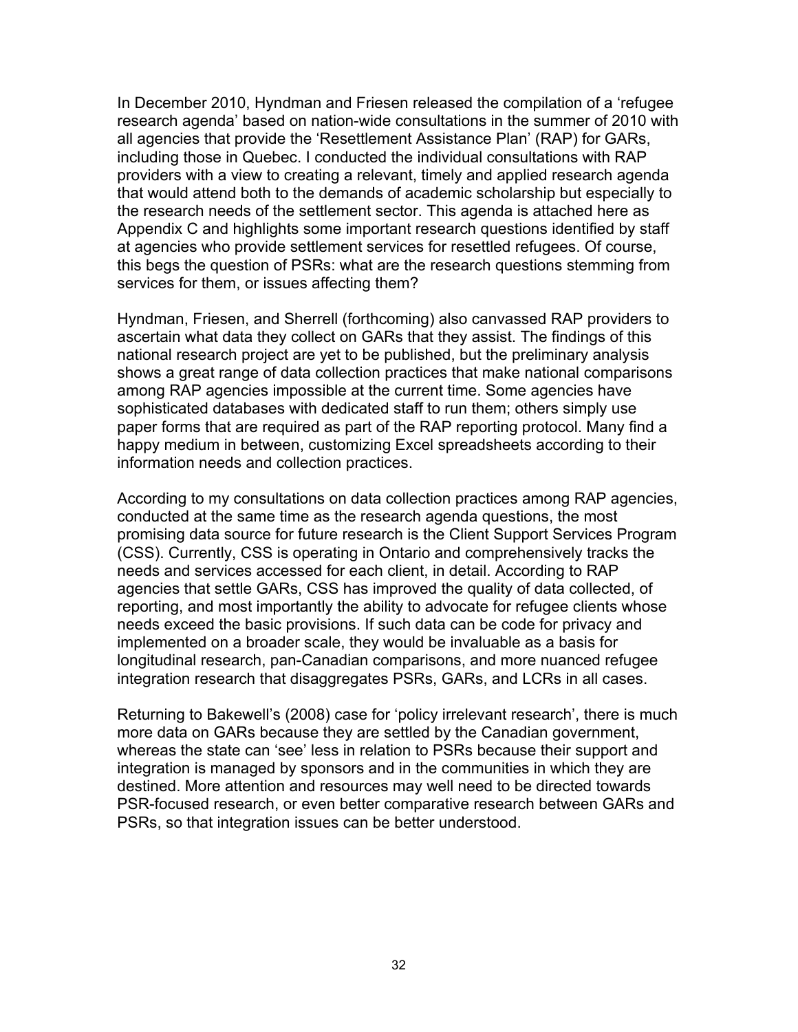In December 2010, Hyndman and Friesen released the compilation of a 'refugee research agenda' based on nation-wide consultations in the summer of 2010 with all agencies that provide the 'Resettlement Assistance Plan' (RAP) for GARs, including those in Quebec. I conducted the individual consultations with RAP providers with a view to creating a relevant, timely and applied research agenda that would attend both to the demands of academic scholarship but especially to the research needs of the settlement sector. This agenda is attached here as Appendix C and highlights some important research questions identified by staff at agencies who provide settlement services for resettled refugees. Of course, this begs the question of PSRs: what are the research questions stemming from services for them, or issues affecting them?

Hyndman, Friesen, and Sherrell (forthcoming) also canvassed RAP providers to ascertain what data they collect on GARs that they assist. The findings of this national research project are yet to be published, but the preliminary analysis shows a great range of data collection practices that make national comparisons among RAP agencies impossible at the current time. Some agencies have sophisticated databases with dedicated staff to run them; others simply use paper forms that are required as part of the RAP reporting protocol. Many find a happy medium in between, customizing Excel spreadsheets according to their information needs and collection practices.

According to my consultations on data collection practices among RAP agencies, conducted at the same time as the research agenda questions, the most promising data source for future research is the Client Support Services Program (CSS). Currently, CSS is operating in Ontario and comprehensively tracks the needs and services accessed for each client, in detail. According to RAP agencies that settle GARs, CSS has improved the quality of data collected, of reporting, and most importantly the ability to advocate for refugee clients whose needs exceed the basic provisions. If such data can be code for privacy and implemented on a broader scale, they would be invaluable as a basis for longitudinal research, pan-Canadian comparisons, and more nuanced refugee integration research that disaggregates PSRs, GARs, and LCRs in all cases.

Returning to Bakewell's (2008) case for 'policy irrelevant research', there is much more data on GARs because they are settled by the Canadian government, whereas the state can 'see' less in relation to PSRs because their support and integration is managed by sponsors and in the communities in which they are destined. More attention and resources may well need to be directed towards PSR-focused research, or even better comparative research between GARs and PSRs, so that integration issues can be better understood.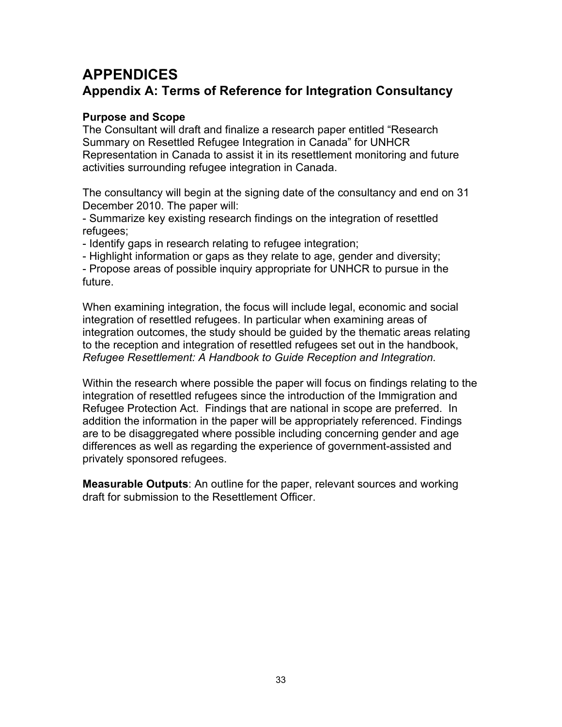# APPENDICES

## Appendix A: Terms of Reference for Integration Consultancy

**Purpose and Scope**

The Consultant will draft and finalize a research paper entitled "Research Summary on Resettled Refugee Integration in Canada" for UNHCR Representation in Canada to assist it in its resettlement monitoring and future activities surrounding refugee integration in Canada.

The consultancy will begin at the signing date of the consultancy and end on 31 December 2010. The paper will:

- Summarize key existing research findings on the integration of resettled refugees;
- Identify gaps in research relating to refugee integration;
- Highlight information or gaps as they relate to age, gender and diversity;
- Propose areas of possible inquiry appropriate for UNHCR to pursue in the future.

When examining integration, the focus will include legal, economic and social integration of resettled refugees. In particular when examining areas of integration outcomes, the study should be guided by the thematic areas relating to the reception and integration of resettled refugees set out in the handbook, *Refugee Resettlement: A Handbook to Guide Reception and Integration*.

Within the research where possible the paper will focus on findings relating to the integration of resettled refugees since the introduction of the Immigration and Refugee Protection Act. Findings that are national in scope are preferred. In addition the information in the paper will be appropriately referenced. Findings are to be disaggregated where possible including concerning gender and age differences as well as regarding the experience of government-assisted and privately sponsored refugees.

**Measurable Outputs**: An outline for the paper, relevant sources and working draft for submission to the Resettlement Officer.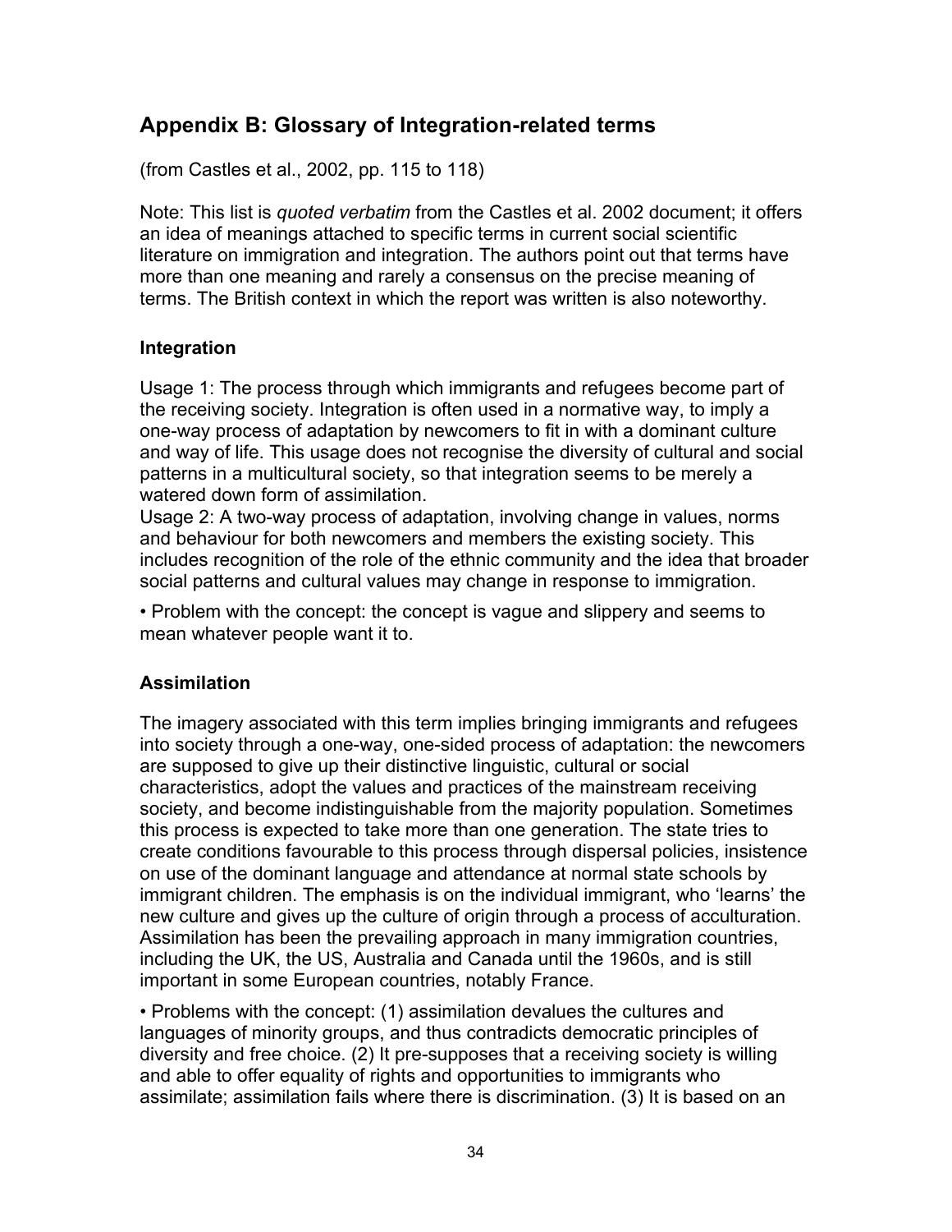## Appendix B: Glossary of Integration-related terms

(from Castles et al., 2002, pp. 115 to 118)

Note: This list is *quoted verbatim* from the Castles et al. 2002 document; it offers an idea of meanings attached to specific terms in current social scientific literature on immigration and integration. The authors point out that terms have more than one meaning and rarely a consensus on the precise meaning of terms. The British context in which the report was written is also noteworthy.

### Integration

Usage 1: The process through which immigrants and refugees become part of the receiving society. Integration is often used in a normative way, to imply a one-way process of adaptation by newcomers to fit in with a dominant culture and way of life. This usage does not recognise the diversity of cultural and social patterns in a multicultural society, so that integration seems to be merely a watered down form of assimilation.

Usage 2: A two-way process of adaptation, involving change in values, norms and behaviour for both newcomers and members the existing society. This includes recognition of the role of the ethnic community and the idea that broader social patterns and cultural values may change in response to immigration.

• Problem with the concept: the concept is vague and slippery and seems to mean whatever people want it to.

### Assimilation

The imagery associated with this term implies bringing immigrants and refugees into society through a one-way, one-sided process of adaptation: the newcomers are supposed to give up their distinctive linguistic, cultural or social characteristics, adopt the values and practices of the mainstream receiving society, and become indistinguishable from the majority population. Sometimes this process is expected to take more than one generation. The state tries to create conditions favourable to this process through dispersal policies, insistence on use of the dominant language and attendance at normal state schools by immigrant children. The emphasis is on the individual immigrant, who 'learns' the new culture and gives up the culture of origin through a process of acculturation. Assimilation has been the prevailing approach in many immigration countries, including the UK, the US, Australia and Canada until the 1960s, and is still important in some European countries, notably France.

• Problems with the concept: (1) assimilation devalues the cultures and languages of minority groups, and thus contradicts democratic principles of diversity and free choice. (2) It pre-supposes that a receiving society is willing and able to offer equality of rights and opportunities to immigrants who assimilate; assimilation fails where there is discrimination. (3) It is based on an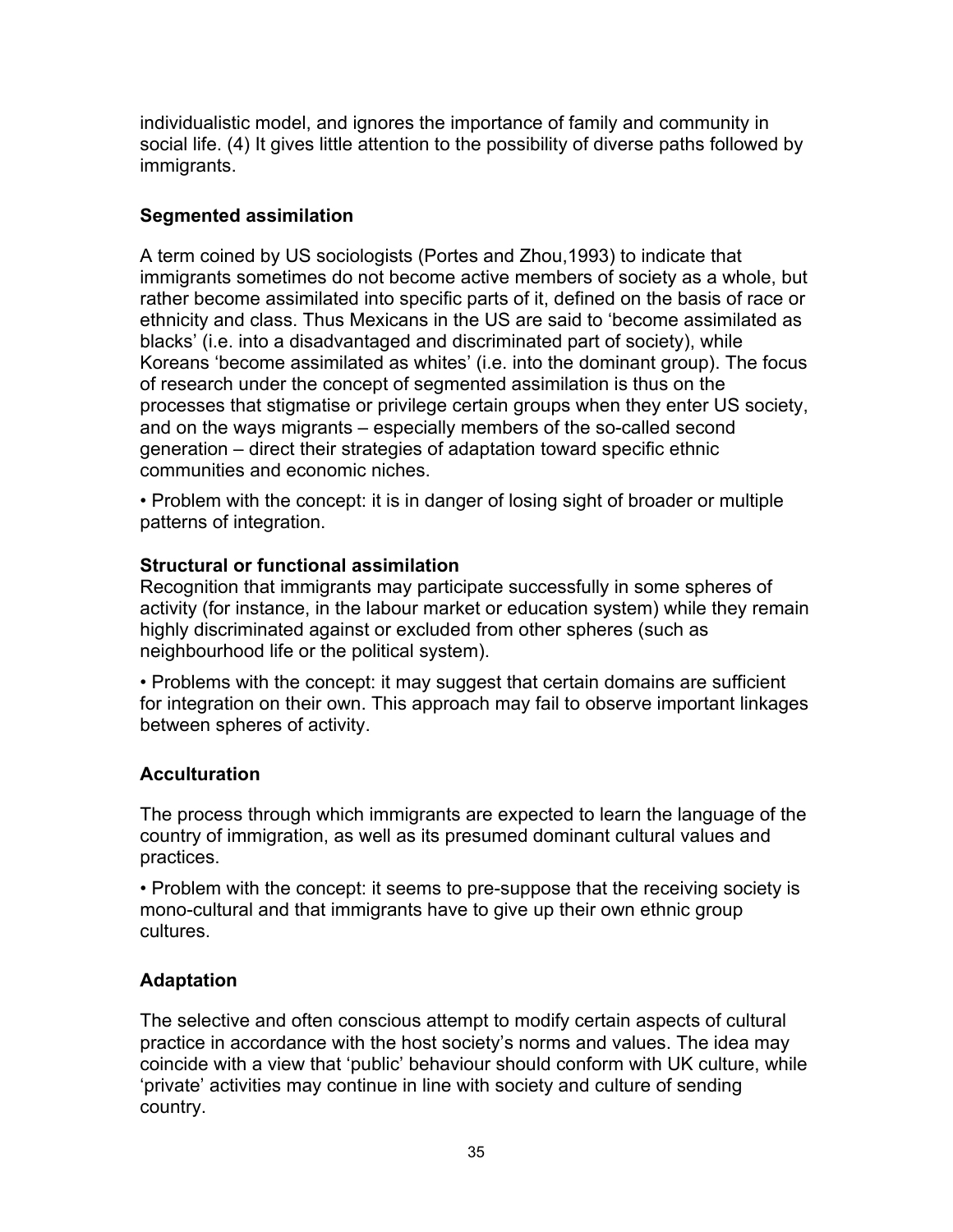individualistic model, and ignores the importance of family and community in social life. (4) It gives little attention to the possibility of diverse paths followed by immigrants.

### Segmented assimilation

A term coined by US sociologists (Portes and Zhou,1993) to indicate that immigrants sometimes do not become active members of society as a whole, but rather become assimilated into specific parts of it, defined on the basis of race or ethnicity and class. Thus Mexicans in the US are said to 'become assimilated as blacks' (i.e. into a disadvantaged and discriminated part of society), while Koreans 'become assimilated as whites' (i.e. into the dominant group). The focus of research under the concept of segmented assimilation is thus on the processes that stigmatise or privilege certain groups when they enter US society, and on the ways migrants – especially members of the so-called second generation – direct their strategies of adaptation toward specific ethnic communities and economic niches.

- Problem with the concept: it is in danger of losing sight of broader or multiple patterns of integration.

### Structural or functional assimilation

Recognition that immigrants may participate successfully in some spheres of activity (for instance, in the labour market or education system) while they remain highly discriminated against or excluded from other spheres (such as neighbourhood life or the political system).

- Problems with the concept: it may suggest that certain domains are sufficient for integration on their own. This approach may fail to observe important linkages between spheres of activity.

### Acculturation

The process through which immigrants are expected to learn the language of the country of immigration, as well as its presumed dominant cultural values and practices.

- Problem with the concept: it seems to pre-suppose that the receiving society is mono-cultural and that immigrants have to give up their own ethnic group cultures.

### Adaptation

The selective and often conscious attempt to modify certain aspects of cultural practice in accordance with the host society's norms and values. The idea may coincide with a view that 'public' behaviour should conform with UK culture, while 'private' activities may continue in line with society and culture of sending country.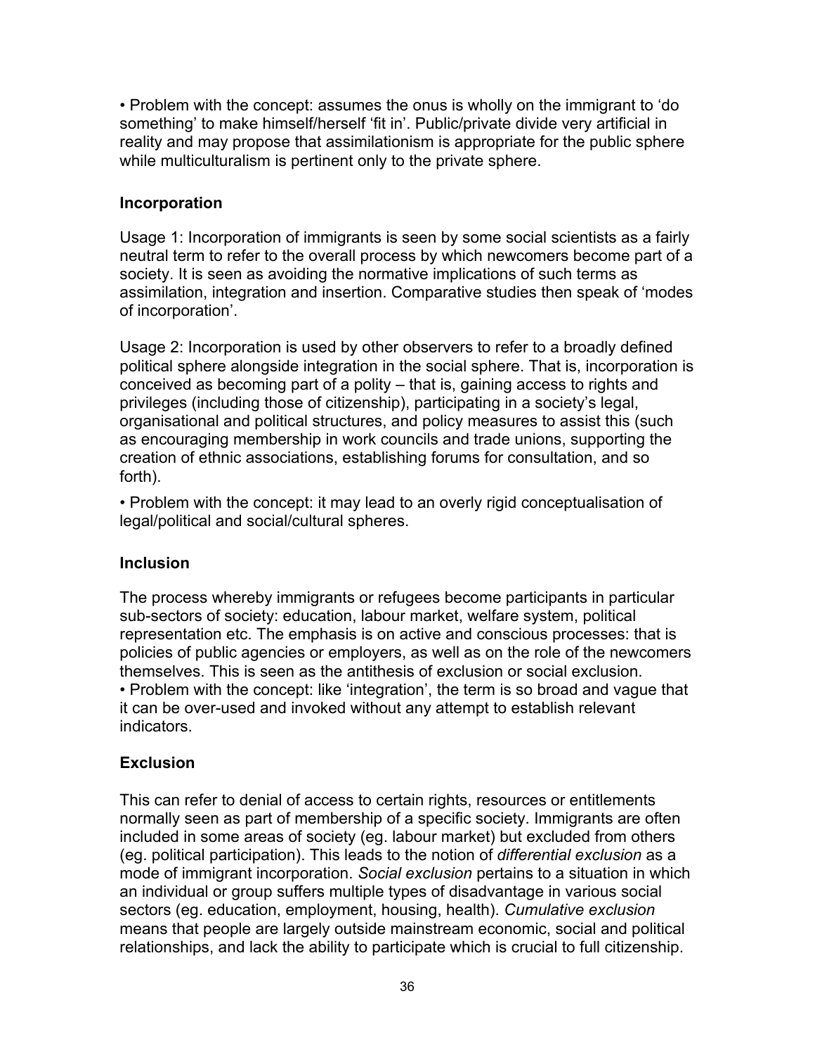• Problem with the concept: assumes the onus is wholly on the immigrant to 'do something' to make himself/herself 'fit in'. Public/private divide very artificial in reality and may propose that assimilationism is appropriate for the public sphere while multiculturalism is pertinent only to the private sphere.

**Incorporation**

Usage 1: Incorporation of immigrants is seen by some social scientists as a fairly neutral term to refer to the overall process by which newcomers become part of a society. It is seen as avoiding the normative implications of such terms as assimilation, integration and insertion. Comparative studies then speak of 'modes of incorporation'.

Usage 2: Incorporation is used by other observers to refer to a broadly defined political sphere alongside integration in the social sphere. That is, incorporation is conceived as becoming part of a polity – that is, gaining access to rights and privileges (including those of citizenship), participating in a society's legal, organisational and political structures, and policy measures to assist this (such as encouraging membership in work councils and trade unions, supporting the creation of ethnic associations, establishing forums for consultation, and so forth).

• Problem with the concept: it may lead to an overly rigid conceptualisation of legal/political and social/cultural spheres.

**Inclusion**

The process whereby immigrants or refugees become participants in particular sub-sectors of society: education, labour market, welfare system, political representation etc. The emphasis is on active and conscious processes: that is policies of public agencies or employers, as well as on the role of the newcomers themselves. This is seen as the antithesis of exclusion or social exclusion.
• Problem with the concept: like 'integration', the term is so broad and vague that it can be over-used and invoked without any attempt to establish relevant indicators.

**Exclusion**

This can refer to denial of access to certain rights, resources or entitlements normally seen as part of membership of a specific society. Immigrants are often included in some areas of society (eg. labour market) but excluded from others (eg. political participation). This leads to the notion of *differential exclusion* as a mode of immigrant incorporation. *Social exclusion* pertains to a situation in which an individual or group suffers multiple types of disadvantage in various social sectors (eg. education, employment, housing, health). *Cumulative exclusion* means that people are largely outside mainstream economic, social and political relationships, and lack the ability to participate which is crucial to full citizenship.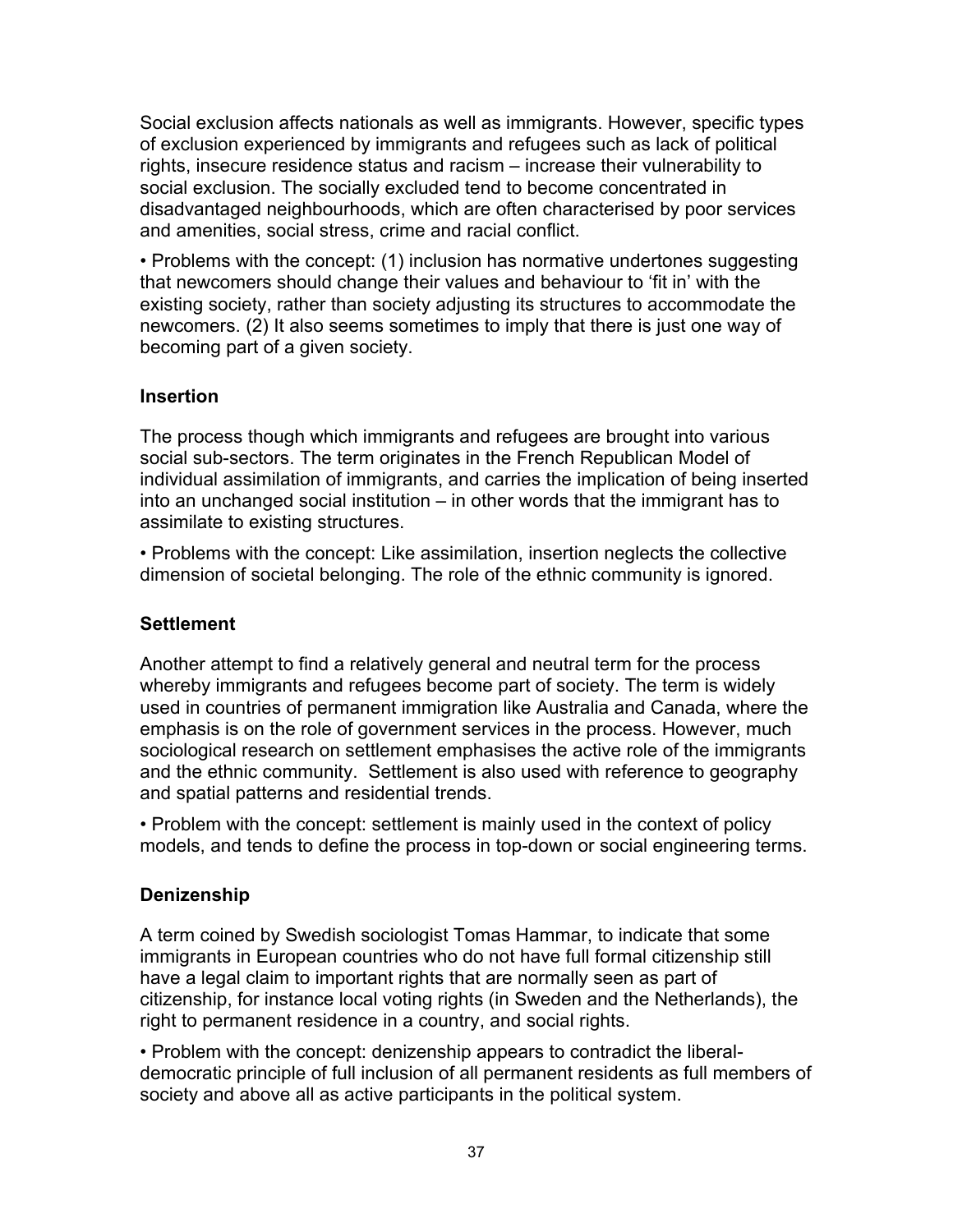Social exclusion affects nationals as well as immigrants. However, specific types of exclusion experienced by immigrants and refugees such as lack of political rights, insecure residence status and racism – increase their vulnerability to social exclusion. The socially excluded tend to become concentrated in disadvantaged neighbourhoods, which are often characterised by poor services and amenities, social stress, crime and racial conflict.

• Problems with the concept: (1) inclusion has normative undertones suggesting that newcomers should change their values and behaviour to 'fit in' with the existing society, rather than society adjusting its structures to accommodate the newcomers. (2) It also seems sometimes to imply that there is just one way of becoming part of a given society.

### Insertion

The process though which immigrants and refugees are brought into various social sub-sectors. The term originates in the French Republican Model of individual assimilation of immigrants, and carries the implication of being inserted into an unchanged social institution – in other words that the immigrant has to assimilate to existing structures.

• Problems with the concept: Like assimilation, insertion neglects the collective dimension of societal belonging. The role of the ethnic community is ignored.

### Settlement

Another attempt to find a relatively general and neutral term for the process whereby immigrants and refugees become part of society. The term is widely used in countries of permanent immigration like Australia and Canada, where the emphasis is on the role of government services in the process. However, much sociological research on settlement emphasises the active role of the immigrants and the ethnic community. Settlement is also used with reference to geography and spatial patterns and residential trends.

• Problem with the concept: settlement is mainly used in the context of policy models, and tends to define the process in top-down or social engineering terms.

### Denizenship

A term coined by Swedish sociologist Tomas Hammar, to indicate that some immigrants in European countries who do not have full formal citizenship still have a legal claim to important rights that are normally seen as part of citizenship, for instance local voting rights (in Sweden and the Netherlands), the right to permanent residence in a country, and social rights.

• Problem with the concept: denizenship appears to contradict the liberal-democratic principle of full inclusion of all permanent residents as full members of society and above all as active participants in the political system.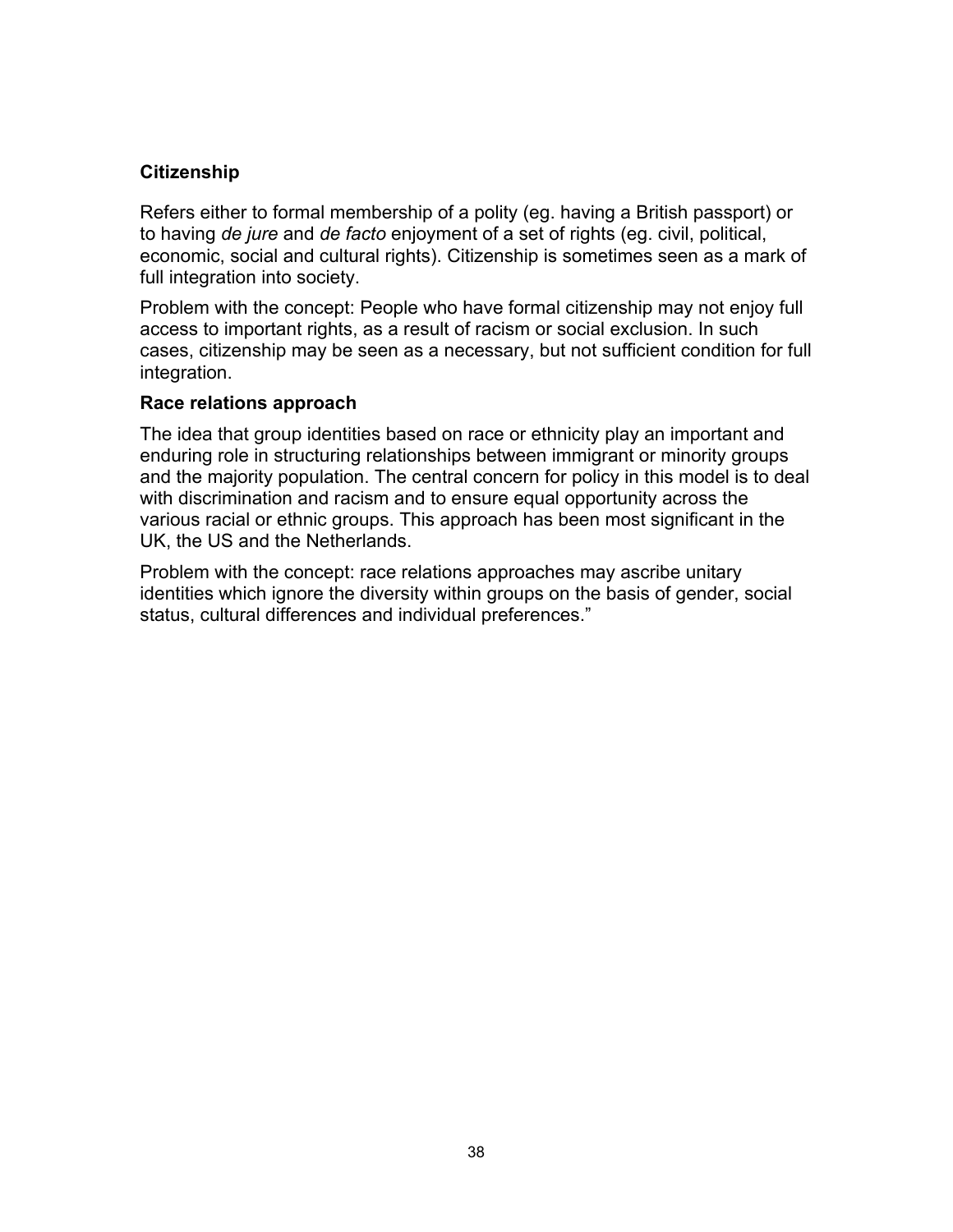**Citizenship**

Refers either to formal membership of a polity (eg. having a British passport) or to having *de jure* and *de facto* enjoyment of a set of rights (eg. civil, political, economic, social and cultural rights). Citizenship is sometimes seen as a mark of full integration into society.

Problem with the concept: People who have formal citizenship may not enjoy full access to important rights, as a result of racism or social exclusion. In such cases, citizenship may be seen as a necessary, but not sufficient condition for full integration.

**Race relations approach**

The idea that group identities based on race or ethnicity play an important and enduring role in structuring relationships between immigrant or minority groups and the majority population. The central concern for policy in this model is to deal with discrimination and racism and to ensure equal opportunity across the various racial or ethnic groups. This approach has been most significant in the UK, the US and the Netherlands.

Problem with the concept: race relations approaches may ascribe unitary identities which ignore the diversity within groups on the basis of gender, social status, cultural differences and individual preferences."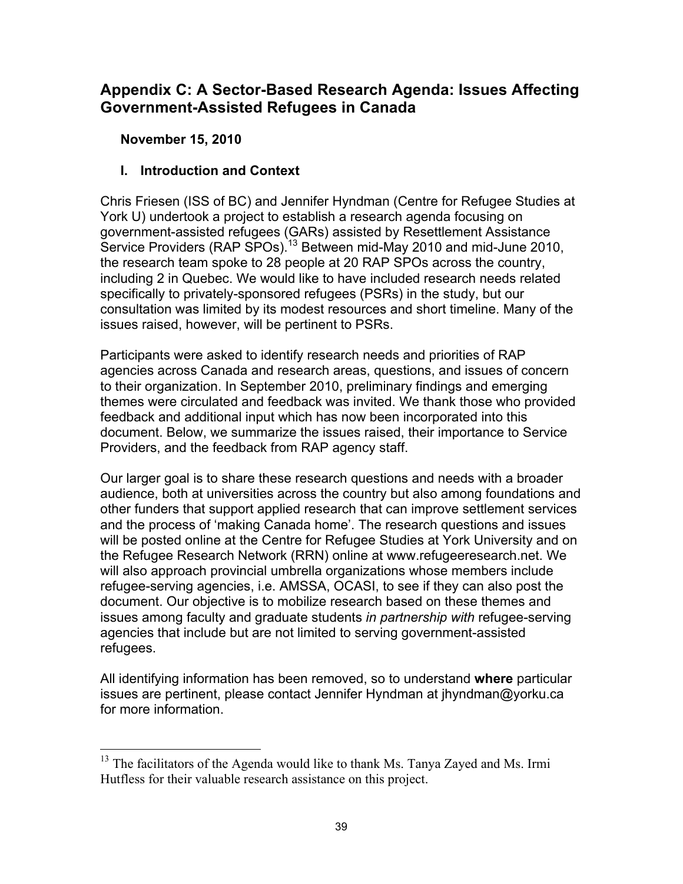## Appendix C: A Sector-Based Research Agenda: Issues Affecting Government-Assisted Refugees in Canada

**November 15, 2010**

### I. Introduction and Context

Chris Friesen (ISS of BC) and Jennifer Hyndman (Centre for Refugee Studies at York U) undertook a project to establish a research agenda focusing on government-assisted refugees (GARs) assisted by Resettlement Assistance Service Providers (RAP SPOs).[13] Between mid-May 2010 and mid-June 2010, the research team spoke to 28 people at 20 RAP SPOs across the country, including 2 in Quebec. We would like to have included research needs related specifically to privately-sponsored refugees (PSRs) in the study, but our consultation was limited by its modest resources and short timeline. Many of the issues raised, however, will be pertinent to PSRs.

Participants were asked to identify research needs and priorities of RAP agencies across Canada and research areas, questions, and issues of concern to their organization. In September 2010, preliminary findings and emerging themes were circulated and feedback was invited. We thank those who provided feedback and additional input which has now been incorporated into this document. Below, we summarize the issues raised, their importance to Service Providers, and the feedback from RAP agency staff.

Our larger goal is to share these research questions and needs with a broader audience, both at universities across the country but also among foundations and other funders that support applied research that can improve settlement services and the process of 'making Canada home'. The research questions and issues will be posted online at the Centre for Refugee Studies at York University and on the Refugee Research Network (RRN) online at www.refugeeresearch.net. We will also approach provincial umbrella organizations whose members include refugee-serving agencies, i.e. AMSSA, OCASI, to see if they can also post the document. Our objective is to mobilize research based on these themes and issues among faculty and graduate students *in partnership with* refugee-serving agencies that include but are not limited to serving government-assisted refugees.

All identifying information has been removed, so to understand **where** particular issues are pertinent, please contact Jennifer Hyndman at jhyndman@yorku.ca for more information.

---

[13] The facilitators of the Agenda would like to thank Ms. Tanya Zayed and Ms. Irmi Hutfless for their valuable research assistance on this project.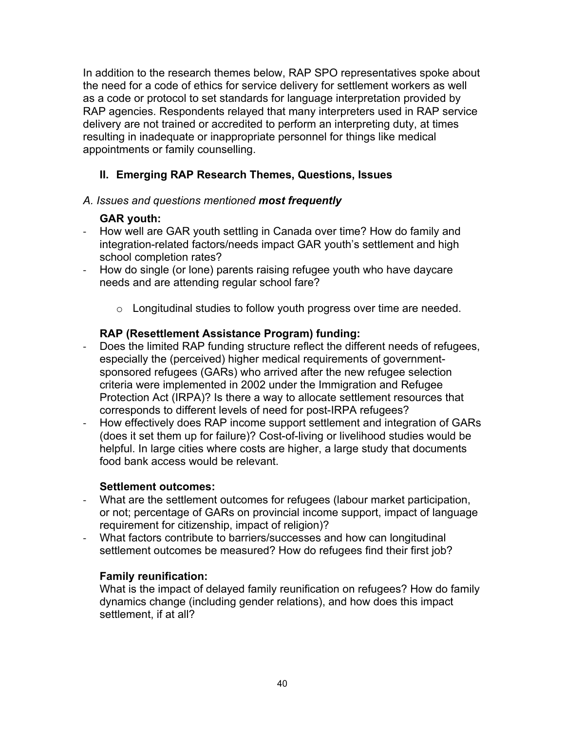In addition to the research themes below, RAP SPO representatives spoke about the need for a code of ethics for service delivery for settlement workers as well as a code or protocol to set standards for language interpretation provided by RAP agencies. Respondents relayed that many interpreters used in RAP service delivery are not trained or accredited to perform an interpreting duty, at times resulting in inadequate or inappropriate personnel for things like medical appointments or family counselling.

## II. Emerging RAP Research Themes, Questions, Issues

*A. Issues and questions mentioned **most frequently***

**GAR youth:**

- How well are GAR youth settling in Canada over time? How do family and integration-related factors/needs impact GAR youth's settlement and high school completion rates?
- How do single (or lone) parents raising refugee youth who have daycare needs and are attending regular school fare?
    - Longitudinal studies to follow youth progress over time are needed.

**RAP (Resettlement Assistance Program) funding:**

- Does the limited RAP funding structure reflect the different needs of refugees, especially the (perceived) higher medical requirements of government-sponsored refugees (GARs) who arrived after the new refugee selection criteria were implemented in 2002 under the Immigration and Refugee Protection Act (IRPA)? Is there a way to allocate settlement resources that corresponds to different levels of need for post-IRPA refugees?
- How effectively does RAP income support settlement and integration of GARs (does it set them up for failure)? Cost-of-living or livelihood studies would be helpful. In large cities where costs are higher, a large study that documents food bank access would be relevant.

**Settlement outcomes:**

- What are the settlement outcomes for refugees (labour market participation, or not; percentage of GARs on provincial income support, impact of language requirement for citizenship, impact of religion)?
- What factors contribute to barriers/successes and how can longitudinal settlement outcomes be measured? How do refugees find their first job?

**Family reunification:**

What is the impact of delayed family reunification on refugees? How do family dynamics change (including gender relations), and how does this impact settlement, if at all?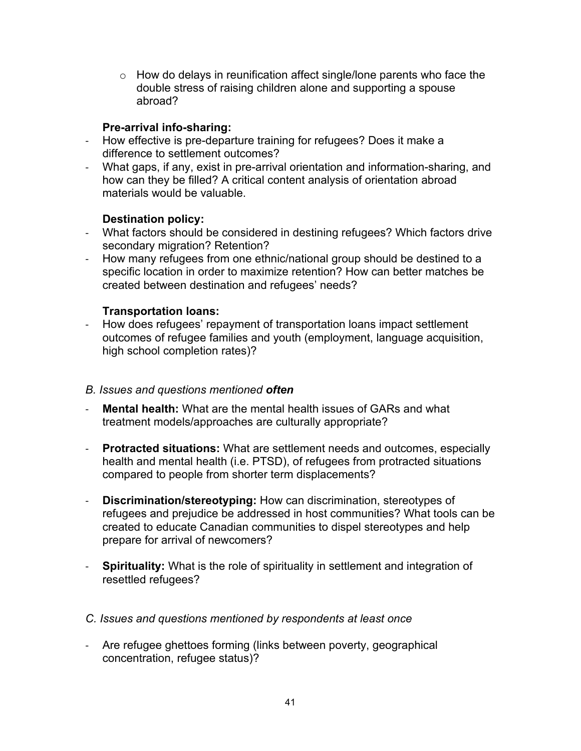- How do delays in reunification affect single/lone parents who face the double stress of raising children alone and supporting a spouse abroad?

**Pre-arrival info-sharing:**

- How effective is pre-departure training for refugees? Does it make a difference to settlement outcomes?
- What gaps, if any, exist in pre-arrival orientation and information-sharing, and how can they be filled? A critical content analysis of orientation abroad materials would be valuable.

**Destination policy:**

- What factors should be considered in destining refugees? Which factors drive secondary migration? Retention?
- How many refugees from one ethnic/national group should be destined to a specific location in order to maximize retention? How can better matches be created between destination and refugees' needs?

**Transportation loans:**

- How does refugees' repayment of transportation loans impact settlement outcomes of refugee families and youth (employment, language acquisition, high school completion rates)?

*B. Issues and questions mentioned **often***

- **Mental health:** What are the mental health issues of GARs and what treatment models/approaches are culturally appropriate?
- **Protracted situations:** What are settlement needs and outcomes, especially health and mental health (i.e. PTSD), of refugees from protracted situations compared to people from shorter term displacements?
- **Discrimination/stereotyping:** How can discrimination, stereotypes of refugees and prejudice be addressed in host communities? What tools can be created to educate Canadian communities to dispel stereotypes and help prepare for arrival of newcomers?
- **Spirituality:** What is the role of spirituality in settlement and integration of resettled refugees?

*C. Issues and questions mentioned by respondents at least once*

- Are refugee ghettoes forming (links between poverty, geographical concentration, refugee status)?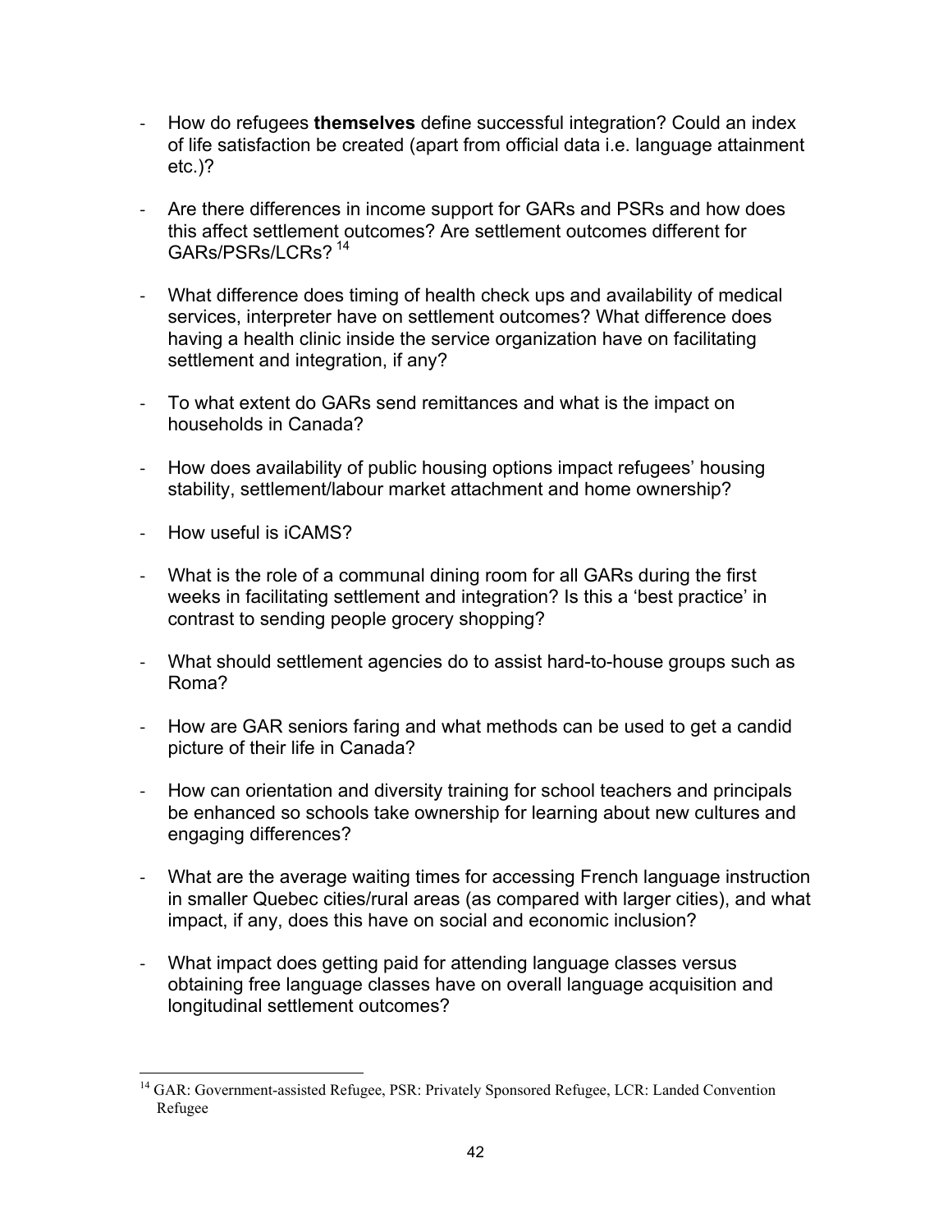- How do refugees **themselves** define successful integration? Could an index of life satisfaction be created (apart from official data i.e. language attainment etc.)?

- Are there differences in income support for GARs and PSRs and how does this affect settlement outcomes? Are settlement outcomes different for GARs/PSRs/LCRs? [14]

- What difference does timing of health check ups and availability of medical services, interpreter have on settlement outcomes? What difference does having a health clinic inside the service organization have on facilitating settlement and integration, if any?

- To what extent do GARs send remittances and what is the impact on households in Canada?

- How does availability of public housing options impact refugees' housing stability, settlement/labour market attachment and home ownership?

- How useful is iCAMS?

- What is the role of a communal dining room for all GARs during the first weeks in facilitating settlement and integration? Is this a 'best practice' in contrast to sending people grocery shopping?

- What should settlement agencies do to assist hard-to-house groups such as Roma?

- How are GAR seniors faring and what methods can be used to get a candid picture of their life in Canada?

- How can orientation and diversity training for school teachers and principals be enhanced so schools take ownership for learning about new cultures and engaging differences?

- What are the average waiting times for accessing French language instruction in smaller Quebec cities/rural areas (as compared with larger cities), and what impact, if any, does this have on social and economic inclusion?

- What impact does getting paid for attending language classes versus obtaining free language classes have on overall language acquisition and longitudinal settlement outcomes?

---

[14] GAR: Government-assisted Refugee, PSR: Privately Sponsored Refugee, LCR: Landed Convention Refugee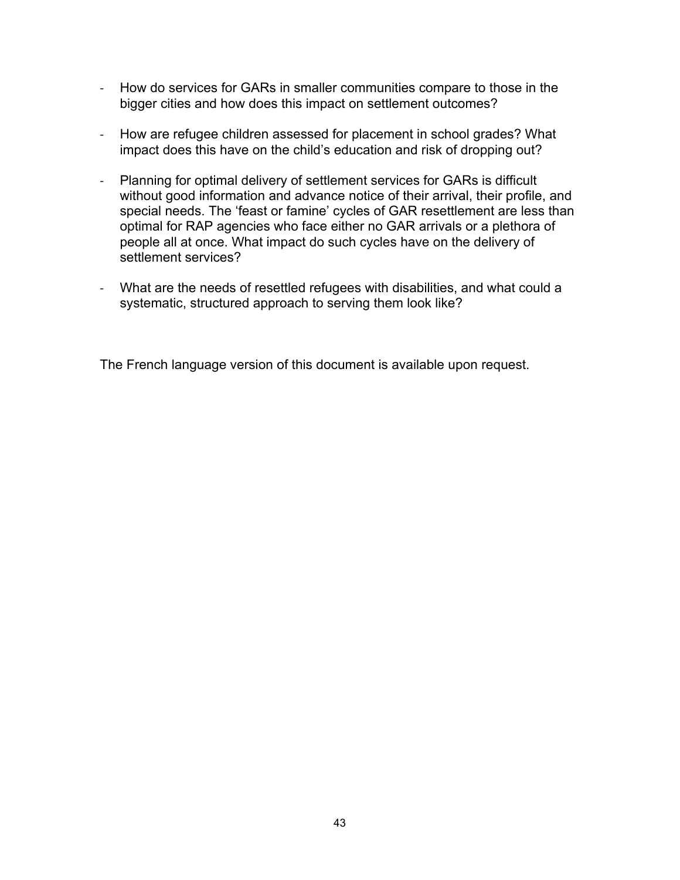- How do services for GARs in smaller communities compare to those in the bigger cities and how does this impact on settlement outcomes?

- How are refugee children assessed for placement in school grades? What impact does this have on the child's education and risk of dropping out?

- Planning for optimal delivery of settlement services for GARs is difficult without good information and advance notice of their arrival, their profile, and special needs. The 'feast or famine' cycles of GAR resettlement are less than optimal for RAP agencies who face either no GAR arrivals or a plethora of people all at once. What impact do such cycles have on the delivery of settlement services?

- What are the needs of resettled refugees with disabilities, and what could a systematic, structured approach to serving them look like?

The French language version of this document is available upon request.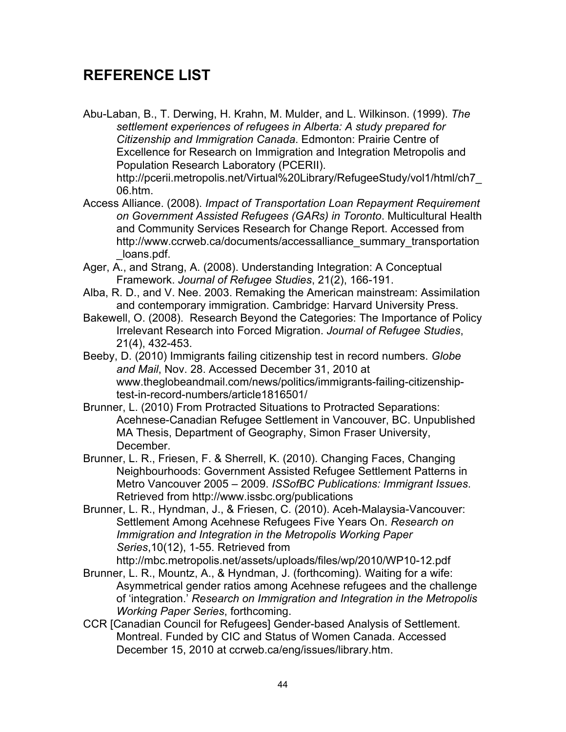## REFERENCE LIST

Abu-Laban, B., T. Derwing, H. Krahn, M. Mulder, and L. Wilkinson. (1999). *The settlement experiences of refugees in Alberta: A study prepared for Citizenship and Immigration Canada*. Edmonton: Prairie Centre of Excellence for Research on Immigration and Integration Metropolis and Population Research Laboratory (PCERII). http://pcerii.metropolis.net/Virtual%20Library/RefugeeStudy/vol1/html/ch7_06.htm.

Access Alliance. (2008). *Impact of Transportation Loan Repayment Requirement on Government Assisted Refugees (GARs) in Toronto*. Multicultural Health and Community Services Research for Change Report. Accessed from http://www.ccrweb.ca/documents/accessalliance_summary_transportation_loans.pdf.

Ager, A., and Strang, A. (2008). Understanding Integration: A Conceptual Framework. *Journal of Refugee Studies*, 21(2), 166-191.

Alba, R. D., and V. Nee. 2003. Remaking the American mainstream: Assimilation and contemporary immigration. Cambridge: Harvard University Press.

Bakewell, O. (2008). Research Beyond the Categories: The Importance of Policy Irrelevant Research into Forced Migration. *Journal of Refugee Studies*, 21(4), 432-453.

Beeby, D. (2010) Immigrants failing citizenship test in record numbers. *Globe and Mail*, Nov. 28. Accessed December 31, 2010 at www.theglobeandmail.com/news/politics/immigrants-failing-citizenship-test-in-record-numbers/article1816501/

Brunner, L. (2010) From Protracted Situations to Protracted Separations: Acehnese-Canadian Refugee Settlement in Vancouver, BC. Unpublished MA Thesis, Department of Geography, Simon Fraser University, December.

Brunner, L. R., Friesen, F. & Sherrell, K. (2010). Changing Faces, Changing Neighbourhoods: Government Assisted Refugee Settlement Patterns in Metro Vancouver 2005 – 2009. *ISSofBC Publications: Immigrant Issues*. Retrieved from http://www.issbc.org/publications

Brunner, L. R., Hyndman, J., & Friesen, C. (2010). Aceh-Malaysia-Vancouver: Settlement Among Acehnese Refugees Five Years On. *Research on Immigration and Integration in the Metropolis Working Paper Series*,10(12), 1-55. Retrieved from http://mbc.metropolis.net/assets/uploads/files/wp/2010/WP10-12.pdf

Brunner, L. R., Mountz, A., & Hyndman, J. (forthcoming). Waiting for a wife: Asymmetrical gender ratios among Acehnese refugees and the challenge of 'integration.' *Research on Immigration and Integration in the Metropolis Working Paper Series,* forthcoming.

CCR [Canadian Council for Refugees] Gender-based Analysis of Settlement. Montreal. Funded by CIC and Status of Women Canada. Accessed December 15, 2010 at ccrweb.ca/eng/issues/library.htm.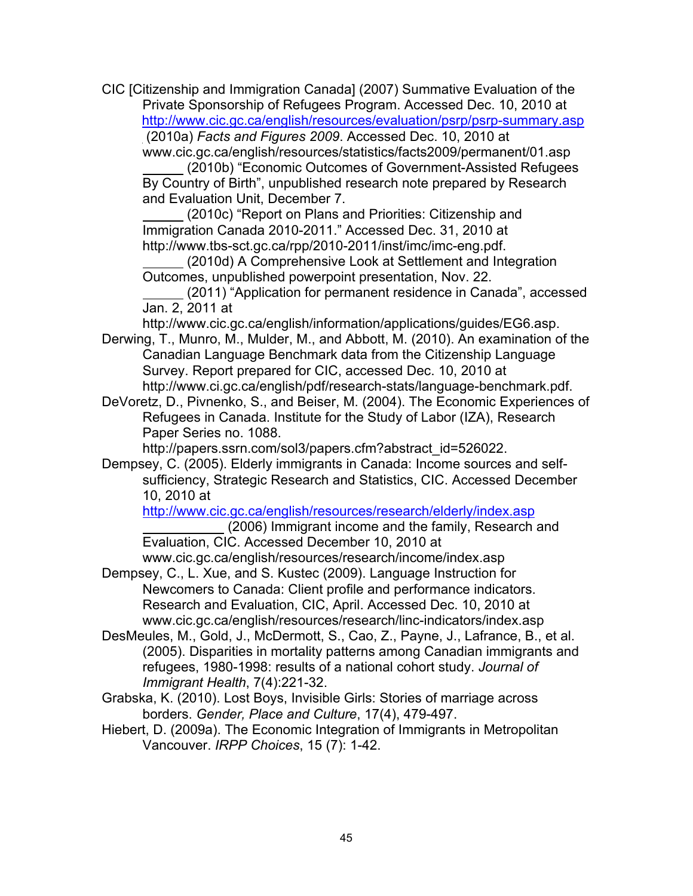CIC [Citizenship and Immigration Canada] (2007) Summative Evaluation of the Private Sponsorship of Refugees Program. Accessed Dec. 10, 2010 at http://www.cic.gc.ca/english/resources/evaluation/psrp/psrp-summary.asp

_____ (2010a) *Facts and Figures 2009*. Accessed Dec. 10, 2010 at www.cic.gc.ca/english/resources/statistics/facts2009/permanent/01.asp

_____ (2010b) "Economic Outcomes of Government-Assisted Refugees By Country of Birth", unpublished research note prepared by Research and Evaluation Unit, December 7.

_____ (2010c) "Report on Plans and Priorities: Citizenship and Immigration Canada 2010-2011." Accessed Dec. 31, 2010 at http://www.tbs-sct.gc.ca/rpp/2010-2011/inst/imc/imc-eng.pdf.

_____ (2010d) A Comprehensive Look at Settlement and Integration Outcomes, unpublished powerpoint presentation, Nov. 22.

_____ (2011) "Application for permanent residence in Canada", accessed Jan. 2, 2011 at http://www.cic.gc.ca/english/information/applications/guides/EG6.asp.

Derwing, T., Munro, M., Mulder, M., and Abbott, M. (2010). An examination of the Canadian Language Benchmark data from the Citizenship Language Survey. Report prepared for CIC, accessed Dec. 10, 2010 at http://www.ci.gc.ca/english/pdf/research-stats/language-benchmark.pdf.

DeVoretz, D., Pivnenko, S., and Beiser, M. (2004). The Economic Experiences of Refugees in Canada. Institute for the Study of Labor (IZA), Research Paper Series no. 1088. http://papers.ssrn.com/sol3/papers.cfm?abstract_id=526022.

Dempsey, C. (2005). Elderly immigrants in Canada: Income sources and self-sufficiency, Strategic Research and Statistics, CIC. Accessed December 10, 2010 at http://www.cic.gc.ca/english/resources/research/elderly/index.asp

__________ (2006) Immigrant income and the family, Research and Evaluation, CIC. Accessed December 10, 2010 at www.cic.gc.ca/english/resources/research/income/index.asp

Dempsey, C., L. Xue, and S. Kustec (2009). Language Instruction for Newcomers to Canada: Client profile and performance indicators. Research and Evaluation, CIC, April. Accessed Dec. 10, 2010 at www.cic.gc.ca/english/resources/research/linc-indicators/index.asp

DesMeules, M., Gold, J., McDermott, S., Cao, Z., Payne, J., Lafrance, B., et al. (2005). Disparities in mortality patterns among Canadian immigrants and refugees, 1980-1998: results of a national cohort study. *Journal of Immigrant Health*, 7(4):221-32.

Grabska, K. (2010). Lost Boys, Invisible Girls: Stories of marriage across borders. *Gender, Place and Culture*, 17(4), 479-497.

Hiebert, D. (2009a). The Economic Integration of Immigrants in Metropolitan Vancouver. *IRPP Choices*, 15 (7): 1-42.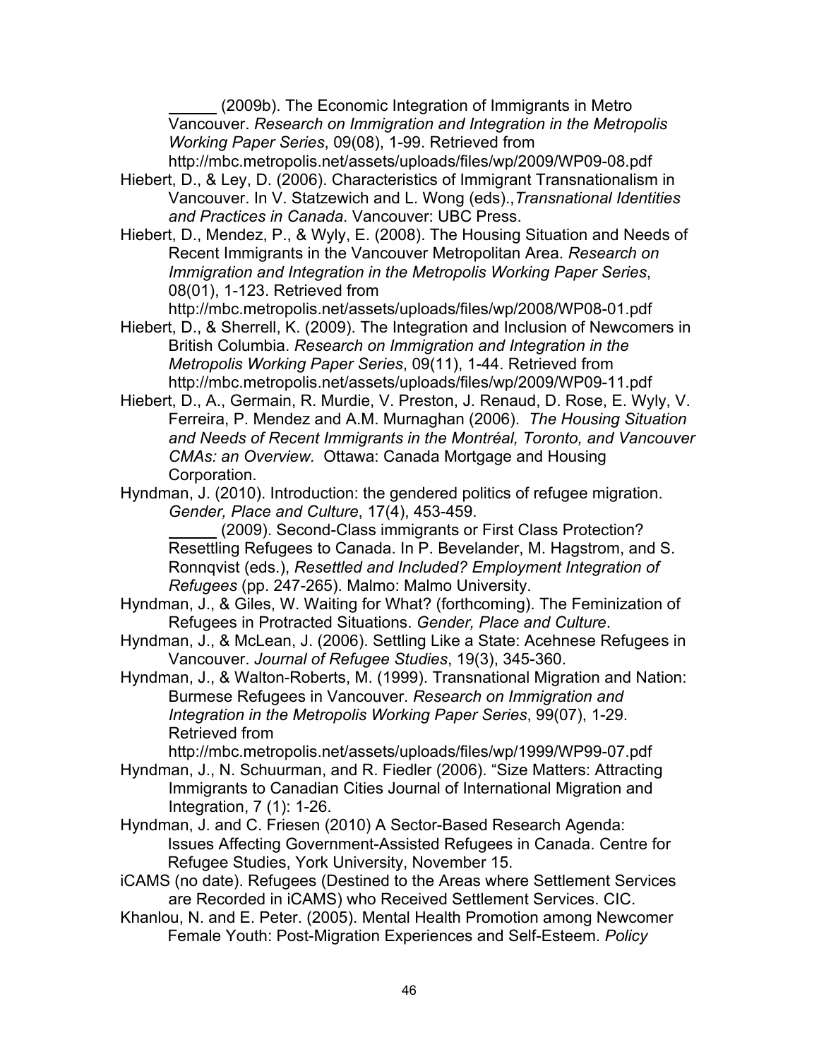\_\_\_\_\_ (2009b). The Economic Integration of Immigrants in Metro Vancouver. *Research on Immigration and Integration in the Metropolis Working Paper Series*, 09(08), 1-99. Retrieved from http://mbc.metropolis.net/assets/uploads/files/wp/2009/WP09-08.pdf

Hiebert, D., & Ley, D. (2006). Characteristics of Immigrant Transnationalism in Vancouver. In V. Statzewich and L. Wong (eds).,*Transnational Identities and Practices in Canada*. Vancouver: UBC Press.

Hiebert, D., Mendez, P., & Wyly, E. (2008). The Housing Situation and Needs of Recent Immigrants in the Vancouver Metropolitan Area. *Research on Immigration and Integration in the Metropolis Working Paper Series*, 08(01), 1-123. Retrieved from http://mbc.metropolis.net/assets/uploads/files/wp/2008/WP08-01.pdf

Hiebert, D., & Sherrell, K. (2009). The Integration and Inclusion of Newcomers in British Columbia. *Research on Immigration and Integration in the Metropolis Working Paper Series*, 09(11), 1-44. Retrieved from http://mbc.metropolis.net/assets/uploads/files/wp/2009/WP09-11.pdf

Hiebert, D., A., Germain, R. Murdie, V. Preston, J. Renaud, D. Rose, E. Wyly, V. Ferreira, P. Mendez and A.M. Murnaghan (2006). *The Housing Situation and Needs of Recent Immigrants in the Montréal, Toronto, and Vancouver CMAs: an Overview*. Ottawa: Canada Mortgage and Housing Corporation.

Hyndman, J. (2010). Introduction: the gendered politics of refugee migration. *Gender, Place and Culture*, 17(4), 453-459.

\_\_\_\_\_ (2009). Second-Class immigrants or First Class Protection? Resettling Refugees to Canada. In P. Bevelander, M. Hagstrom, and S. Ronnqvist (eds.), *Resettled and Included? Employment Integration of Refugees* (pp. 247-265). Malmo: Malmo University.

Hyndman, J., & Giles, W. Waiting for What? (forthcoming). The Feminization of Refugees in Protracted Situations. *Gender, Place and Culture*.

Hyndman, J., & McLean, J. (2006). Settling Like a State: Acehnese Refugees in Vancouver. *Journal of Refugee Studies*, 19(3), 345-360.

Hyndman, J., & Walton-Roberts, M. (1999). Transnational Migration and Nation: Burmese Refugees in Vancouver. *Research on Immigration and Integration in the Metropolis Working Paper Series*, 99(07), 1-29. Retrieved from http://mbc.metropolis.net/assets/uploads/files/wp/1999/WP99-07.pdf

Hyndman, J., N. Schuurman, and R. Fiedler (2006). "Size Matters: Attracting Immigrants to Canadian Cities Journal of International Migration and Integration, 7 (1): 1-26.

Hyndman, J. and C. Friesen (2010) A Sector-Based Research Agenda: Issues Affecting Government-Assisted Refugees in Canada. Centre for Refugee Studies, York University, November 15.

iCAMS (no date). Refugees (Destined to the Areas where Settlement Services are Recorded in iCAMS) who Received Settlement Services. CIC.

Khanlou, N. and E. Peter. (2005). Mental Health Promotion among Newcomer Female Youth: Post-Migration Experiences and Self-Esteem. *Policy*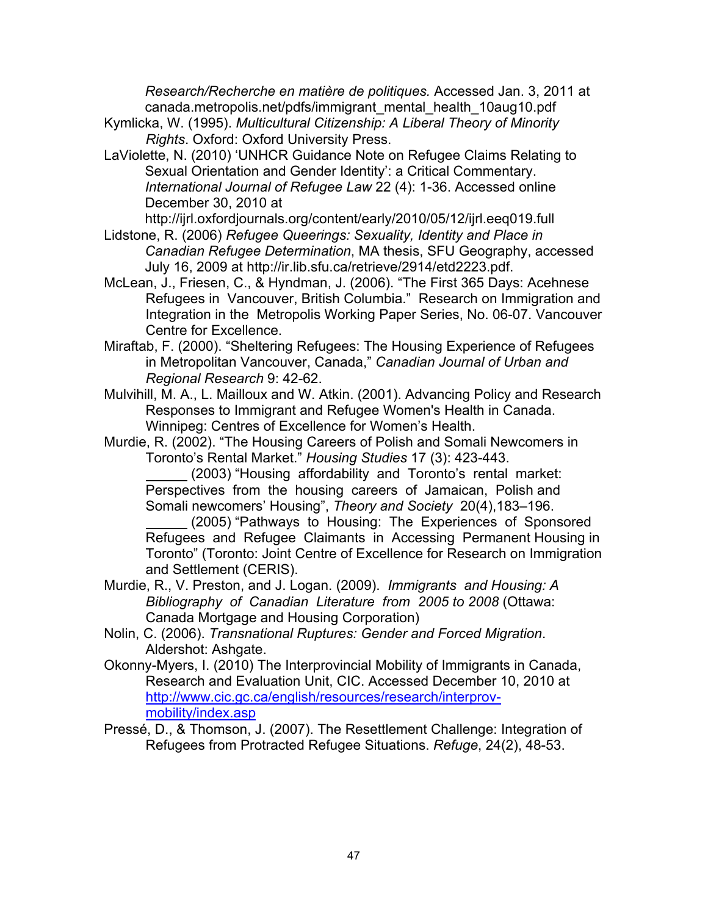*Research/Recherche en matière de politiques.* Accessed Jan. 3, 2011 at canada.metropolis.net/pdfs/immigrant_mental_health_10aug10.pdf

Kymlicka, W. (1995). *Multicultural Citizenship: A Liberal Theory of Minority Rights*. Oxford: Oxford University Press.

LaViolette, N. (2010) 'UNHCR Guidance Note on Refugee Claims Relating to Sexual Orientation and Gender Identity': a Critical Commentary. *International Journal of Refugee Law* 22 (4): 1-36. Accessed online December 30, 2010 at http://ijrl.oxfordjournals.org/content/early/2010/05/12/ijrl.eeq019.full

Lidstone, R. (2006) *Refugee Queerings: Sexuality, Identity and Place in Canadian Refugee Determination*, MA thesis, SFU Geography, accessed July 16, 2009 at http://ir.lib.sfu.ca/retrieve/2914/etd2223.pdf.

McLean, J., Friesen, C., & Hyndman, J. (2006). "The First 365 Days: Acehnese Refugees in Vancouver, British Columbia." Research on Immigration and Integration in the Metropolis Working Paper Series, No. 06-07. Vancouver Centre for Excellence.

Miraftab, F. (2000). "Sheltering Refugees: The Housing Experience of Refugees in Metropolitan Vancouver, Canada," *Canadian Journal of Urban and Regional Research* 9: 42-62.

Mulvihill, M. A., L. Mailloux and W. Atkin. (2001). Advancing Policy and Research Responses to Immigrant and Refugee Women's Health in Canada. Winnipeg: Centres of Excellence for Women's Health.

Murdie, R. (2002). "The Housing Careers of Polish and Somali Newcomers in Toronto's Rental Market." *Housing Studies* 17 (3): 423-443.

______ (2003) "Housing affordability and Toronto's rental market: Perspectives from the housing careers of Jamaican, Polish and Somali newcomers' Housing", *Theory and Society* 20(4),183–196.

______ (2005) "Pathways to Housing: The Experiences of Sponsored Refugees and Refugee Claimants in Accessing Permanent Housing in Toronto" (Toronto: Joint Centre of Excellence for Research on Immigration and Settlement (CERIS).

Murdie, R., V. Preston, and J. Logan. (2009). *Immigrants and Housing: A Bibliography of Canadian Literature from 2005 to 2008* (Ottawa: Canada Mortgage and Housing Corporation)

Nolin, C. (2006). *Transnational Ruptures: Gender and Forced Migration*. Aldershot: Ashgate.

Okonny-Myers, I. (2010) The Interprovincial Mobility of Immigrants in Canada, Research and Evaluation Unit, CIC. Accessed December 10, 2010 at http://www.cic.gc.ca/english/resources/research/interprov-mobility/index.asp

Pressé, D., & Thomson, J. (2007). The Resettlement Challenge: Integration of Refugees from Protracted Refugee Situations. *Refuge*, 24(2), 48-53.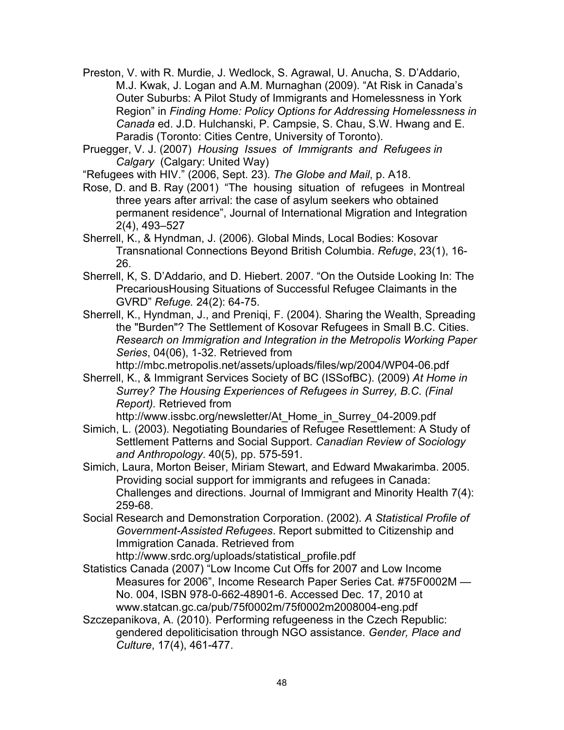Preston, V. with R. Murdie, J. Wedlock, S. Agrawal, U. Anucha, S. D'Addario, M.J. Kwak, J. Logan and A.M. Murnaghan (2009). "At Risk in Canada's Outer Suburbs: A Pilot Study of Immigrants and Homelessness in York Region" in *Finding Home: Policy Options for Addressing Homelessness in Canada* ed. J.D. Hulchanski, P. Campsie, S. Chau, S.W. Hwang and E. Paradis (Toronto: Cities Centre, University of Toronto).

Pruegger, V. J. (2007) *Housing Issues of Immigrants and Refugees in Calgary* (Calgary: United Way)

"Refugees with HIV." (2006, Sept. 23). *The Globe and Mail*, p. A18.

Rose, D. and B. Ray (2001) "The housing situation of refugees in Montreal three years after arrival: the case of asylum seekers who obtained permanent residence", Journal of International Migration and Integration 2(4), 493–527

Sherrell, K., & Hyndman, J. (2006). Global Minds, Local Bodies: Kosovar Transnational Connections Beyond British Columbia. *Refuge*, 23(1), 16-26.

Sherrell, K, S. D'Addario, and D. Hiebert. 2007. "On the Outside Looking In: The PrecariousHousing Situations of Successful Refugee Claimants in the GVRD" *Refuge.* 24(2): 64-75.

Sherrell, K., Hyndman, J., and Preniqi, F. (2004). Sharing the Wealth, Spreading the "Burden"? The Settlement of Kosovar Refugees in Small B.C. Cities. *Research on Immigration and Integration in the Metropolis Working Paper Series*, 04(06), 1-32. Retrieved from http://mbc.metropolis.net/assets/uploads/files/wp/2004/WP04-06.pdf

Sherrell, K., & Immigrant Services Society of BC (ISSofBC). (2009) *At Home in Surrey? The Housing Experiences of Refugees in Surrey, B.C. (Final Report).* Retrieved from http://www.issbc.org/newsletter/At_Home_in_Surrey_04-2009.pdf

Simich, L. (2003). Negotiating Boundaries of Refugee Resettlement: A Study of Settlement Patterns and Social Support. *Canadian Review of Sociology and Anthropology*. 40(5), pp. 575-591.

Simich, Laura, Morton Beiser, Miriam Stewart, and Edward Mwakarimba. 2005. Providing social support for immigrants and refugees in Canada: Challenges and directions. Journal of Immigrant and Minority Health 7(4): 259-68.

Social Research and Demonstration Corporation. (2002). *A Statistical Profile of Government-Assisted Refugees*. Report submitted to Citizenship and Immigration Canada. Retrieved from http://www.srdc.org/uploads/statistical_profile.pdf

Statistics Canada (2007) "Low Income Cut Offs for 2007 and Low Income Measures for 2006", Income Research Paper Series Cat. #75F0002M — No. 004, ISBN 978-0-662-48901-6. Accessed Dec. 17, 2010 at www.statcan.gc.ca/pub/75f0002m/75f0002m2008004-eng.pdf

Szczepanikova, A. (2010). Performing refugeeness in the Czech Republic: gendered depoliticisation through NGO assistance. *Gender, Place and Culture*, 17(4), 461-477.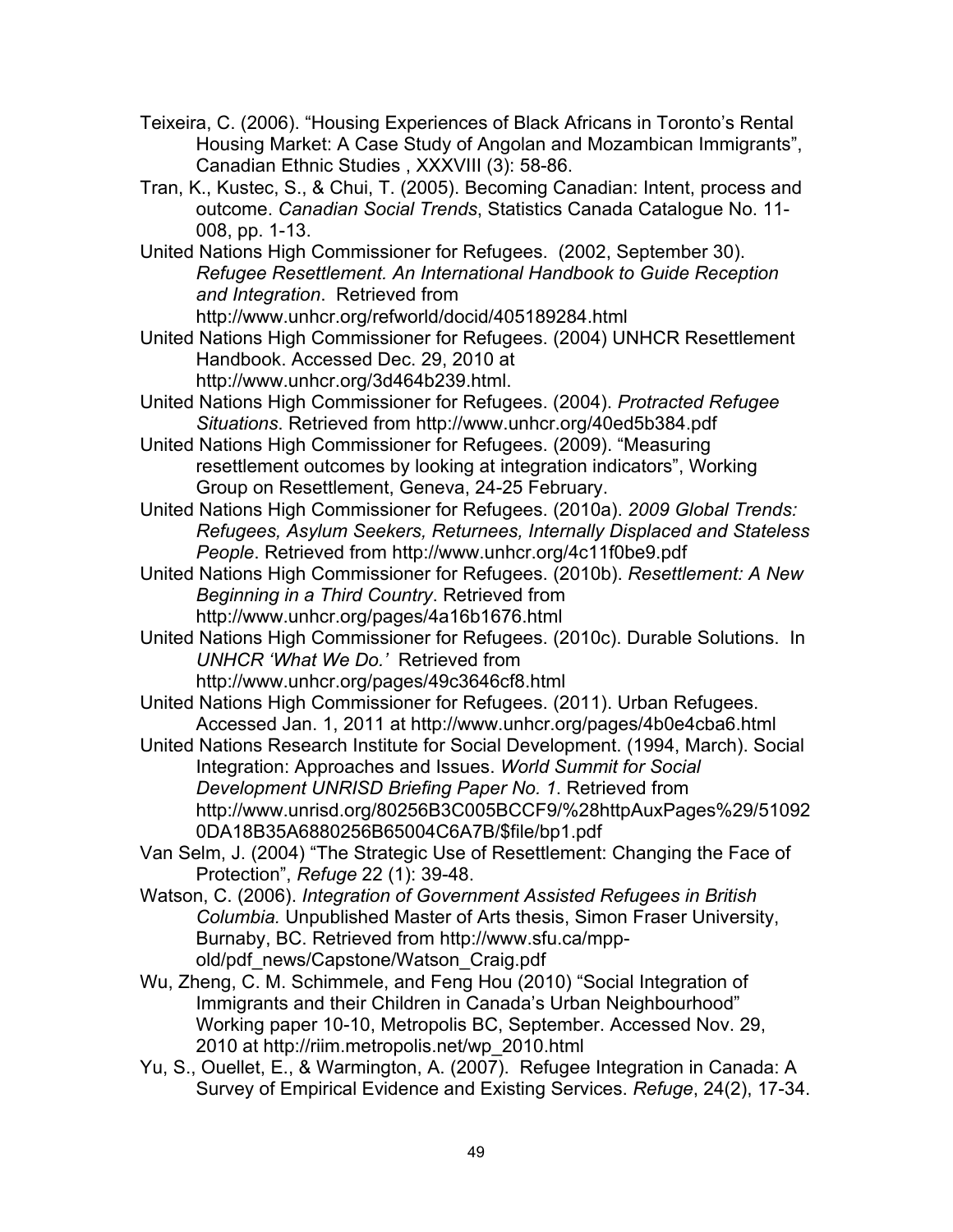Teixeira, C. (2006). “Housing Experiences of Black Africans in Toronto’s Rental Housing Market: A Case Study of Angolan and Mozambican Immigrants”, Canadian Ethnic Studies , XXXVIII (3): 58-86.

Tran, K., Kustec, S., & Chui, T. (2005). Becoming Canadian: Intent, process and outcome. *Canadian Social Trends*, Statistics Canada Catalogue No. 11-008, pp. 1-13.

United Nations High Commissioner for Refugees. (2002, September 30). *Refugee Resettlement. An International Handbook to Guide Reception and Integration*. Retrieved from http://www.unhcr.org/refworld/docid/405189284.html

United Nations High Commissioner for Refugees. (2004) UNHCR Resettlement Handbook. Accessed Dec. 29, 2010 at http://www.unhcr.org/3d464b239.html.

United Nations High Commissioner for Refugees. (2004). *Protracted Refugee Situations*. Retrieved from http://www.unhcr.org/40ed5b384.pdf

United Nations High Commissioner for Refugees. (2009). “Measuring resettlement outcomes by looking at integration indicators”, Working Group on Resettlement, Geneva, 24-25 February.

United Nations High Commissioner for Refugees. (2010a). *2009 Global Trends: Refugees, Asylum Seekers, Returnees, Internally Displaced and Stateless People*. Retrieved from http://www.unhcr.org/4c11f0be9.pdf

United Nations High Commissioner for Refugees. (2010b). *Resettlement: A New Beginning in a Third Country*. Retrieved from http://www.unhcr.org/pages/4a16b1676.html

United Nations High Commissioner for Refugees. (2010c). Durable Solutions. In *UNHCR ‘What We Do.’* Retrieved from http://www.unhcr.org/pages/49c3646cf8.html

United Nations High Commissioner for Refugees. (2011). Urban Refugees. Accessed Jan. 1, 2011 at http://www.unhcr.org/pages/4b0e4cba6.html

United Nations Research Institute for Social Development. (1994, March). Social Integration: Approaches and Issues. *World Summit for Social Development UNRISD Briefing Paper No. 1*. Retrieved from http://www.unrisd.org/80256B3C005BCCF9/%28httpAuxPages%29/510920DA18B35A6880256B65004C6A7B/$file/bp1.pdf

Van Selm, J. (2004) “The Strategic Use of Resettlement: Changing the Face of Protection”, *Refuge* 22 (1): 39-48.

Watson, C. (2006). *Integration of Government Assisted Refugees in British Columbia.* Unpublished Master of Arts thesis, Simon Fraser University, Burnaby, BC. Retrieved from http://www.sfu.ca/mpp-old/pdf_news/Capstone/Watson_Craig.pdf

Wu, Zheng, C. M. Schimmele, and Feng Hou (2010) “Social Integration of Immigrants and their Children in Canada’s Urban Neighbourhood” Working paper 10-10, Metropolis BC, September. Accessed Nov. 29, 2010 at http://riim.metropolis.net/wp_2010.html

Yu, S., Ouellet, E., & Warmington, A. (2007). Refugee Integration in Canada: A Survey of Empirical Evidence and Existing Services. *Refuge*, 24(2), 17-34.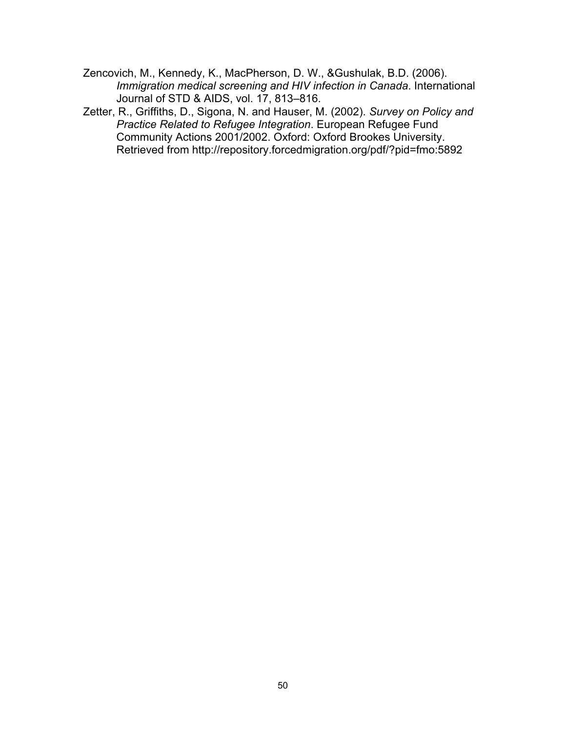Zencovich, M., Kennedy, K., MacPherson, D. W., &Gushulak, B.D. (2006). *Immigration medical screening and HIV infection in Canada*. International Journal of STD & AIDS, vol. 17, 813–816.

Zetter, R., Griffiths, D., Sigona, N. and Hauser, M. (2002). *Survey on Policy and Practice Related to Refugee Integration*. European Refugee Fund Community Actions 2001/2002. Oxford: Oxford Brookes University. Retrieved from http://repository.forcedmigration.org/pdf/?pid=fmo:5892